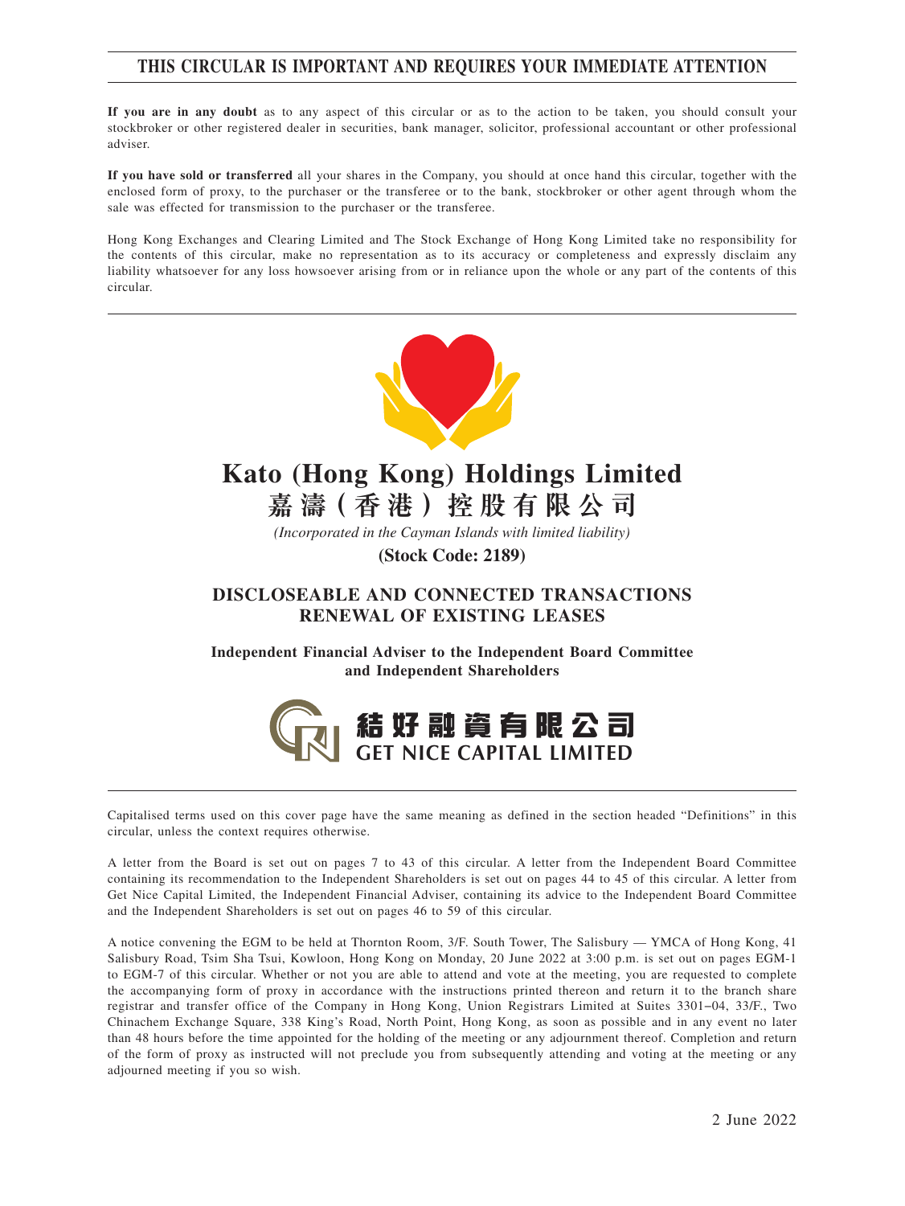**THIS CIRCULAR IS IMPORTANT AND REQUIRES YOUR IMMEDIATE ATTENTION**

**If you are in any doubt** as to any aspect of this circular or as to the action to be taken, you should consult your stockbroker or other registered dealer in securities, bank manager, solicitor, professional accountant or other professional adviser.

**If you have sold or transferred** all your shares in the Company, you should at once hand this circular, together with the enclosed form of proxy, to the purchaser or the transferee or to the bank, stockbroker or other agent through whom the sale was effected for transmission to the purchaser or the transferee.

Hong Kong Exchanges and Clearing Limited and The Stock Exchange of Hong Kong Limited take no responsibility for the contents of this circular, make no representation as to its accuracy or completeness and expressly disclaim any liability whatsoever for any loss howsoever arising from or in reliance upon the whole or any part of the contents of this circular.

# Kato (Hong Kong) Holdings Limited
# 嘉濤（香港）控股有限公司

*(Incorporated in the Cayman Islands with limited liability)*

**(Stock Code: 2189)**

## DISCLOSEABLE AND CONNECTED TRANSACTIONS
## RENEWAL OF EXISTING LEASES

**Independent Financial Adviser to the Independent Board Committee and Independent Shareholders**

**結好融資有限公司**
**GET NICE CAPITAL LIMITED**

Capitalised terms used on this cover page have the same meaning as defined in the section headed "Definitions" in this circular, unless the context requires otherwise.

A letter from the Board is set out on pages 7 to 43 of this circular. A letter from the Independent Board Committee containing its recommendation to the Independent Shareholders is set out on pages 44 to 45 of this circular. A letter from Get Nice Capital Limited, the Independent Financial Adviser, containing its advice to the Independent Board Committee and the Independent Shareholders is set out on pages 46 to 59 of this circular.

A notice convening the EGM to be held at Thornton Room, 3/F. South Tower, The Salisbury — YMCA of Hong Kong, 41 Salisbury Road, Tsim Sha Tsui, Kowloon, Hong Kong on Monday, 20 June 2022 at 3:00 p.m. is set out on pages EGM-1 to EGM-7 of this circular. Whether or not you are able to attend and vote at the meeting, you are requested to complete the accompanying form of proxy in accordance with the instructions printed thereon and return it to the branch share registrar and transfer office of the Company in Hong Kong, Union Registrars Limited at Suites 3301–04, 33/F., Two Chinachem Exchange Square, 338 King's Road, North Point, Hong Kong, as soon as possible and in any event no later than 48 hours before the time appointed for the holding of the meeting or any adjournment thereof. Completion and return of the form of proxy as instructed will not preclude you from subsequently attending and voting at the meeting or any adjourned meeting if you so wish.

2 June 2022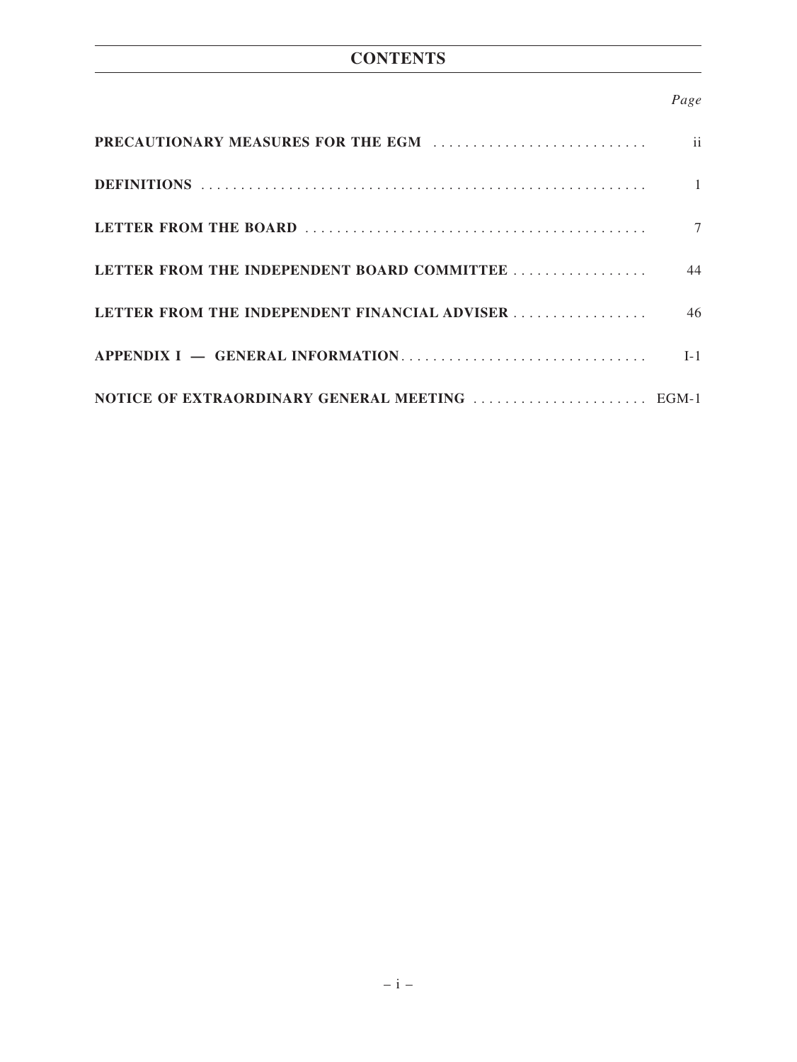# CONTENTS

| | *Page* |
|---|---|
| **PRECAUTIONARY MEASURES FOR THE EGM** | ii |
| **DEFINITIONS** | 1 |
| **LETTER FROM THE BOARD** | 7 |
| **LETTER FROM THE INDEPENDENT BOARD COMMITTEE** | 44 |
| **LETTER FROM THE INDEPENDENT FINANCIAL ADVISER** | 46 |
| **APPENDIX I — GENERAL INFORMATION** | I-1 |
| **NOTICE OF EXTRAORDINARY GENERAL MEETING** | EGM-1 |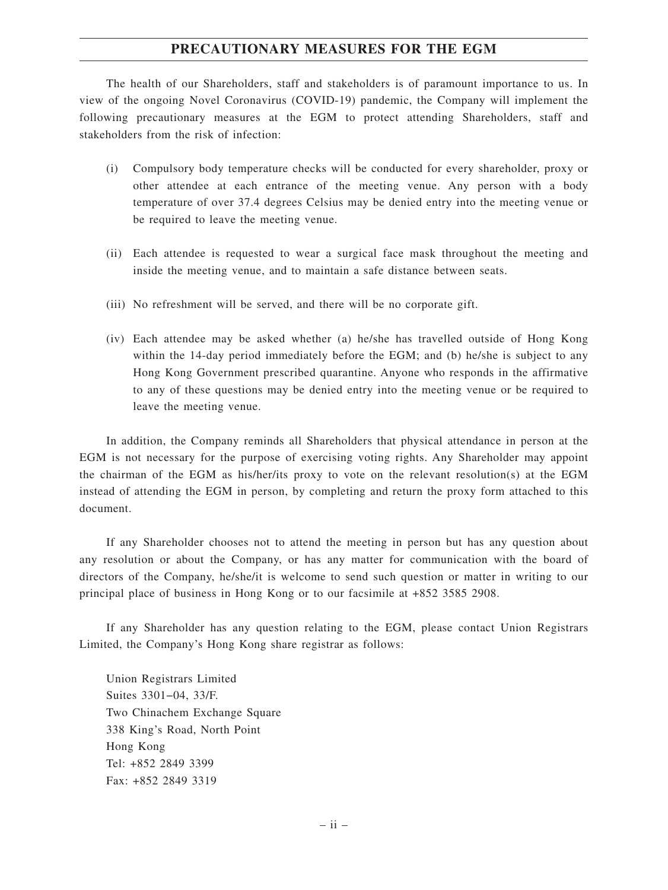# PRECAUTIONARY MEASURES FOR THE EGM

The health of our Shareholders, staff and stakeholders is of paramount importance to us. In view of the ongoing Novel Coronavirus (COVID-19) pandemic, the Company will implement the following precautionary measures at the EGM to protect attending Shareholders, staff and stakeholders from the risk of infection:

(i) Compulsory body temperature checks will be conducted for every shareholder, proxy or other attendee at each entrance of the meeting venue. Any person with a body temperature of over 37.4 degrees Celsius may be denied entry into the meeting venue or be required to leave the meeting venue.

(ii) Each attendee is requested to wear a surgical face mask throughout the meeting and inside the meeting venue, and to maintain a safe distance between seats.

(iii) No refreshment will be served, and there will be no corporate gift.

(iv) Each attendee may be asked whether (a) he/she has travelled outside of Hong Kong within the 14-day period immediately before the EGM; and (b) he/she is subject to any Hong Kong Government prescribed quarantine. Anyone who responds in the affirmative to any of these questions may be denied entry into the meeting venue or be required to leave the meeting venue.

In addition, the Company reminds all Shareholders that physical attendance in person at the EGM is not necessary for the purpose of exercising voting rights. Any Shareholder may appoint the chairman of the EGM as his/her/its proxy to vote on the relevant resolution(s) at the EGM instead of attending the EGM in person, by completing and return the proxy form attached to this document.

If any Shareholder chooses not to attend the meeting in person but has any question about any resolution or about the Company, or has any matter for communication with the board of directors of the Company, he/she/it is welcome to send such question or matter in writing to our principal place of business in Hong Kong or to our facsimile at +852 3585 2908.

If any Shareholder has any question relating to the EGM, please contact Union Registrars Limited, the Company's Hong Kong share registrar as follows:

Union Registrars Limited
Suites 3301–04, 33/F.
Two Chinachem Exchange Square
338 King's Road, North Point
Hong Kong
Tel: +852 2849 3399
Fax: +852 2849 3319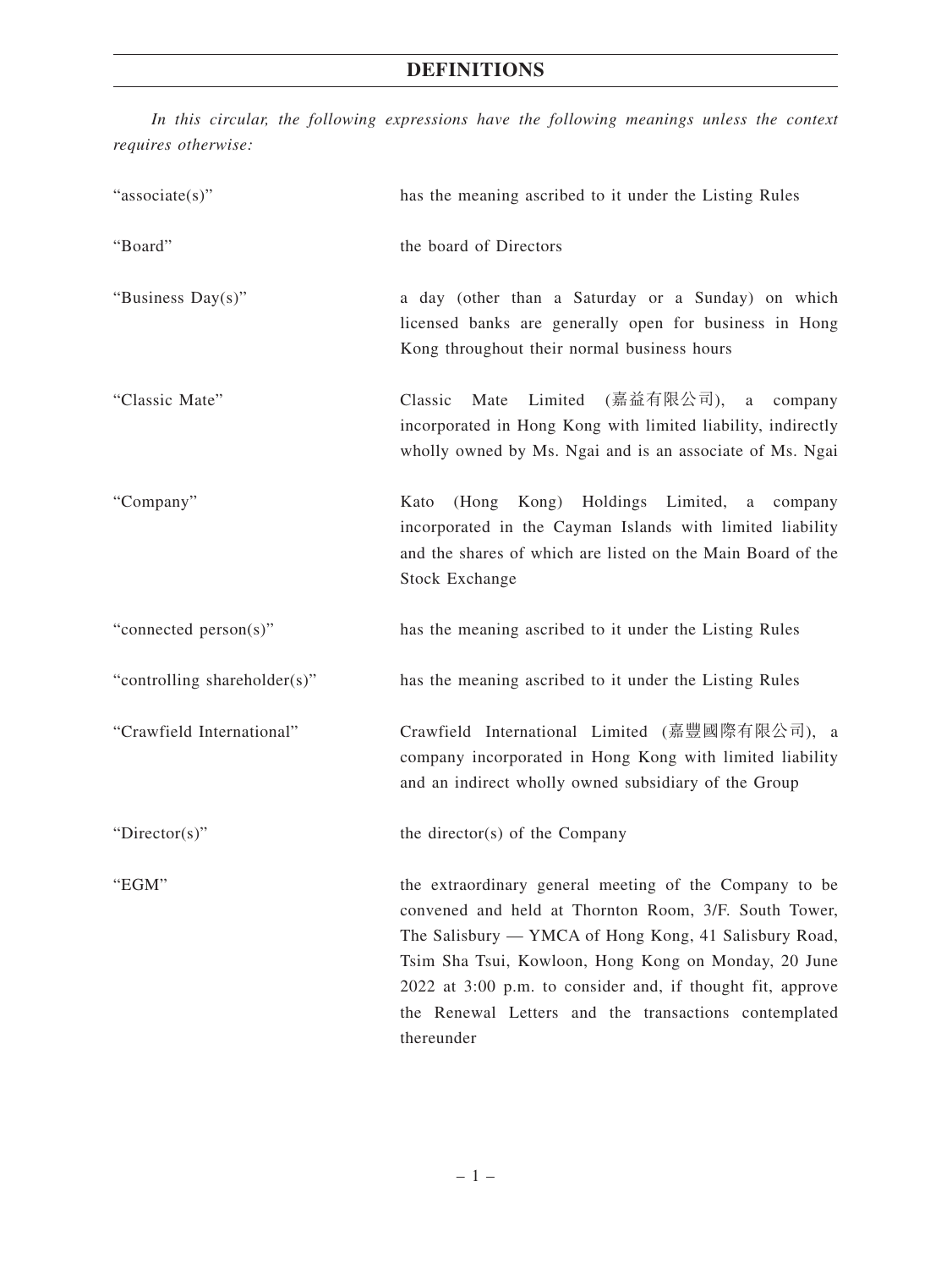# DEFINITIONS

*In this circular, the following expressions have the following meanings unless the context requires otherwise:*

| | |
|---|---|
| "associate(s)" | has the meaning ascribed to it under the Listing Rules |
| "Board" | the board of Directors |
| "Business Day(s)" | a day (other than a Saturday or a Sunday) on which licensed banks are generally open for business in Hong Kong throughout their normal business hours |
| "Classic Mate" | Classic Mate Limited (嘉益有限公司), a company incorporated in Hong Kong with limited liability, indirectly wholly owned by Ms. Ngai and is an associate of Ms. Ngai |
| "Company" | Kato (Hong Kong) Holdings Limited, a company incorporated in the Cayman Islands with limited liability and the shares of which are listed on the Main Board of the Stock Exchange |
| "connected person(s)" | has the meaning ascribed to it under the Listing Rules |
| "controlling shareholder(s)" | has the meaning ascribed to it under the Listing Rules |
| "Crawfield International" | Crawfield International Limited (嘉豐國際有限公司), a company incorporated in Hong Kong with limited liability and an indirect wholly owned subsidiary of the Group |
| "Director(s)" | the director(s) of the Company |
| "EGM" | the extraordinary general meeting of the Company to be convened and held at Thornton Room, 3/F. South Tower, The Salisbury — YMCA of Hong Kong, 41 Salisbury Road, Tsim Sha Tsui, Kowloon, Hong Kong on Monday, 20 June 2022 at 3:00 p.m. to consider and, if thought fit, approve the Renewal Letters and the transactions contemplated thereunder |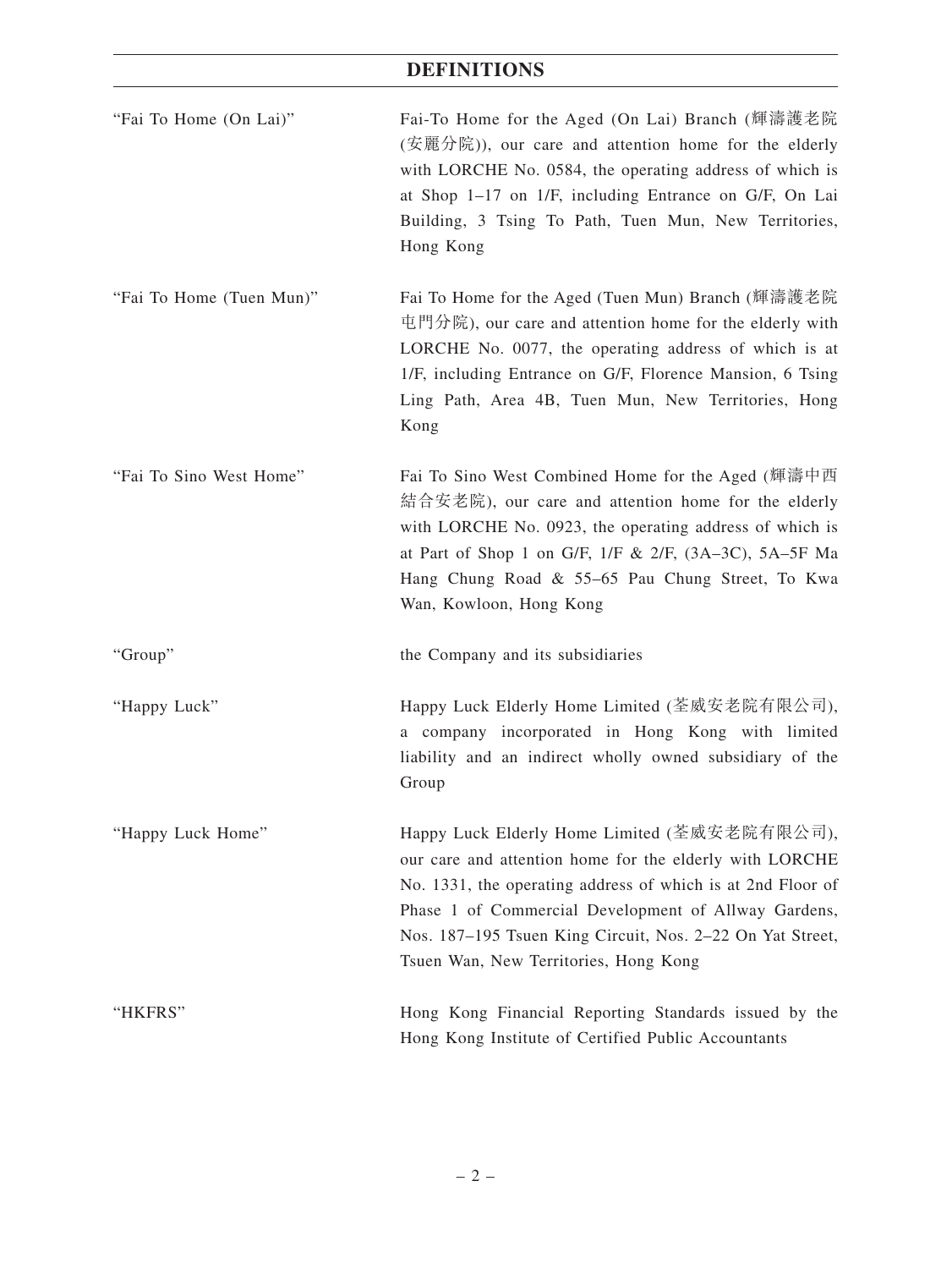# DEFINITIONS

| | |
|---|---|
| "Fai To Home (On Lai)" | Fai-To Home for the Aged (On Lai) Branch (輝濤護老院(安麗分院)), our care and attention home for the elderly with LORCHE No. 0584, the operating address of which is at Shop 1–17 on 1/F, including Entrance on G/F, On Lai Building, 3 Tsing To Path, Tuen Mun, New Territories, Hong Kong |
| "Fai To Home (Tuen Mun)" | Fai To Home for the Aged (Tuen Mun) Branch (輝濤護老院屯門分院), our care and attention home for the elderly with LORCHE No. 0077, the operating address of which is at 1/F, including Entrance on G/F, Florence Mansion, 6 Tsing Ling Path, Area 4B, Tuen Mun, New Territories, Hong Kong |
| "Fai To Sino West Home" | Fai To Sino West Combined Home for the Aged (輝濤中西結合安老院), our care and attention home for the elderly with LORCHE No. 0923, the operating address of which is at Part of Shop 1 on G/F, 1/F & 2/F, (3A–3C), 5A–5F Ma Hang Chung Road & 55–65 Pau Chung Street, To Kwa Wan, Kowloon, Hong Kong |
| "Group" | the Company and its subsidiaries |
| "Happy Luck" | Happy Luck Elderly Home Limited (荃威安老院有限公司), a company incorporated in Hong Kong with limited liability and an indirect wholly owned subsidiary of the Group |
| "Happy Luck Home" | Happy Luck Elderly Home Limited (荃威安老院有限公司), our care and attention home for the elderly with LORCHE No. 1331, the operating address of which is at 2nd Floor of Phase 1 of Commercial Development of Allway Gardens, Nos. 187–195 Tsuen King Circuit, Nos. 2–22 On Yat Street, Tsuen Wan, New Territories, Hong Kong |
| "HKFRS" | Hong Kong Financial Reporting Standards issued by the Hong Kong Institute of Certified Public Accountants |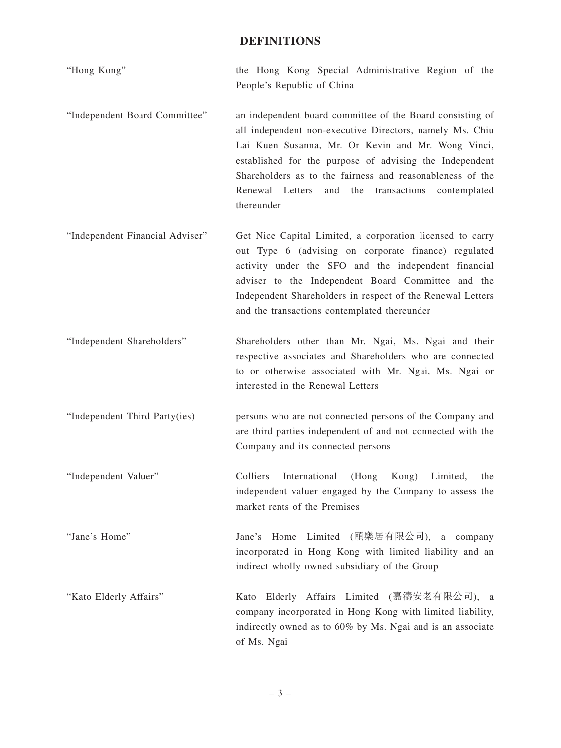# DEFINITIONS

| | |
|---|---|
| "Hong Kong" | the Hong Kong Special Administrative Region of the People's Republic of China |
| "Independent Board Committee" | an independent board committee of the Board consisting of all independent non-executive Directors, namely Ms. Chiu Lai Kuen Susanna, Mr. Or Kevin and Mr. Wong Vinci, established for the purpose of advising the Independent Shareholders as to the fairness and reasonableness of the Renewal Letters and the transactions contemplated thereunder |
| "Independent Financial Adviser" | Get Nice Capital Limited, a corporation licensed to carry out Type 6 (advising on corporate finance) regulated activity under the SFO and the independent financial adviser to the Independent Board Committee and the Independent Shareholders in respect of the Renewal Letters and the transactions contemplated thereunder |
| "Independent Shareholders" | Shareholders other than Mr. Ngai, Ms. Ngai and their respective associates and Shareholders who are connected to or otherwise associated with Mr. Ngai, Ms. Ngai or interested in the Renewal Letters |
| "Independent Third Party(ies) | persons who are not connected persons of the Company and are third parties independent of and not connected with the Company and its connected persons |
| "Independent Valuer" | Colliers International (Hong Kong) Limited, the independent valuer engaged by the Company to assess the market rents of the Premises |
| "Jane's Home" | Jane's Home Limited (頤樂居有限公司), a company incorporated in Hong Kong with limited liability and an indirect wholly owned subsidiary of the Group |
| "Kato Elderly Affairs" | Kato Elderly Affairs Limited (嘉濤安老有限公司), a company incorporated in Hong Kong with limited liability, indirectly owned as to 60% by Ms. Ngai and is an associate of Ms. Ngai |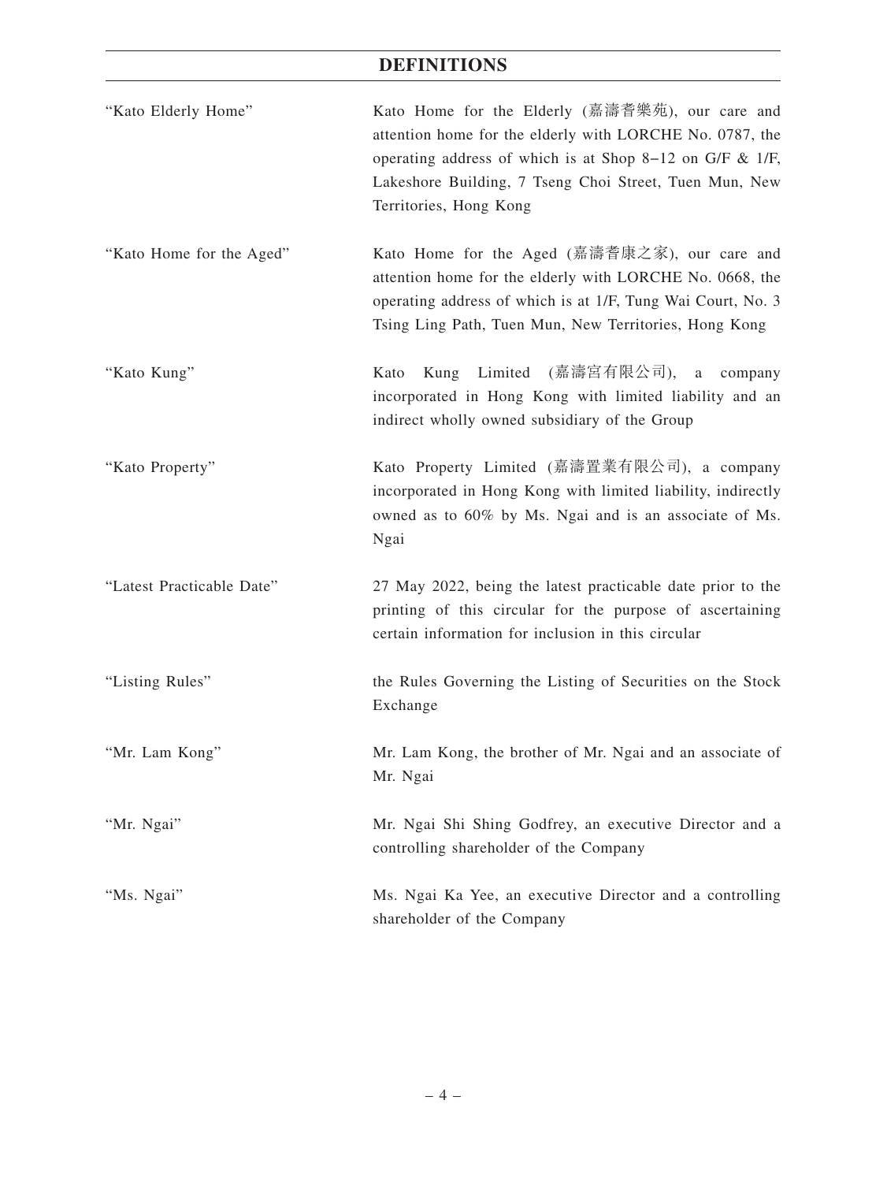# DEFINITIONS

| | |
|---|---|
| "Kato Elderly Home" | Kato Home for the Elderly (嘉濤耆樂苑), our care and attention home for the elderly with LORCHE No. 0787, the operating address of which is at Shop 8–12 on G/F & 1/F, Lakeshore Building, 7 Tseng Choi Street, Tuen Mun, New Territories, Hong Kong |
| "Kato Home for the Aged" | Kato Home for the Aged (嘉濤耆康之家), our care and attention home for the elderly with LORCHE No. 0668, the operating address of which is at 1/F, Tung Wai Court, No. 3 Tsing Ling Path, Tuen Mun, New Territories, Hong Kong |
| "Kato Kung" | Kato Kung Limited (嘉濤宮有限公司), a company incorporated in Hong Kong with limited liability and an indirect wholly owned subsidiary of the Group |
| "Kato Property" | Kato Property Limited (嘉濤置業有限公司), a company incorporated in Hong Kong with limited liability, indirectly owned as to 60% by Ms. Ngai and is an associate of Ms. Ngai |
| "Latest Practicable Date" | 27 May 2022, being the latest practicable date prior to the printing of this circular for the purpose of ascertaining certain information for inclusion in this circular |
| "Listing Rules" | the Rules Governing the Listing of Securities on the Stock Exchange |
| "Mr. Lam Kong" | Mr. Lam Kong, the brother of Mr. Ngai and an associate of Mr. Ngai |
| "Mr. Ngai" | Mr. Ngai Shi Shing Godfrey, an executive Director and a controlling shareholder of the Company |
| "Ms. Ngai" | Ms. Ngai Ka Yee, an executive Director and a controlling shareholder of the Company |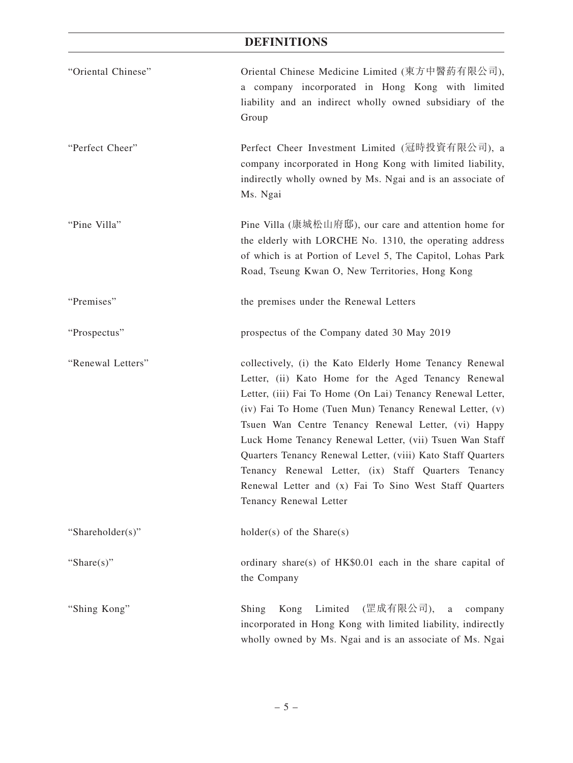# DEFINITIONS

| | |
|---|---|
| "Oriental Chinese" | Oriental Chinese Medicine Limited (東方中醫葯有限公司), a company incorporated in Hong Kong with limited liability and an indirect wholly owned subsidiary of the Group |
| "Perfect Cheer" | Perfect Cheer Investment Limited (冠時投資有限公司), a company incorporated in Hong Kong with limited liability, indirectly wholly owned by Ms. Ngai and is an associate of Ms. Ngai |
| "Pine Villa" | Pine Villa (康城松山府邸), our care and attention home for the elderly with LORCHE No. 1310, the operating address of which is at Portion of Level 5, The Capitol, Lohas Park Road, Tseung Kwan O, New Territories, Hong Kong |
| "Premises" | the premises under the Renewal Letters |
| "Prospectus" | prospectus of the Company dated 30 May 2019 |
| "Renewal Letters" | collectively, (i) the Kato Elderly Home Tenancy Renewal Letter, (ii) Kato Home for the Aged Tenancy Renewal Letter, (iii) Fai To Home (On Lai) Tenancy Renewal Letter, (iv) Fai To Home (Tuen Mun) Tenancy Renewal Letter, (v) Tsuen Wan Centre Tenancy Renewal Letter, (vi) Happy Luck Home Tenancy Renewal Letter, (vii) Tsuen Wan Staff Quarters Tenancy Renewal Letter, (viii) Kato Staff Quarters Tenancy Renewal Letter, (ix) Staff Quarters Tenancy Renewal Letter and (x) Fai To Sino West Staff Quarters Tenancy Renewal Letter |
| "Shareholder(s)" | holder(s) of the Share(s) |
| "Share(s)" | ordinary share(s) of HK$0.01 each in the share capital of the Company |
| "Shing Kong" | Shing Kong Limited (罡成有限公司), a company incorporated in Hong Kong with limited liability, indirectly wholly owned by Ms. Ngai and is an associate of Ms. Ngai |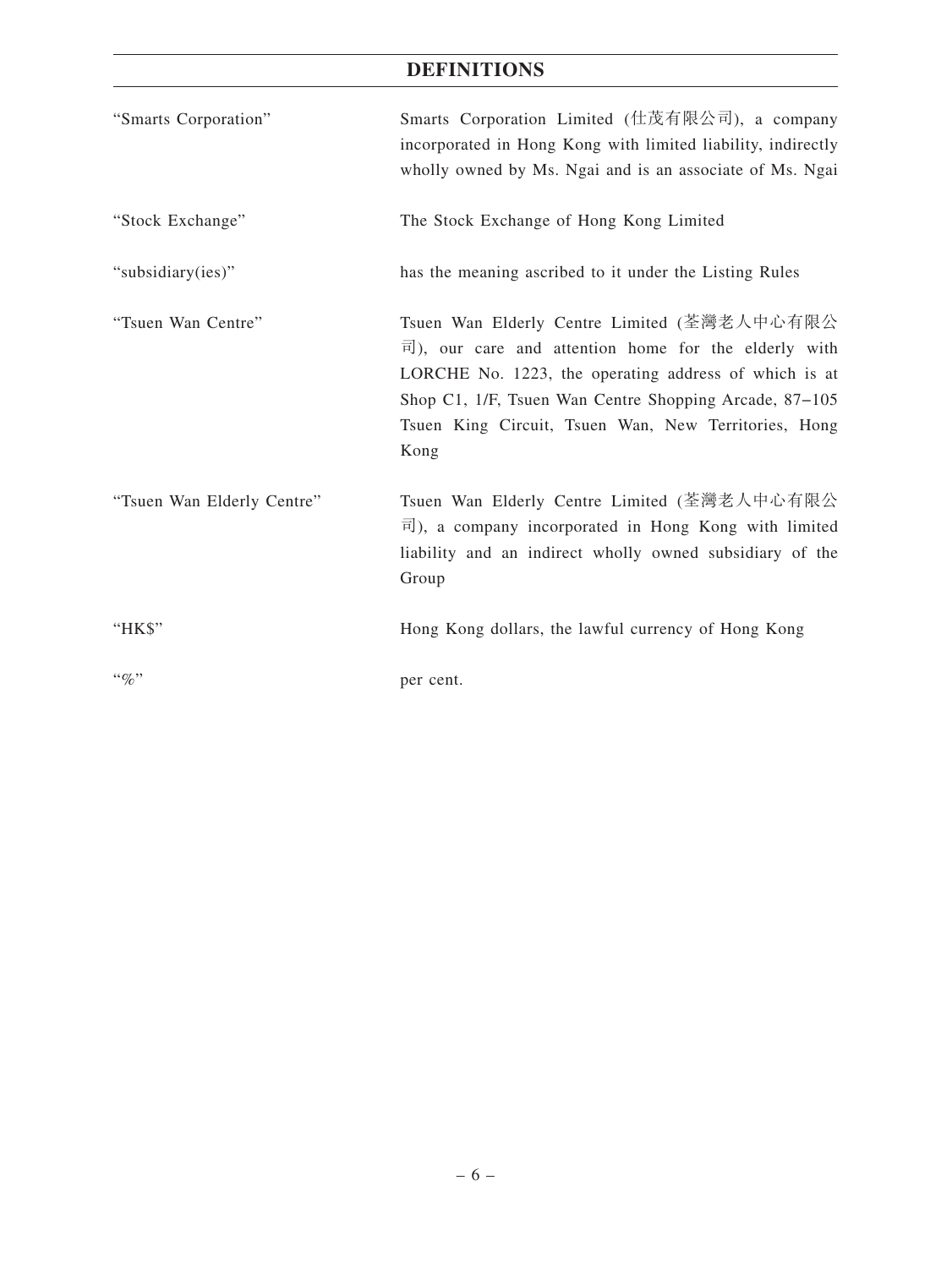# DEFINITIONS

| | |
|---|---|
| "Smarts Corporation" | Smarts Corporation Limited (仕茂有限公司), a company incorporated in Hong Kong with limited liability, indirectly wholly owned by Ms. Ngai and is an associate of Ms. Ngai |
| "Stock Exchange" | The Stock Exchange of Hong Kong Limited |
| "subsidiary(ies)" | has the meaning ascribed to it under the Listing Rules |
| "Tsuen Wan Centre" | Tsuen Wan Elderly Centre Limited (荃灣老人中心有限公司), our care and attention home for the elderly with LORCHE No. 1223, the operating address of which is at Shop C1, 1/F, Tsuen Wan Centre Shopping Arcade, 87–105 Tsuen King Circuit, Tsuen Wan, New Territories, Hong Kong |
| "Tsuen Wan Elderly Centre" | Tsuen Wan Elderly Centre Limited (荃灣老人中心有限公司), a company incorporated in Hong Kong with limited liability and an indirect wholly owned subsidiary of the Group |
| "HK$" | Hong Kong dollars, the lawful currency of Hong Kong |
| "%" | per cent. |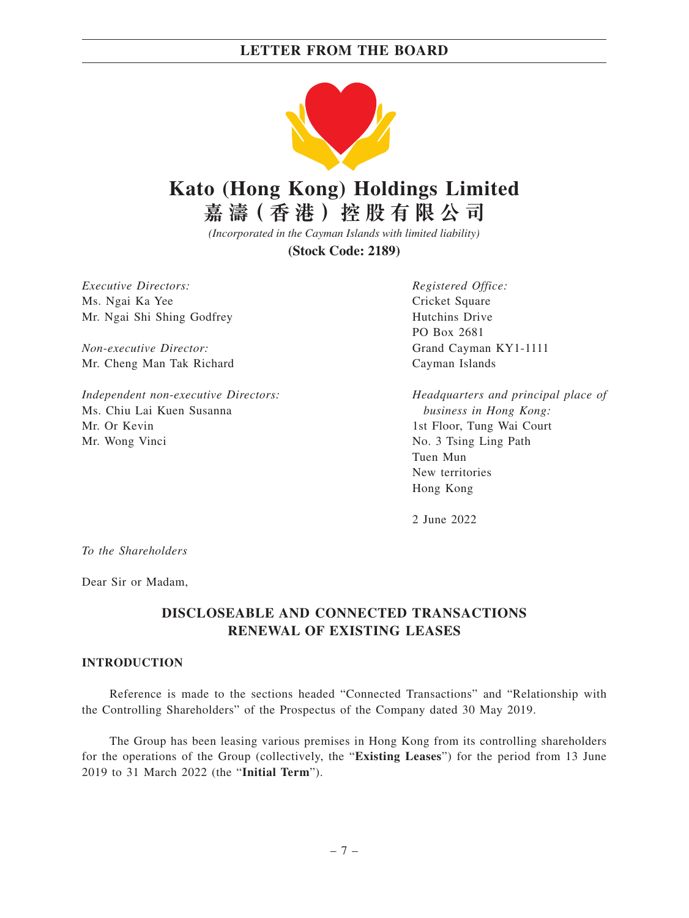# Kato (Hong Kong) Holdings Limited

# 嘉濤(香港)控股有限公司

*(Incorporated in the Cayman Islands with limited liability)*

**(Stock Code: 2189)**

*Executive Directors:*
Ms. Ngai Ka Yee
Mr. Ngai Shi Shing Godfrey

*Non-executive Director:*
Mr. Cheng Man Tak Richard

*Independent non-executive Directors:*
Ms. Chiu Lai Kuen Susanna
Mr. Or Kevin
Mr. Wong Vinci

*Registered Office:*
Cricket Square
Hutchins Drive
PO Box 2681
Grand Cayman KY1-1111
Cayman Islands

*Headquarters and principal place of business in Hong Kong:*
1st Floor, Tung Wai Court
No. 3 Tsing Ling Path
Tuen Mun
New territories
Hong Kong

2 June 2022

*To the Shareholders*

Dear Sir or Madam,

## DISCLOSEABLE AND CONNECTED TRANSACTIONS RENEWAL OF EXISTING LEASES

### INTRODUCTION

Reference is made to the sections headed "Connected Transactions" and "Relationship with the Controlling Shareholders" of the Prospectus of the Company dated 30 May 2019.

The Group has been leasing various premises in Hong Kong from its controlling shareholders for the operations of the Group (collectively, the "**Existing Leases**") for the period from 13 June 2019 to 31 March 2022 (the "**Initial Term**").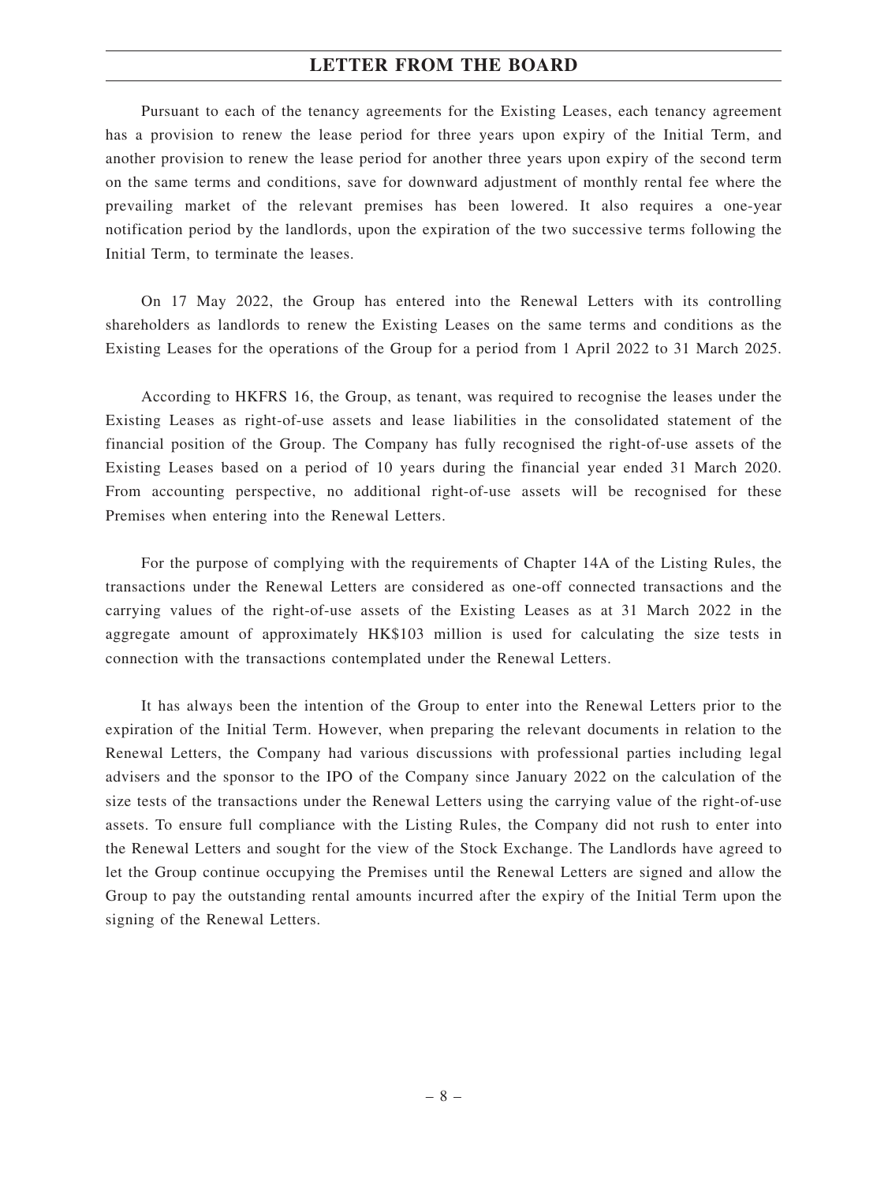Pursuant to each of the tenancy agreements for the Existing Leases, each tenancy agreement has a provision to renew the lease period for three years upon expiry of the Initial Term, and another provision to renew the lease period for another three years upon expiry of the second term on the same terms and conditions, save for downward adjustment of monthly rental fee where the prevailing market of the relevant premises has been lowered. It also requires a one-year notification period by the landlords, upon the expiration of the two successive terms following the Initial Term, to terminate the leases.

On 17 May 2022, the Group has entered into the Renewal Letters with its controlling shareholders as landlords to renew the Existing Leases on the same terms and conditions as the Existing Leases for the operations of the Group for a period from 1 April 2022 to 31 March 2025.

According to HKFRS 16, the Group, as tenant, was required to recognise the leases under the Existing Leases as right-of-use assets and lease liabilities in the consolidated statement of the financial position of the Group. The Company has fully recognised the right-of-use assets of the Existing Leases based on a period of 10 years during the financial year ended 31 March 2020. From accounting perspective, no additional right-of-use assets will be recognised for these Premises when entering into the Renewal Letters.

For the purpose of complying with the requirements of Chapter 14A of the Listing Rules, the transactions under the Renewal Letters are considered as one-off connected transactions and the carrying values of the right-of-use assets of the Existing Leases as at 31 March 2022 in the aggregate amount of approximately HK$103 million is used for calculating the size tests in connection with the transactions contemplated under the Renewal Letters.

It has always been the intention of the Group to enter into the Renewal Letters prior to the expiration of the Initial Term. However, when preparing the relevant documents in relation to the Renewal Letters, the Company had various discussions with professional parties including legal advisers and the sponsor to the IPO of the Company since January 2022 on the calculation of the size tests of the transactions under the Renewal Letters using the carrying value of the right-of-use assets. To ensure full compliance with the Listing Rules, the Company did not rush to enter into the Renewal Letters and sought for the view of the Stock Exchange. The Landlords have agreed to let the Group continue occupying the Premises until the Renewal Letters are signed and allow the Group to pay the outstanding rental amounts incurred after the expiry of the Initial Term upon the signing of the Renewal Letters.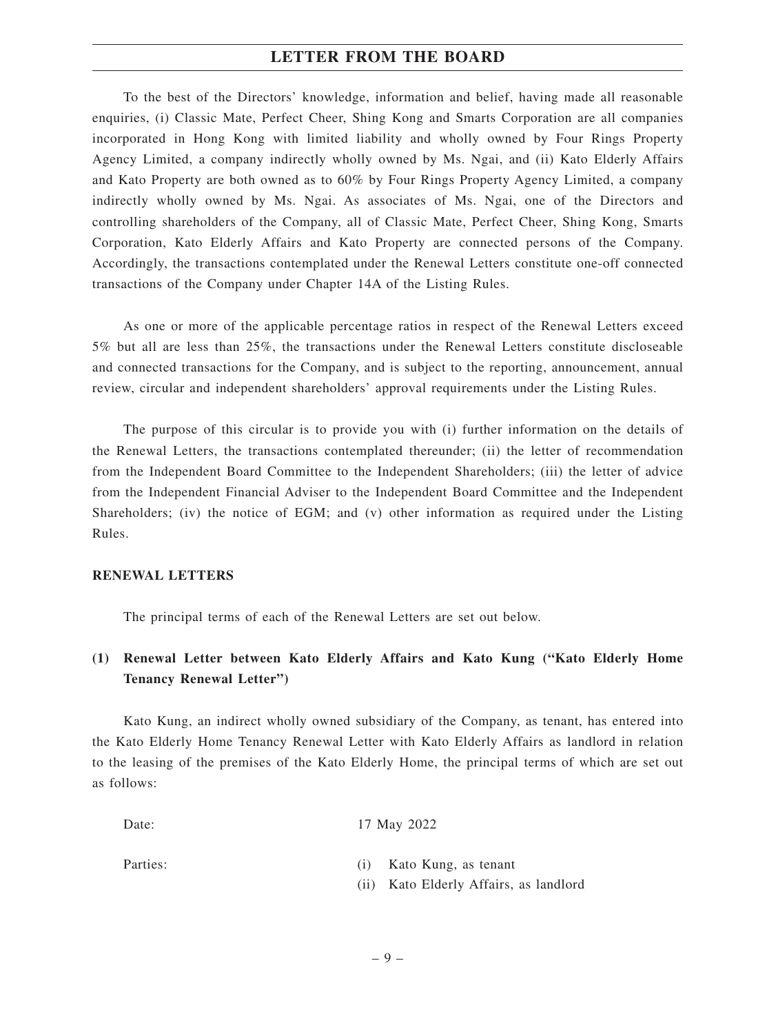To the best of the Directors' knowledge, information and belief, having made all reasonable enquiries, (i) Classic Mate, Perfect Cheer, Shing Kong and Smarts Corporation are all companies incorporated in Hong Kong with limited liability and wholly owned by Four Rings Property Agency Limited, a company indirectly wholly owned by Ms. Ngai, and (ii) Kato Elderly Affairs and Kato Property are both owned as to 60% by Four Rings Property Agency Limited, a company indirectly wholly owned by Ms. Ngai. As associates of Ms. Ngai, one of the Directors and controlling shareholders of the Company, all of Classic Mate, Perfect Cheer, Shing Kong, Smarts Corporation, Kato Elderly Affairs and Kato Property are connected persons of the Company. Accordingly, the transactions contemplated under the Renewal Letters constitute one-off connected transactions of the Company under Chapter 14A of the Listing Rules.

As one or more of the applicable percentage ratios in respect of the Renewal Letters exceed 5% but all are less than 25%, the transactions under the Renewal Letters constitute discloseable and connected transactions for the Company, and is subject to the reporting, announcement, annual review, circular and independent shareholders' approval requirements under the Listing Rules.

The purpose of this circular is to provide you with (i) further information on the details of the Renewal Letters, the transactions contemplated thereunder; (ii) the letter of recommendation from the Independent Board Committee to the Independent Shareholders; (iii) the letter of advice from the Independent Financial Adviser to the Independent Board Committee and the Independent Shareholders; (iv) the notice of EGM; and (v) other information as required under the Listing Rules.

## RENEWAL LETTERS

The principal terms of each of the Renewal Letters are set out below.

### (1) Renewal Letter between Kato Elderly Affairs and Kato Kung ("Kato Elderly Home Tenancy Renewal Letter")

Kato Kung, an indirect wholly owned subsidiary of the Company, as tenant, has entered into the Kato Elderly Home Tenancy Renewal Letter with Kato Elderly Affairs as landlord in relation to the leasing of the premises of the Kato Elderly Home, the principal terms of which are set out as follows:

Date: 17 May 2022

Parties:
(i) Kato Kung, as tenant
(ii) Kato Elderly Affairs, as landlord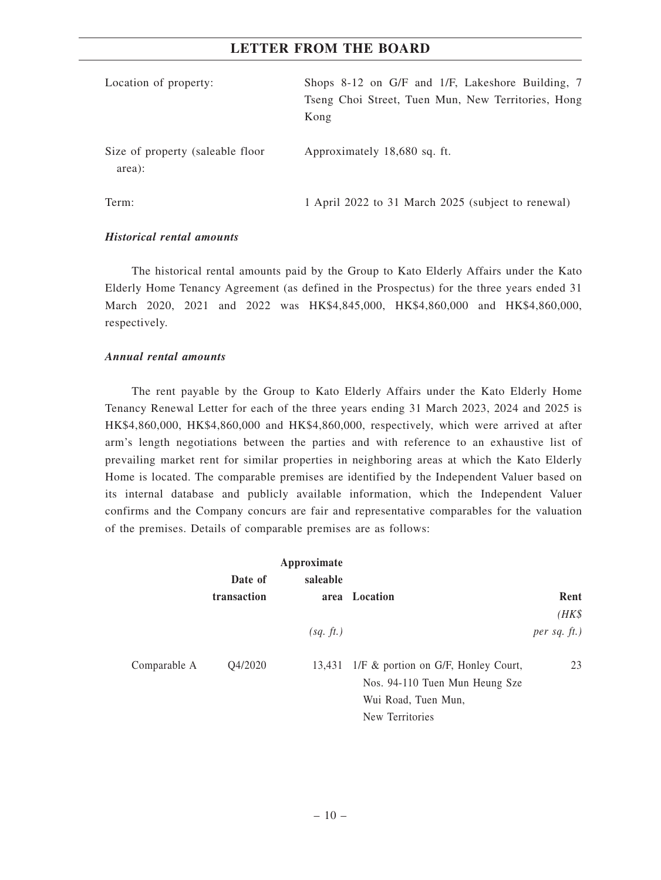| | |
|---|---|
| Location of property: | Shops 8-12 on G/F and 1/F, Lakeshore Building, 7 Tseng Choi Street, Tuen Mun, New Territories, Hong Kong |
| Size of property (saleable floor area): | Approximately 18,680 sq. ft. |
| Term: | 1 April 2022 to 31 March 2025 (subject to renewal) |

***Historical rental amounts***

The historical rental amounts paid by the Group to Kato Elderly Affairs under the Kato Elderly Home Tenancy Agreement (as defined in the Prospectus) for the three years ended 31 March 2020, 2021 and 2022 was HK$4,845,000, HK$4,860,000 and HK$4,860,000, respectively.

***Annual rental amounts***

The rent payable by the Group to Kato Elderly Affairs under the Kato Elderly Home Tenancy Renewal Letter for each of the three years ending 31 March 2023, 2024 and 2025 is HK$4,860,000, HK$4,860,000 and HK$4,860,000, respectively, which were arrived at after arm's length negotiations between the parties and with reference to an exhaustive list of prevailing market rent for similar properties in neighboring areas at which the Kato Elderly Home is located. The comparable premises are identified by the Independent Valuer based on its internal database and publicly available information, which the Independent Valuer confirms and the Company concurs are fair and representative comparables for the valuation of the premises. Details of comparable premises are as follows:

| | Date of transaction | Approximate saleable area *(sq. ft.)* | Location | Rent *(HK$ per sq. ft.)* |
|---|---|---|---|---|
| Comparable A | Q4/2020 | 13,431 | 1/F & portion on G/F, Honley Court, Nos. 94-110 Tuen Mun Heung Sze Wui Road, Tuen Mun, New Territories | 23 |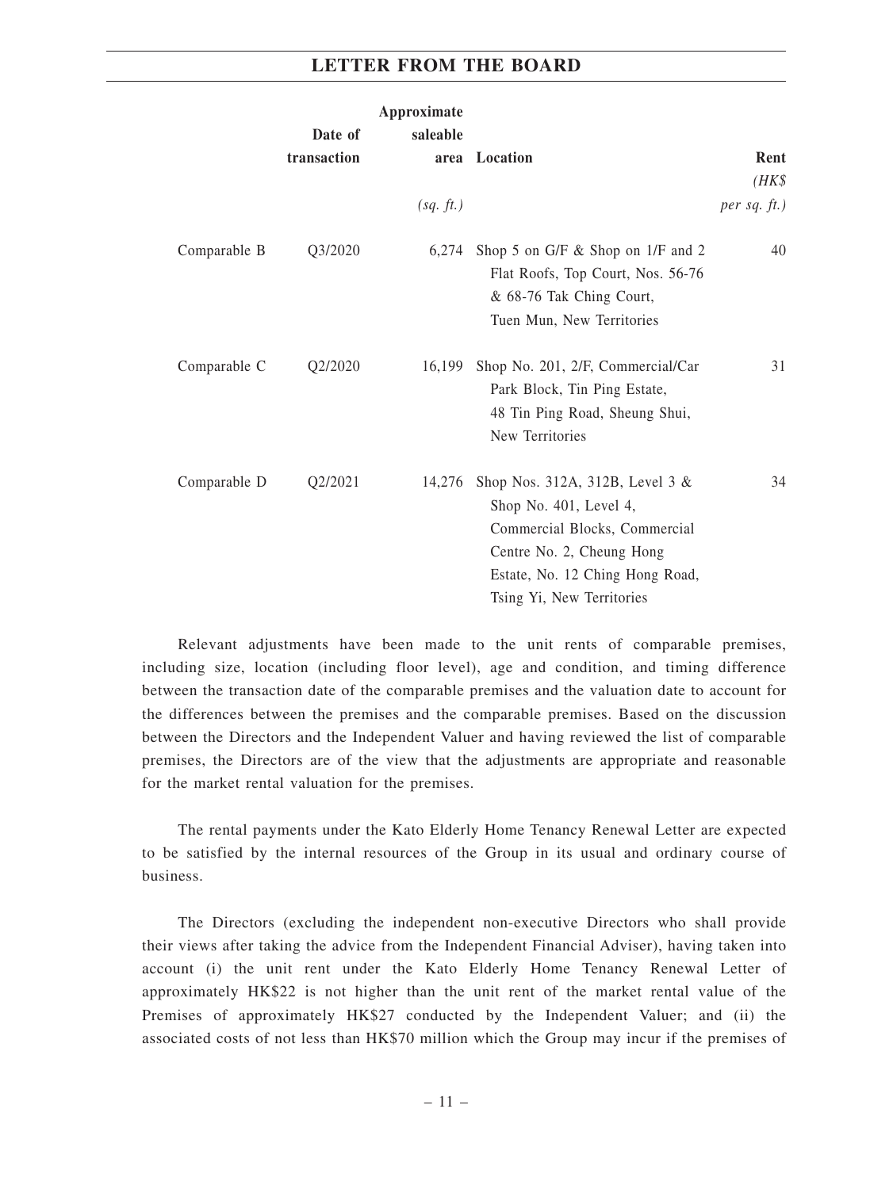| | Date of transaction | Approximate saleable area (sq. ft.) | Location | Rent (HK$ per sq. ft.) |
|---|---|---|---|---|
| Comparable B | Q3/2020 | 6,274 | Shop 5 on G/F & Shop on 1/F and 2 Flat Roofs, Top Court, Nos. 56-76 & 68-76 Tak Ching Court, Tuen Mun, New Territories | 40 |
| Comparable C | Q2/2020 | 16,199 | Shop No. 201, 2/F, Commercial/Car Park Block, Tin Ping Estate, 48 Tin Ping Road, Sheung Shui, New Territories | 31 |
| Comparable D | Q2/2021 | 14,276 | Shop Nos. 312A, 312B, Level 3 & Shop No. 401, Level 4, Commercial Blocks, Commercial Centre No. 2, Cheung Hong Estate, No. 12 Ching Hong Road, Tsing Yi, New Territories | 34 |

Relevant adjustments have been made to the unit rents of comparable premises, including size, location (including floor level), age and condition, and timing difference between the transaction date of the comparable premises and the valuation date to account for the differences between the premises and the comparable premises. Based on the discussion between the Directors and the Independent Valuer and having reviewed the list of comparable premises, the Directors are of the view that the adjustments are appropriate and reasonable for the market rental valuation for the premises.

The rental payments under the Kato Elderly Home Tenancy Renewal Letter are expected to be satisfied by the internal resources of the Group in its usual and ordinary course of business.

The Directors (excluding the independent non-executive Directors who shall provide their views after taking the advice from the Independent Financial Adviser), having taken into account (i) the unit rent under the Kato Elderly Home Tenancy Renewal Letter of approximately HK$22 is not higher than the unit rent of the market rental value of the Premises of approximately HK$27 conducted by the Independent Valuer; and (ii) the associated costs of not less than HK$70 million which the Group may incur if the premises of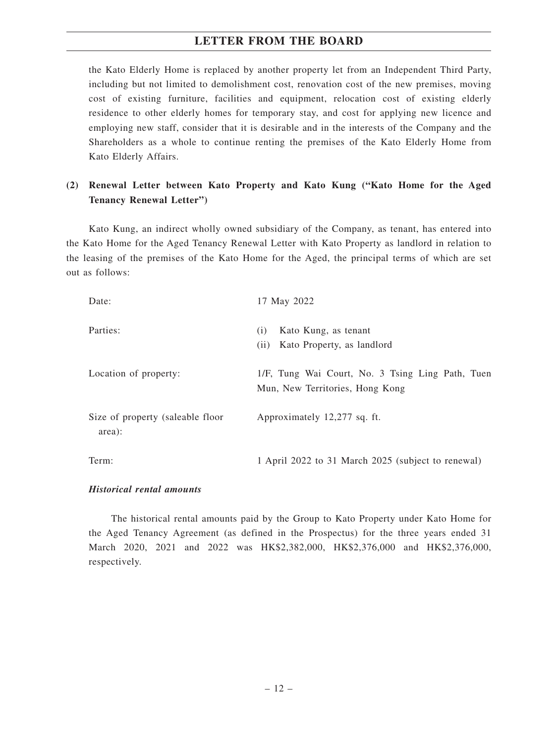the Kato Elderly Home is replaced by another property let from an Independent Third Party, including but not limited to demolishment cost, renovation cost of the new premises, moving cost of existing furniture, facilities and equipment, relocation cost of existing elderly residence to other elderly homes for temporary stay, and cost for applying new licence and employing new staff, consider that it is desirable and in the interests of the Company and the Shareholders as a whole to continue renting the premises of the Kato Elderly Home from Kato Elderly Affairs.

### (2) Renewal Letter between Kato Property and Kato Kung ("Kato Home for the Aged Tenancy Renewal Letter")

Kato Kung, an indirect wholly owned subsidiary of the Company, as tenant, has entered into the Kato Home for the Aged Tenancy Renewal Letter with Kato Property as landlord in relation to the leasing of the premises of the Kato Home for the Aged, the principal terms of which are set out as follows:

| | |
|---|---|
| Date: | 17 May 2022 |
| Parties: | (i) Kato Kung, as tenant<br>(ii) Kato Property, as landlord |
| Location of property: | 1/F, Tung Wai Court, No. 3 Tsing Ling Path, Tuen Mun, New Territories, Hong Kong |
| Size of property (saleable floor area): | Approximately 12,277 sq. ft. |
| Term: | 1 April 2022 to 31 March 2025 (subject to renewal) |

***Historical rental amounts***

The historical rental amounts paid by the Group to Kato Property under Kato Home for the Aged Tenancy Agreement (as defined in the Prospectus) for the three years ended 31 March 2020, 2021 and 2022 was HK$2,382,000, HK$2,376,000 and HK$2,376,000, respectively.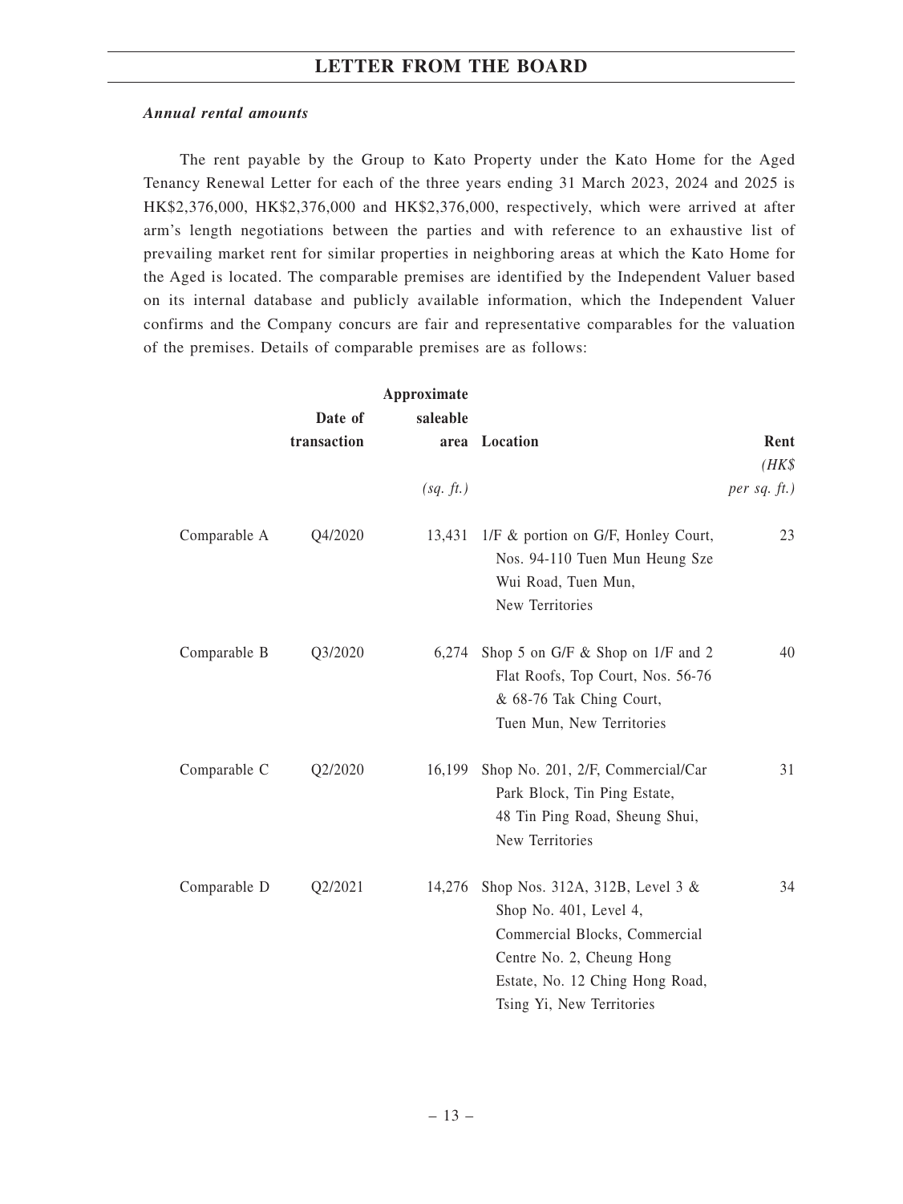***Annual rental amounts***

The rent payable by the Group to Kato Property under the Kato Home for the Aged Tenancy Renewal Letter for each of the three years ending 31 March 2023, 2024 and 2025 is HK$2,376,000, HK$2,376,000 and HK$2,376,000, respectively, which were arrived at after arm's length negotiations between the parties and with reference to an exhaustive list of prevailing market rent for similar properties in neighboring areas at which the Kato Home for the Aged is located. The comparable premises are identified by the Independent Valuer based on its internal database and publicly available information, which the Independent Valuer confirms and the Company concurs are fair and representative comparables for the valuation of the premises. Details of comparable premises are as follows:

| | Date of transaction | Approximate saleable area *(sq. ft.)* | Location | Rent *(HK$ per sq. ft.)* |
|---|---|---|---|---|
| Comparable A | Q4/2020 | 13,431 | 1/F & portion on G/F, Honley Court, Nos. 94-110 Tuen Mun Heung Sze Wui Road, Tuen Mun, New Territories | 23 |
| Comparable B | Q3/2020 | 6,274 | Shop 5 on G/F & Shop on 1/F and 2 Flat Roofs, Top Court, Nos. 56-76 & 68-76 Tak Ching Court, Tuen Mun, New Territories | 40 |
| Comparable C | Q2/2020 | 16,199 | Shop No. 201, 2/F, Commercial/Car Park Block, Tin Ping Estate, 48 Tin Ping Road, Sheung Shui, New Territories | 31 |
| Comparable D | Q2/2021 | 14,276 | Shop Nos. 312A, 312B, Level 3 & Shop No. 401, Level 4, Commercial Blocks, Commercial Centre No. 2, Cheung Hong Estate, No. 12 Ching Hong Road, Tsing Yi, New Territories | 34 |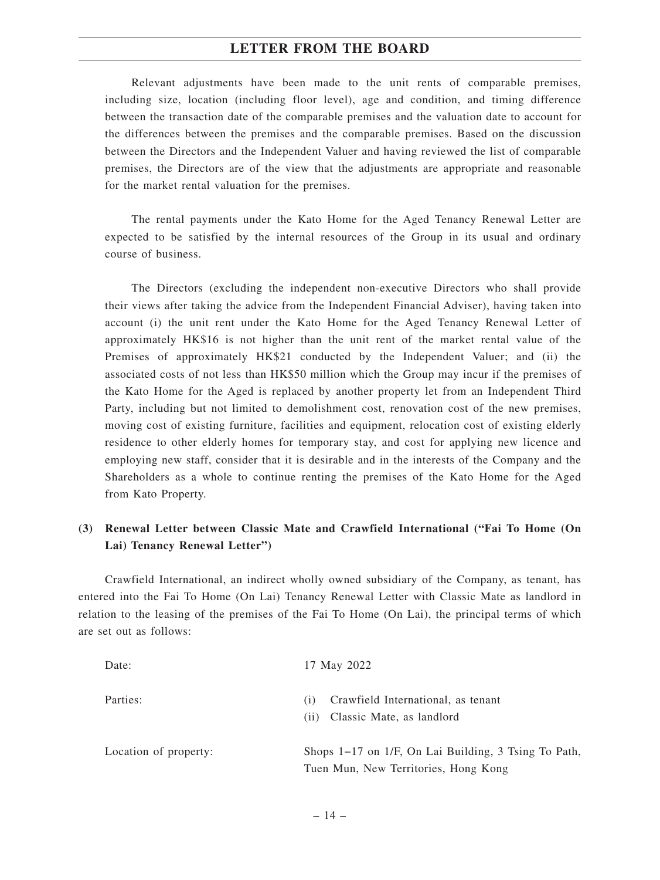Relevant adjustments have been made to the unit rents of comparable premises, including size, location (including floor level), age and condition, and timing difference between the transaction date of the comparable premises and the valuation date to account for the differences between the premises and the comparable premises. Based on the discussion between the Directors and the Independent Valuer and having reviewed the list of comparable premises, the Directors are of the view that the adjustments are appropriate and reasonable for the market rental valuation for the premises.

The rental payments under the Kato Home for the Aged Tenancy Renewal Letter are expected to be satisfied by the internal resources of the Group in its usual and ordinary course of business.

The Directors (excluding the independent non-executive Directors who shall provide their views after taking the advice from the Independent Financial Adviser), having taken into account (i) the unit rent under the Kato Home for the Aged Tenancy Renewal Letter of approximately HK$16 is not higher than the unit rent of the market rental value of the Premises of approximately HK$21 conducted by the Independent Valuer; and (ii) the associated costs of not less than HK$50 million which the Group may incur if the premises of the Kato Home for the Aged is replaced by another property let from an Independent Third Party, including but not limited to demolishment cost, renovation cost of the new premises, moving cost of existing furniture, facilities and equipment, relocation cost of existing elderly residence to other elderly homes for temporary stay, and cost for applying new licence and employing new staff, consider that it is desirable and in the interests of the Company and the Shareholders as a whole to continue renting the premises of the Kato Home for the Aged from Kato Property.

**(3) Renewal Letter between Classic Mate and Crawfield International ("Fai To Home (On Lai) Tenancy Renewal Letter")**

Crawfield International, an indirect wholly owned subsidiary of the Company, as tenant, has entered into the Fai To Home (On Lai) Tenancy Renewal Letter with Classic Mate as landlord in relation to the leasing of the premises of the Fai To Home (On Lai), the principal terms of which are set out as follows:

| | |
|---|---|
| Date: | 17 May 2022 |
| Parties: | (i) Crawfield International, as tenant<br>(ii) Classic Mate, as landlord |
| Location of property: | Shops 1–17 on 1/F, On Lai Building, 3 Tsing To Path, Tuen Mun, New Territories, Hong Kong |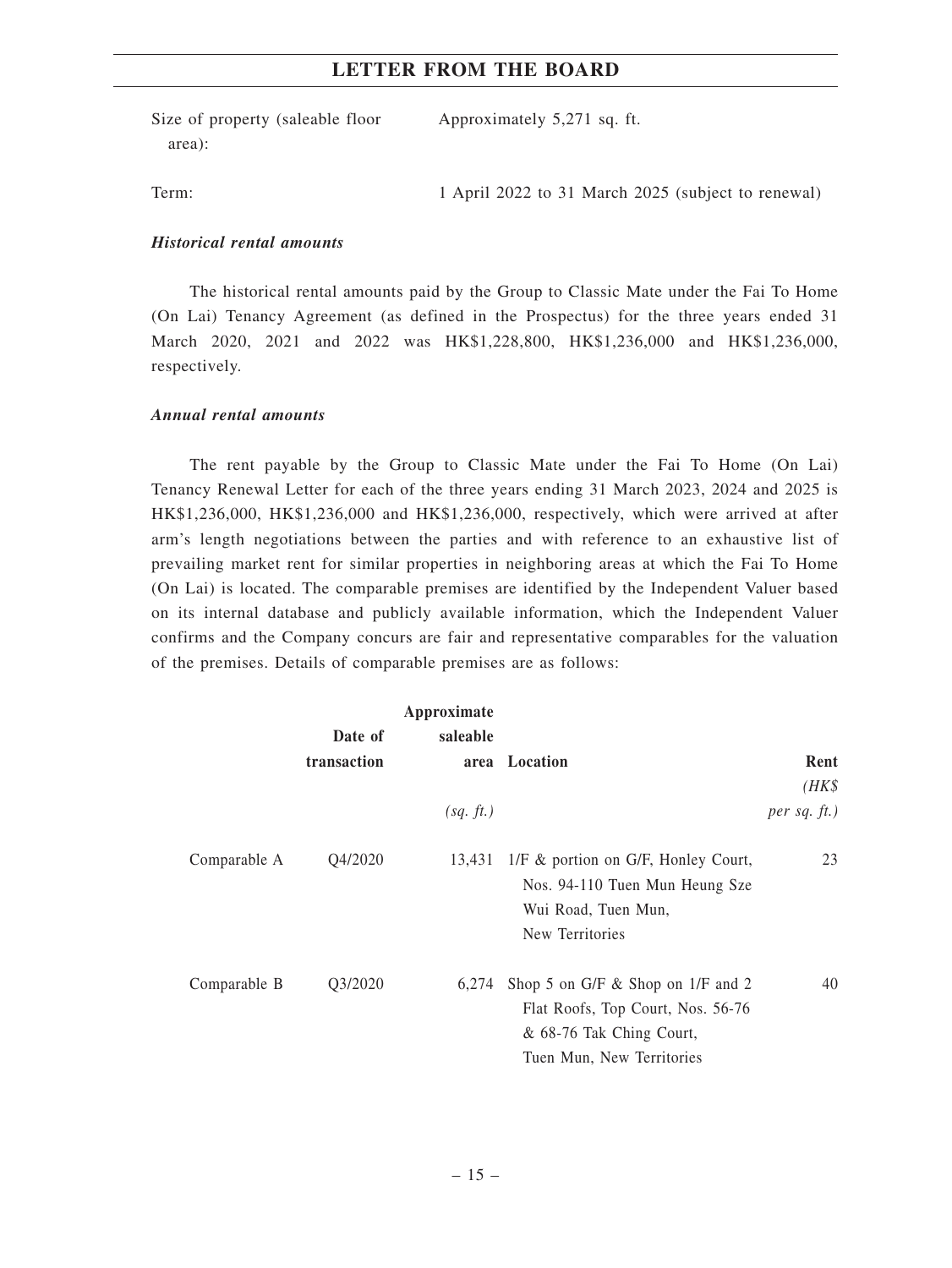Size of property (saleable floor area): Approximately 5,271 sq. ft.

Term: 1 April 2022 to 31 March 2025 (subject to renewal)

***Historical rental amounts***

The historical rental amounts paid by the Group to Classic Mate under the Fai To Home (On Lai) Tenancy Agreement (as defined in the Prospectus) for the three years ended 31 March 2020, 2021 and 2022 was HK$1,228,800, HK$1,236,000 and HK$1,236,000, respectively.

***Annual rental amounts***

The rent payable by the Group to Classic Mate under the Fai To Home (On Lai) Tenancy Renewal Letter for each of the three years ending 31 March 2023, 2024 and 2025 is HK$1,236,000, HK$1,236,000 and HK$1,236,000, respectively, which were arrived at after arm's length negotiations between the parties and with reference to an exhaustive list of prevailing market rent for similar properties in neighboring areas at which the Fai To Home (On Lai) is located. The comparable premises are identified by the Independent Valuer based on its internal database and publicly available information, which the Independent Valuer confirms and the Company concurs are fair and representative comparables for the valuation of the premises. Details of comparable premises are as follows:

| | Date of transaction | Approximate saleable area *(sq. ft.)* | Location | Rent *(HK$ per sq. ft.)* |
|---|---|---|---|---|
| Comparable A | Q4/2020 | 13,431 | 1/F & portion on G/F, Honley Court, Nos. 94-110 Tuen Mun Heung Sze Wui Road, Tuen Mun, New Territories | 23 |
| Comparable B | Q3/2020 | 6,274 | Shop 5 on G/F & Shop on 1/F and 2 Flat Roofs, Top Court, Nos. 56-76 & 68-76 Tak Ching Court, Tuen Mun, New Territories | 40 |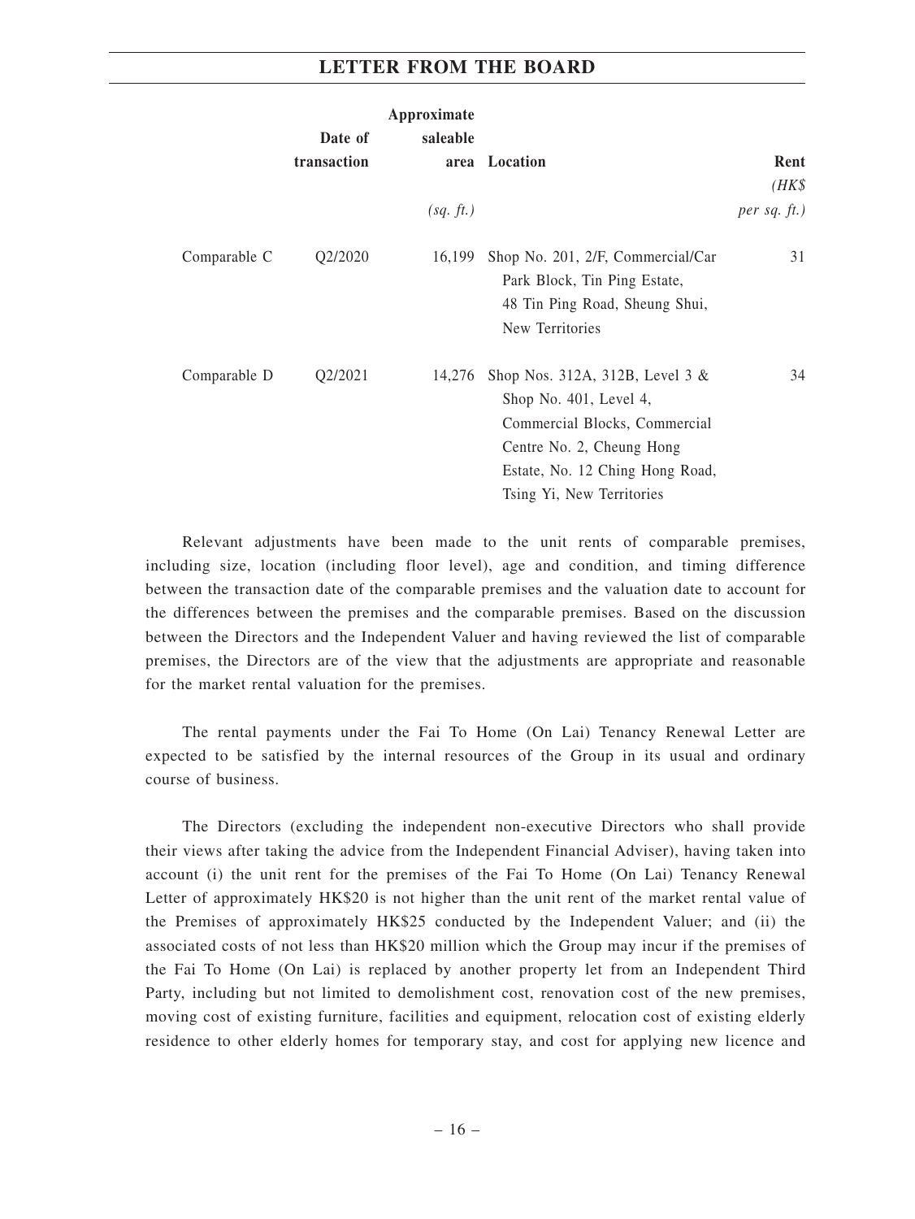| | Date of transaction | Approximate saleable area | Location | Rent |
|---|---|---|---|---|
| | | *(sq. ft.)* | | *(HK$ per sq. ft.)* |
| Comparable C | Q2/2020 | 16,199 | Shop No. 201, 2/F, Commercial/Car Park Block, Tin Ping Estate, 48 Tin Ping Road, Sheung Shui, New Territories | 31 |
| Comparable D | Q2/2021 | 14,276 | Shop Nos. 312A, 312B, Level 3 & Shop No. 401, Level 4, Commercial Blocks, Commercial Centre No. 2, Cheung Hong Estate, No. 12 Ching Hong Road, Tsing Yi, New Territories | 34 |

Relevant adjustments have been made to the unit rents of comparable premises, including size, location (including floor level), age and condition, and timing difference between the transaction date of the comparable premises and the valuation date to account for the differences between the premises and the comparable premises. Based on the discussion between the Directors and the Independent Valuer and having reviewed the list of comparable premises, the Directors are of the view that the adjustments are appropriate and reasonable for the market rental valuation for the premises.

The rental payments under the Fai To Home (On Lai) Tenancy Renewal Letter are expected to be satisfied by the internal resources of the Group in its usual and ordinary course of business.

The Directors (excluding the independent non-executive Directors who shall provide their views after taking the advice from the Independent Financial Adviser), having taken into account (i) the unit rent for the premises of the Fai To Home (On Lai) Tenancy Renewal Letter of approximately HK$20 is not higher than the unit rent of the market rental value of the Premises of approximately HK$25 conducted by the Independent Valuer; and (ii) the associated costs of not less than HK$20 million which the Group may incur if the premises of the Fai To Home (On Lai) is replaced by another property let from an Independent Third Party, including but not limited to demolishment cost, renovation cost of the new premises, moving cost of existing furniture, facilities and equipment, relocation cost of existing elderly residence to other elderly homes for temporary stay, and cost for applying new licence and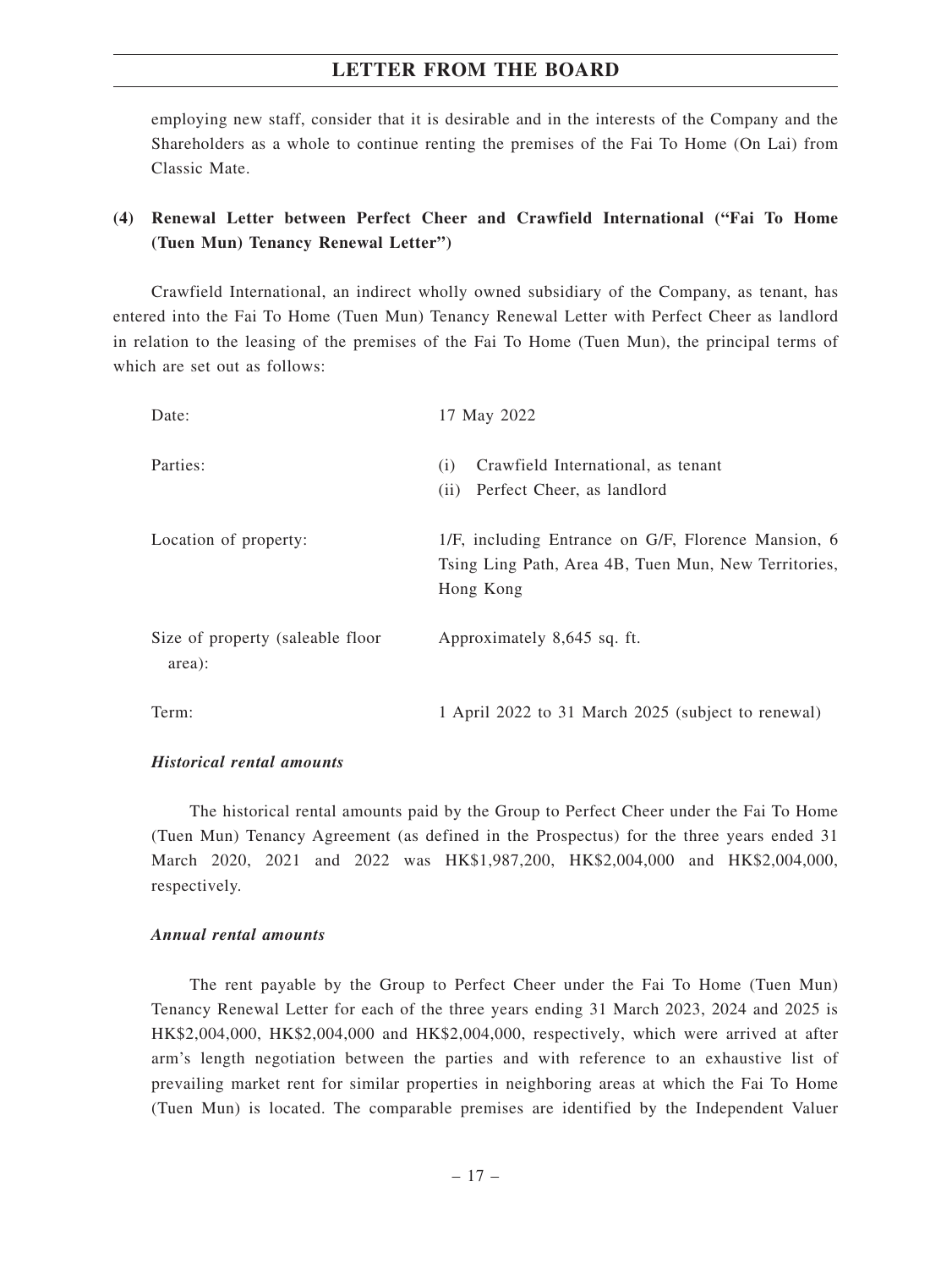employing new staff, consider that it is desirable and in the interests of the Company and the Shareholders as a whole to continue renting the premises of the Fai To Home (On Lai) from Classic Mate.

### (4) Renewal Letter between Perfect Cheer and Crawfield International ("Fai To Home (Tuen Mun) Tenancy Renewal Letter")

Crawfield International, an indirect wholly owned subsidiary of the Company, as tenant, has entered into the Fai To Home (Tuen Mun) Tenancy Renewal Letter with Perfect Cheer as landlord in relation to the leasing of the premises of the Fai To Home (Tuen Mun), the principal terms of which are set out as follows:

| | |
|---|---|
| Date: | 17 May 2022 |
| Parties: | (i) Crawfield International, as tenant<br>(ii) Perfect Cheer, as landlord |
| Location of property: | 1/F, including Entrance on G/F, Florence Mansion, 6 Tsing Ling Path, Area 4B, Tuen Mun, New Territories, Hong Kong |
| Size of property (saleable floor area): | Approximately 8,645 sq. ft. |
| Term: | 1 April 2022 to 31 March 2025 (subject to renewal) |

***Historical rental amounts***

The historical rental amounts paid by the Group to Perfect Cheer under the Fai To Home (Tuen Mun) Tenancy Agreement (as defined in the Prospectus) for the three years ended 31 March 2020, 2021 and 2022 was HK$1,987,200, HK$2,004,000 and HK$2,004,000, respectively.

***Annual rental amounts***

The rent payable by the Group to Perfect Cheer under the Fai To Home (Tuen Mun) Tenancy Renewal Letter for each of the three years ending 31 March 2023, 2024 and 2025 is HK$2,004,000, HK$2,004,000 and HK$2,004,000, respectively, which were arrived at after arm's length negotiation between the parties and with reference to an exhaustive list of prevailing market rent for similar properties in neighboring areas at which the Fai To Home (Tuen Mun) is located. The comparable premises are identified by the Independent Valuer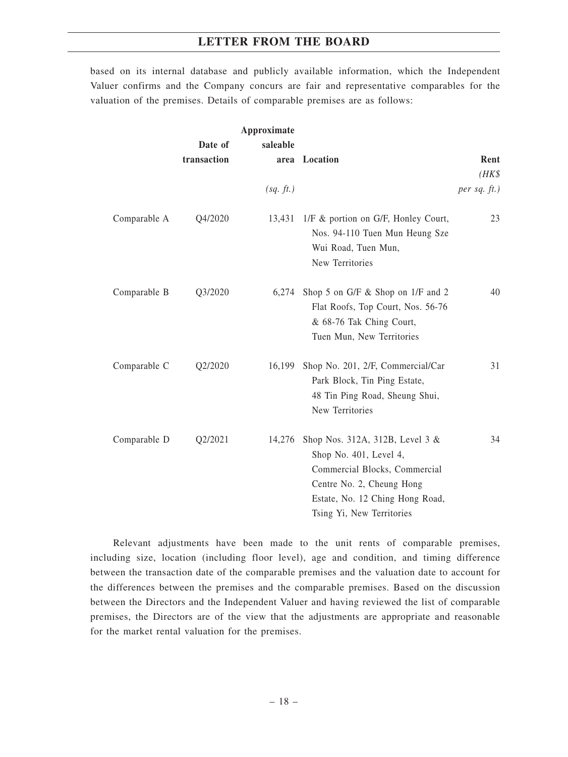based on its internal database and publicly available information, which the Independent Valuer confirms and the Company concurs are fair and representative comparables for the valuation of the premises. Details of comparable premises are as follows:

| | Date of transaction | Approximate saleable area | Location | Rent |
|---|---|---|---|---|
| | | *(sq. ft.)* | | *(HK$ per sq. ft.)* |
| Comparable A | Q4/2020 | 13,431 | 1/F & portion on G/F, Honley Court, Nos. 94-110 Tuen Mun Heung Sze Wui Road, Tuen Mun, New Territories | 23 |
| Comparable B | Q3/2020 | 6,274 | Shop 5 on G/F & Shop on 1/F and 2 Flat Roofs, Top Court, Nos. 56-76 & 68-76 Tak Ching Court, Tuen Mun, New Territories | 40 |
| Comparable C | Q2/2020 | 16,199 | Shop No. 201, 2/F, Commercial/Car Park Block, Tin Ping Estate, 48 Tin Ping Road, Sheung Shui, New Territories | 31 |
| Comparable D | Q2/2021 | 14,276 | Shop Nos. 312A, 312B, Level 3 & Shop No. 401, Level 4, Commercial Blocks, Commercial Centre No. 2, Cheung Hong Estate, No. 12 Ching Hong Road, Tsing Yi, New Territories | 34 |

Relevant adjustments have been made to the unit rents of comparable premises, including size, location (including floor level), age and condition, and timing difference between the transaction date of the comparable premises and the valuation date to account for the differences between the premises and the comparable premises. Based on the discussion between the Directors and the Independent Valuer and having reviewed the list of comparable premises, the Directors are of the view that the adjustments are appropriate and reasonable for the market rental valuation for the premises.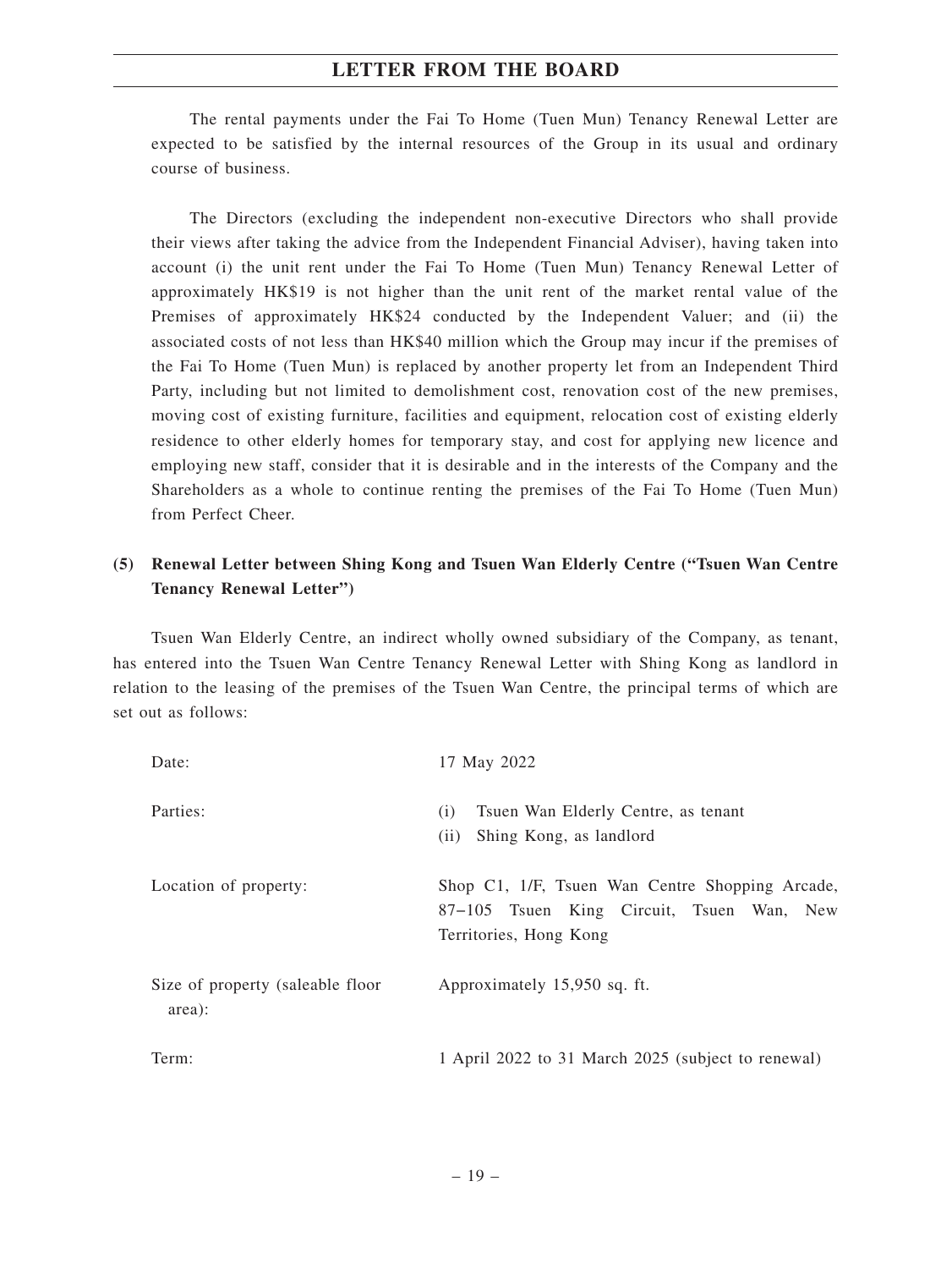The rental payments under the Fai To Home (Tuen Mun) Tenancy Renewal Letter are expected to be satisfied by the internal resources of the Group in its usual and ordinary course of business.

The Directors (excluding the independent non-executive Directors who shall provide their views after taking the advice from the Independent Financial Adviser), having taken into account (i) the unit rent under the Fai To Home (Tuen Mun) Tenancy Renewal Letter of approximately HK$19 is not higher than the unit rent of the market rental value of the Premises of approximately HK$24 conducted by the Independent Valuer; and (ii) the associated costs of not less than HK$40 million which the Group may incur if the premises of the Fai To Home (Tuen Mun) is replaced by another property let from an Independent Third Party, including but not limited to demolishment cost, renovation cost of the new premises, moving cost of existing furniture, facilities and equipment, relocation cost of existing elderly residence to other elderly homes for temporary stay, and cost for applying new licence and employing new staff, consider that it is desirable and in the interests of the Company and the Shareholders as a whole to continue renting the premises of the Fai To Home (Tuen Mun) from Perfect Cheer.

**(5) Renewal Letter between Shing Kong and Tsuen Wan Elderly Centre ("Tsuen Wan Centre Tenancy Renewal Letter")**

Tsuen Wan Elderly Centre, an indirect wholly owned subsidiary of the Company, as tenant, has entered into the Tsuen Wan Centre Tenancy Renewal Letter with Shing Kong as landlord in relation to the leasing of the premises of the Tsuen Wan Centre, the principal terms of which are set out as follows:

| | |
|---|---|
| Date: | 17 May 2022 |
| Parties: | (i) Tsuen Wan Elderly Centre, as tenant<br>(ii) Shing Kong, as landlord |
| Location of property: | Shop C1, 1/F, Tsuen Wan Centre Shopping Arcade, 87–105 Tsuen King Circuit, Tsuen Wan, New Territories, Hong Kong |
| Size of property (saleable floor area): | Approximately 15,950 sq. ft. |
| Term: | 1 April 2022 to 31 March 2025 (subject to renewal) |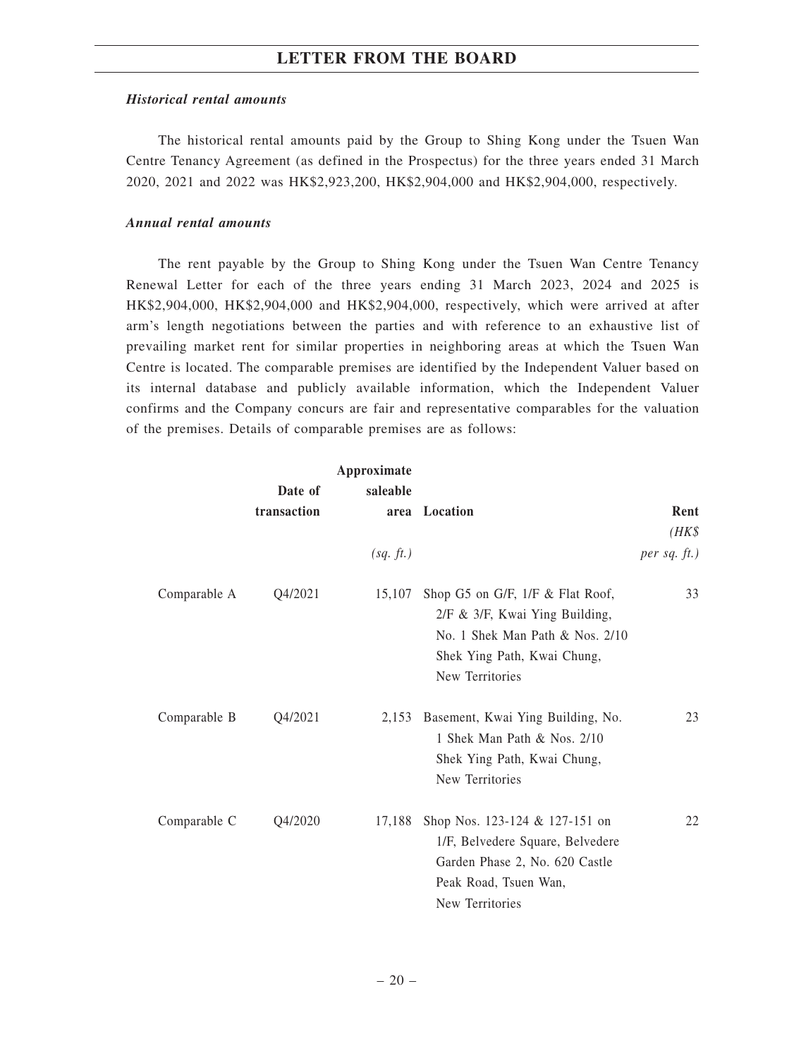*Historical rental amounts*

The historical rental amounts paid by the Group to Shing Kong under the Tsuen Wan Centre Tenancy Agreement (as defined in the Prospectus) for the three years ended 31 March 2020, 2021 and 2022 was HK$2,923,200, HK$2,904,000 and HK$2,904,000, respectively.

*Annual rental amounts*

The rent payable by the Group to Shing Kong under the Tsuen Wan Centre Tenancy Renewal Letter for each of the three years ending 31 March 2023, 2024 and 2025 is HK$2,904,000, HK$2,904,000 and HK$2,904,000, respectively, which were arrived at after arm's length negotiations between the parties and with reference to an exhaustive list of prevailing market rent for similar properties in neighboring areas at which the Tsuen Wan Centre is located. The comparable premises are identified by the Independent Valuer based on its internal database and publicly available information, which the Independent Valuer confirms and the Company concurs are fair and representative comparables for the valuation of the premises. Details of comparable premises are as follows:

| | Date of transaction | Approximate saleable area *(sq. ft.)* | Location | Rent *(HK$ per sq. ft.)* |
|---|---|---|---|---|
| Comparable A | Q4/2021 | 15,107 | Shop G5 on G/F, 1/F & Flat Roof, 2/F & 3/F, Kwai Ying Building, No. 1 Shek Man Path & Nos. 2/10 Shek Ying Path, Kwai Chung, New Territories | 33 |
| Comparable B | Q4/2021 | 2,153 | Basement, Kwai Ying Building, No. 1 Shek Man Path & Nos. 2/10 Shek Ying Path, Kwai Chung, New Territories | 23 |
| Comparable C | Q4/2020 | 17,188 | Shop Nos. 123-124 & 127-151 on 1/F, Belvedere Square, Belvedere Garden Phase 2, No. 620 Castle Peak Road, Tsuen Wan, New Territories | 22 |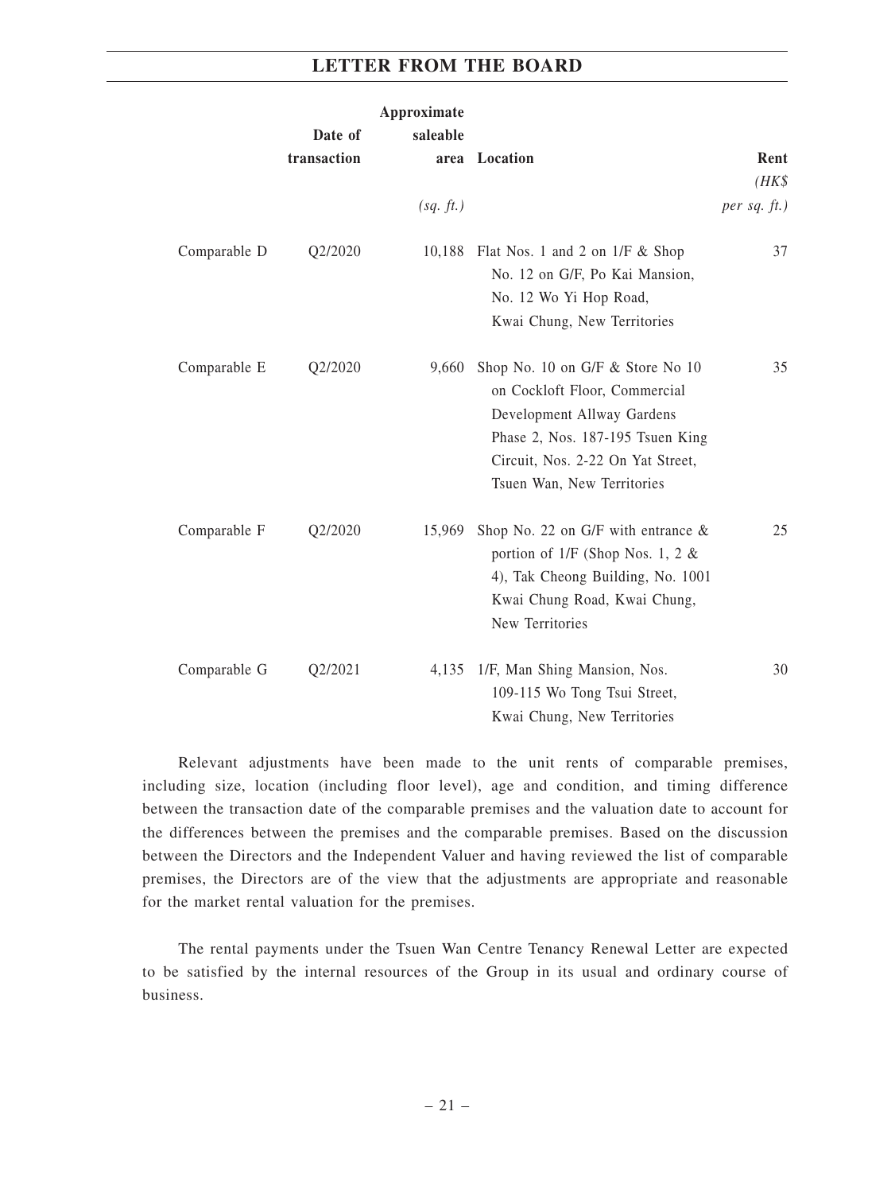| | Date of transaction | Approximate saleable area (sq. ft.) | Location | Rent (HK$ per sq. ft.) |
|---|---|---|---|---|
| Comparable D | Q2/2020 | 10,188 | Flat Nos. 1 and 2 on 1/F & Shop No. 12 on G/F, Po Kai Mansion, No. 12 Wo Yi Hop Road, Kwai Chung, New Territories | 37 |
| Comparable E | Q2/2020 | 9,660 | Shop No. 10 on G/F & Store No 10 on Cockloft Floor, Commercial Development Allway Gardens Phase 2, Nos. 187-195 Tsuen King Circuit, Nos. 2-22 On Yat Street, Tsuen Wan, New Territories | 35 |
| Comparable F | Q2/2020 | 15,969 | Shop No. 22 on G/F with entrance & portion of 1/F (Shop Nos. 1, 2 & 4), Tak Cheong Building, No. 1001 Kwai Chung Road, Kwai Chung, New Territories | 25 |
| Comparable G | Q2/2021 | 4,135 | 1/F, Man Shing Mansion, Nos. 109-115 Wo Tong Tsui Street, Kwai Chung, New Territories | 30 |

Relevant adjustments have been made to the unit rents of comparable premises, including size, location (including floor level), age and condition, and timing difference between the transaction date of the comparable premises and the valuation date to account for the differences between the premises and the comparable premises. Based on the discussion between the Directors and the Independent Valuer and having reviewed the list of comparable premises, the Directors are of the view that the adjustments are appropriate and reasonable for the market rental valuation for the premises.

The rental payments under the Tsuen Wan Centre Tenancy Renewal Letter are expected to be satisfied by the internal resources of the Group in its usual and ordinary course of business.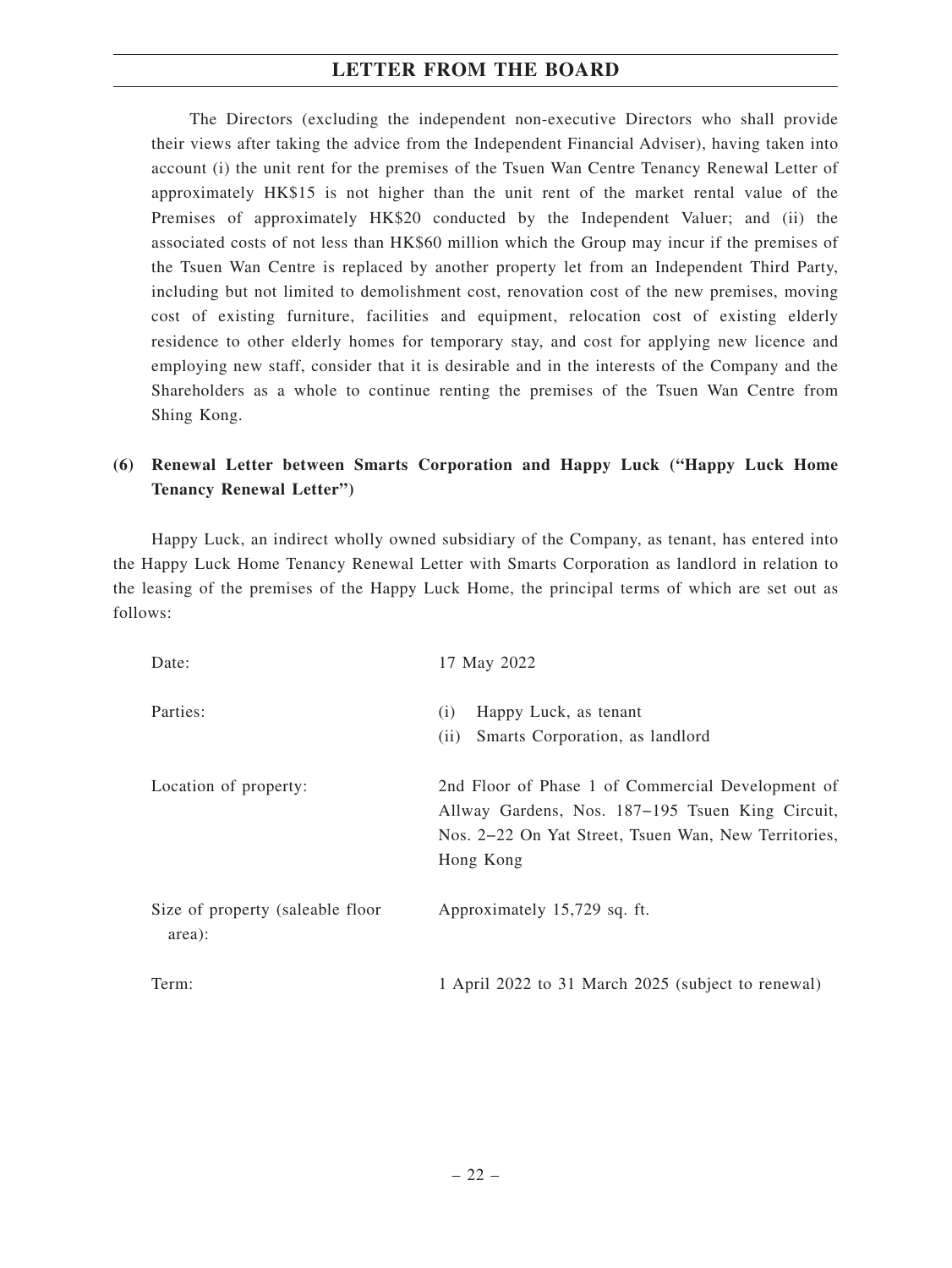The Directors (excluding the independent non-executive Directors who shall provide their views after taking the advice from the Independent Financial Adviser), having taken into account (i) the unit rent for the premises of the Tsuen Wan Centre Tenancy Renewal Letter of approximately HK$15 is not higher than the unit rent of the market rental value of the Premises of approximately HK$20 conducted by the Independent Valuer; and (ii) the associated costs of not less than HK$60 million which the Group may incur if the premises of the Tsuen Wan Centre is replaced by another property let from an Independent Third Party, including but not limited to demolishment cost, renovation cost of the new premises, moving cost of existing furniture, facilities and equipment, relocation cost of existing elderly residence to other elderly homes for temporary stay, and cost for applying new licence and employing new staff, consider that it is desirable and in the interests of the Company and the Shareholders as a whole to continue renting the premises of the Tsuen Wan Centre from Shing Kong.

### (6) Renewal Letter between Smarts Corporation and Happy Luck ("Happy Luck Home Tenancy Renewal Letter")

Happy Luck, an indirect wholly owned subsidiary of the Company, as tenant, has entered into the Happy Luck Home Tenancy Renewal Letter with Smarts Corporation as landlord in relation to the leasing of the premises of the Happy Luck Home, the principal terms of which are set out as follows:

| | |
|---|---|
| Date: | 17 May 2022 |
| Parties: | (i) Happy Luck, as tenant<br>(ii) Smarts Corporation, as landlord |
| Location of property: | 2nd Floor of Phase 1 of Commercial Development of Allway Gardens, Nos. 187–195 Tsuen King Circuit, Nos. 2–22 On Yat Street, Tsuen Wan, New Territories, Hong Kong |
| Size of property (saleable floor area): | Approximately 15,729 sq. ft. |
| Term: | 1 April 2022 to 31 March 2025 (subject to renewal) |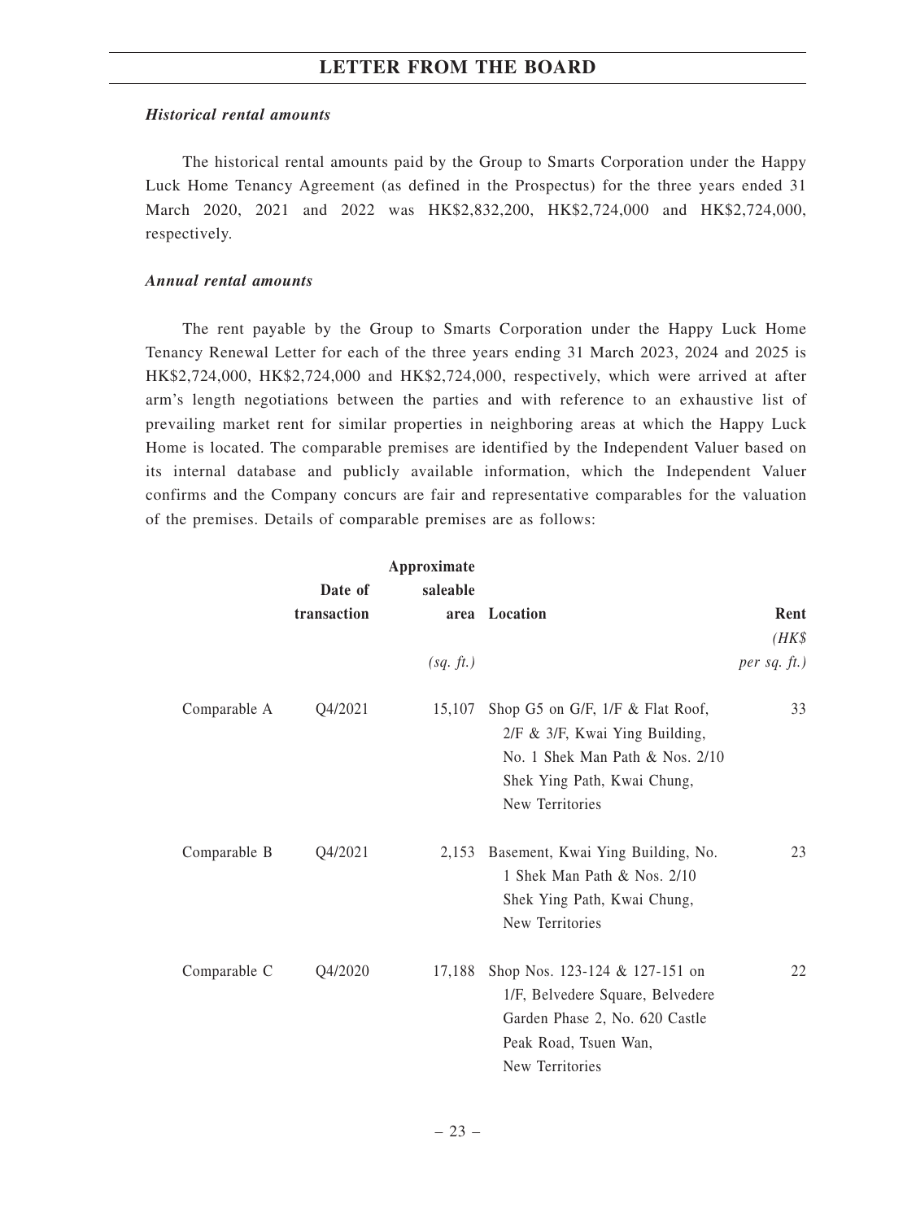*Historical rental amounts*

The historical rental amounts paid by the Group to Smarts Corporation under the Happy Luck Home Tenancy Agreement (as defined in the Prospectus) for the three years ended 31 March 2020, 2021 and 2022 was HK$2,832,200, HK$2,724,000 and HK$2,724,000, respectively.

*Annual rental amounts*

The rent payable by the Group to Smarts Corporation under the Happy Luck Home Tenancy Renewal Letter for each of the three years ending 31 March 2023, 2024 and 2025 is HK$2,724,000, HK$2,724,000 and HK$2,724,000, respectively, which were arrived at after arm's length negotiations between the parties and with reference to an exhaustive list of prevailing market rent for similar properties in neighboring areas at which the Happy Luck Home is located. The comparable premises are identified by the Independent Valuer based on its internal database and publicly available information, which the Independent Valuer confirms and the Company concurs are fair and representative comparables for the valuation of the premises. Details of comparable premises are as follows:

| | Date of transaction | Approximate saleable area *(sq. ft.)* | Location | Rent *(HK$ per sq. ft.)* |
|---|---|---|---|---|
| Comparable A | Q4/2021 | 15,107 | Shop G5 on G/F, 1/F & Flat Roof, 2/F & 3/F, Kwai Ying Building, No. 1 Shek Man Path & Nos. 2/10 Shek Ying Path, Kwai Chung, New Territories | 33 |
| Comparable B | Q4/2021 | 2,153 | Basement, Kwai Ying Building, No. 1 Shek Man Path & Nos. 2/10 Shek Ying Path, Kwai Chung, New Territories | 23 |
| Comparable C | Q4/2020 | 17,188 | Shop Nos. 123-124 & 127-151 on 1/F, Belvedere Square, Belvedere Garden Phase 2, No. 620 Castle Peak Road, Tsuen Wan, New Territories | 22 |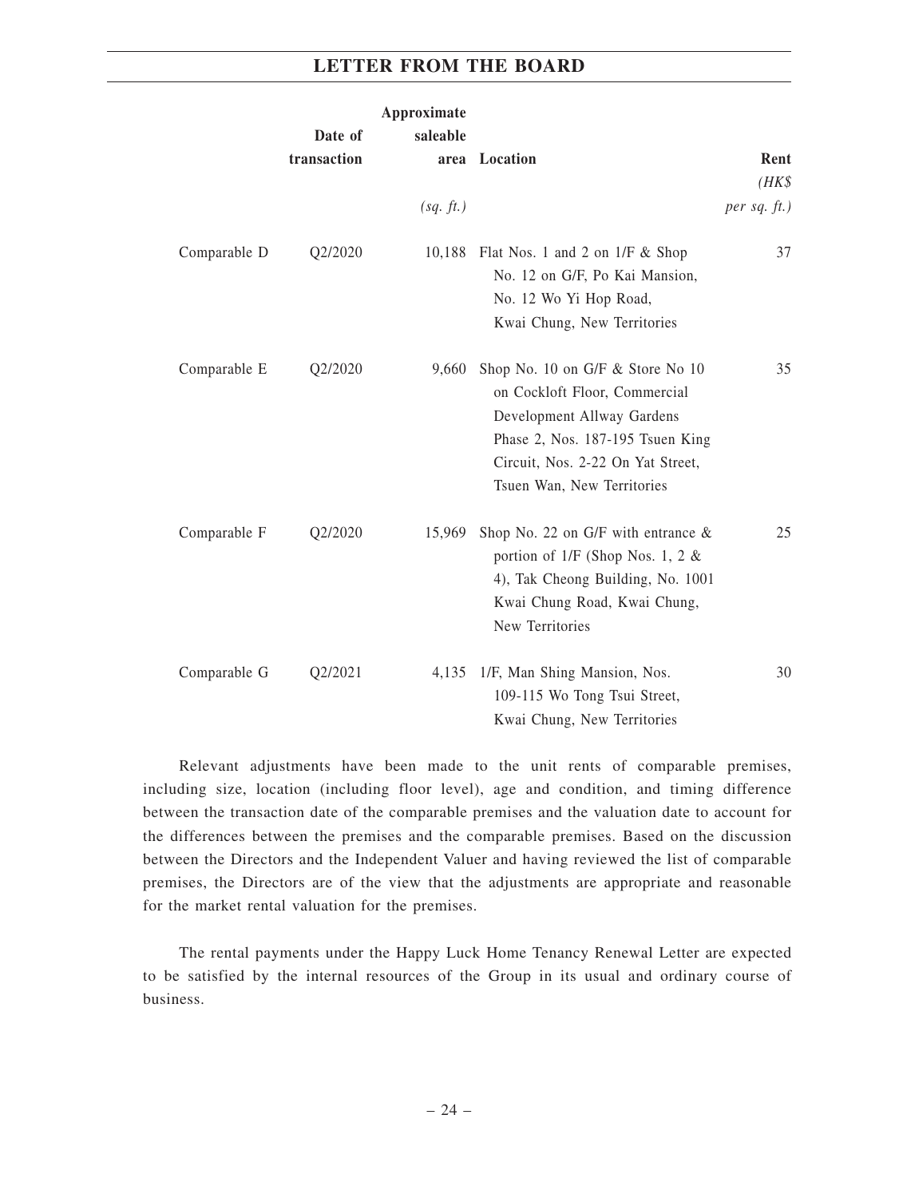| | Date of transaction | Approximate saleable area (sq. ft.) | Location | Rent (HK$ per sq. ft.) |
|---|---|---|---|---|
| Comparable D | Q2/2020 | 10,188 | Flat Nos. 1 and 2 on 1/F & Shop No. 12 on G/F, Po Kai Mansion, No. 12 Wo Yi Hop Road, Kwai Chung, New Territories | 37 |
| Comparable E | Q2/2020 | 9,660 | Shop No. 10 on G/F & Store No 10 on Cockloft Floor, Commercial Development Allway Gardens Phase 2, Nos. 187-195 Tsuen King Circuit, Nos. 2-22 On Yat Street, Tsuen Wan, New Territories | 35 |
| Comparable F | Q2/2020 | 15,969 | Shop No. 22 on G/F with entrance & portion of 1/F (Shop Nos. 1, 2 & 4), Tak Cheong Building, No. 1001 Kwai Chung Road, Kwai Chung, New Territories | 25 |
| Comparable G | Q2/2021 | 4,135 | 1/F, Man Shing Mansion, Nos. 109-115 Wo Tong Tsui Street, Kwai Chung, New Territories | 30 |

Relevant adjustments have been made to the unit rents of comparable premises, including size, location (including floor level), age and condition, and timing difference between the transaction date of the comparable premises and the valuation date to account for the differences between the premises and the comparable premises. Based on the discussion between the Directors and the Independent Valuer and having reviewed the list of comparable premises, the Directors are of the view that the adjustments are appropriate and reasonable for the market rental valuation for the premises.

The rental payments under the Happy Luck Home Tenancy Renewal Letter are expected to be satisfied by the internal resources of the Group in its usual and ordinary course of business.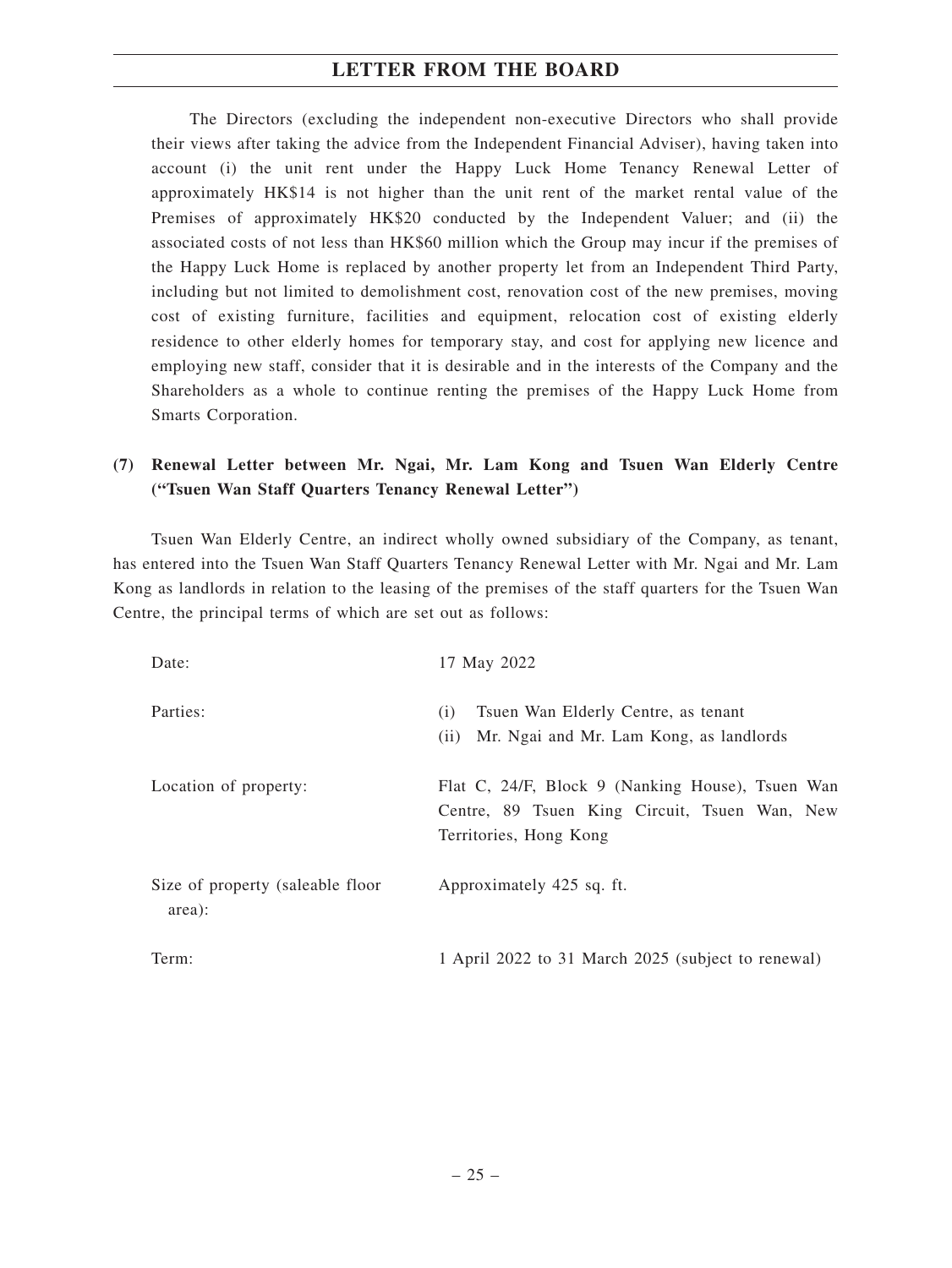The Directors (excluding the independent non-executive Directors who shall provide their views after taking the advice from the Independent Financial Adviser), having taken into account (i) the unit rent under the Happy Luck Home Tenancy Renewal Letter of approximately HK$14 is not higher than the unit rent of the market rental value of the Premises of approximately HK$20 conducted by the Independent Valuer; and (ii) the associated costs of not less than HK$60 million which the Group may incur if the premises of the Happy Luck Home is replaced by another property let from an Independent Third Party, including but not limited to demolishment cost, renovation cost of the new premises, moving cost of existing furniture, facilities and equipment, relocation cost of existing elderly residence to other elderly homes for temporary stay, and cost for applying new licence and employing new staff, consider that it is desirable and in the interests of the Company and the Shareholders as a whole to continue renting the premises of the Happy Luck Home from Smarts Corporation.

**(7) Renewal Letter between Mr. Ngai, Mr. Lam Kong and Tsuen Wan Elderly Centre ("Tsuen Wan Staff Quarters Tenancy Renewal Letter")**

Tsuen Wan Elderly Centre, an indirect wholly owned subsidiary of the Company, as tenant, has entered into the Tsuen Wan Staff Quarters Tenancy Renewal Letter with Mr. Ngai and Mr. Lam Kong as landlords in relation to the leasing of the premises of the staff quarters for the Tsuen Wan Centre, the principal terms of which are set out as follows:

| | |
|---|---|
| Date: | 17 May 2022 |
| Parties: | (i) Tsuen Wan Elderly Centre, as tenant<br>(ii) Mr. Ngai and Mr. Lam Kong, as landlords |
| Location of property: | Flat C, 24/F, Block 9 (Nanking House), Tsuen Wan Centre, 89 Tsuen King Circuit, Tsuen Wan, New Territories, Hong Kong |
| Size of property (saleable floor area): | Approximately 425 sq. ft. |
| Term: | 1 April 2022 to 31 March 2025 (subject to renewal) |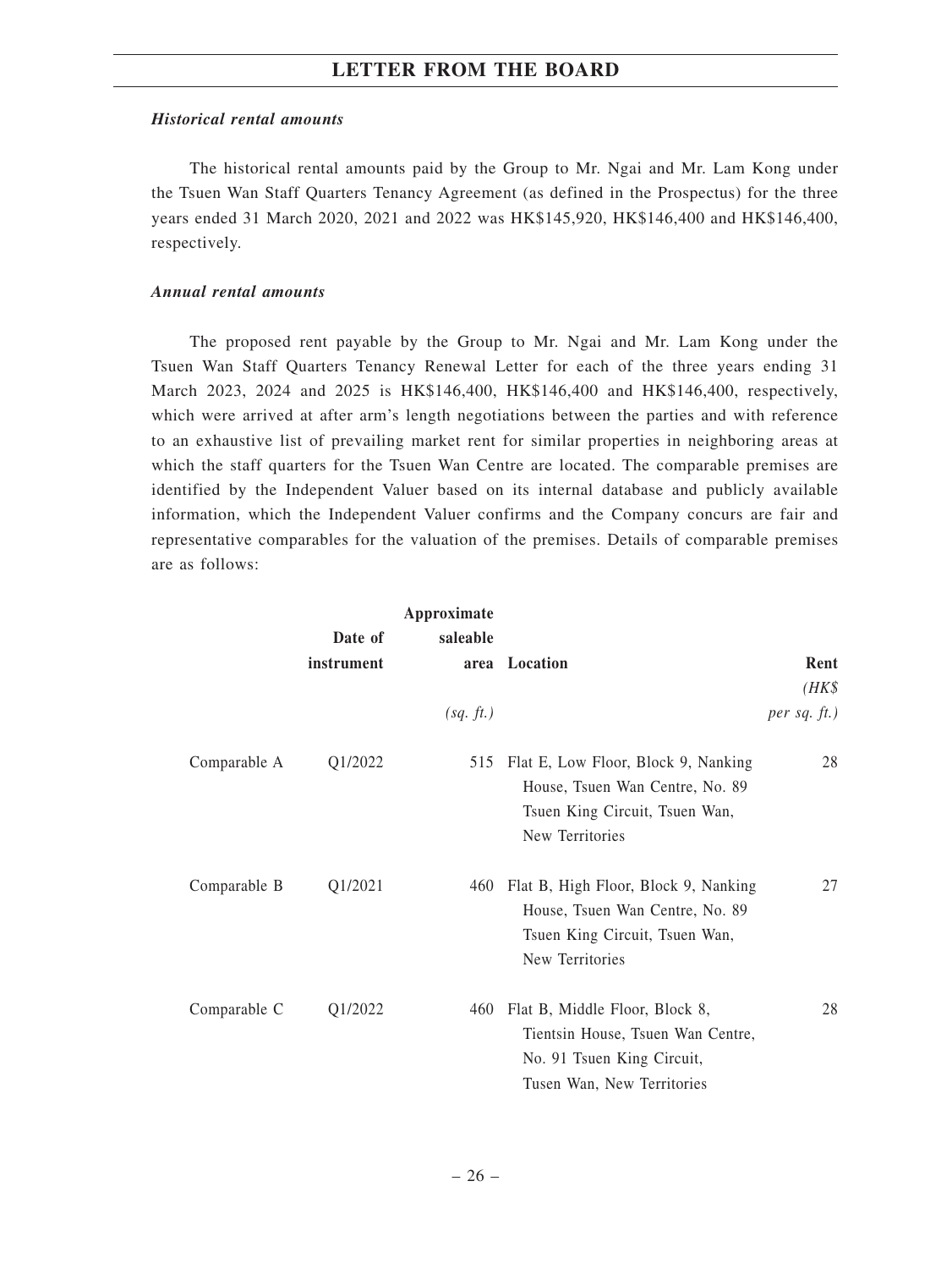***Historical rental amounts***

The historical rental amounts paid by the Group to Mr. Ngai and Mr. Lam Kong under the Tsuen Wan Staff Quarters Tenancy Agreement (as defined in the Prospectus) for the three years ended 31 March 2020, 2021 and 2022 was HK$145,920, HK$146,400 and HK$146,400, respectively.

***Annual rental amounts***

The proposed rent payable by the Group to Mr. Ngai and Mr. Lam Kong under the Tsuen Wan Staff Quarters Tenancy Renewal Letter for each of the three years ending 31 March 2023, 2024 and 2025 is HK$146,400, HK$146,400 and HK$146,400, respectively, which were arrived at after arm's length negotiations between the parties and with reference to an exhaustive list of prevailing market rent for similar properties in neighboring areas at which the staff quarters for the Tsuen Wan Centre are located. The comparable premises are identified by the Independent Valuer based on its internal database and publicly available information, which the Independent Valuer confirms and the Company concurs are fair and representative comparables for the valuation of the premises. Details of comparable premises are as follows:

| | **Date of instrument** | **Approximate saleable area** *(sq. ft.)* | **Location** | **Rent** *(HK$ per sq. ft.)* |
|---|---|---|---|---|
| Comparable A | Q1/2022 | 515 | Flat E, Low Floor, Block 9, Nanking House, Tsuen Wan Centre, No. 89 Tsuen King Circuit, Tsuen Wan, New Territories | 28 |
| Comparable B | Q1/2021 | 460 | Flat B, High Floor, Block 9, Nanking House, Tsuen Wan Centre, No. 89 Tsuen King Circuit, Tsuen Wan, New Territories | 27 |
| Comparable C | Q1/2022 | 460 | Flat B, Middle Floor, Block 8, Tientsin House, Tsuen Wan Centre, No. 91 Tsuen King Circuit, Tusen Wan, New Territories | 28 |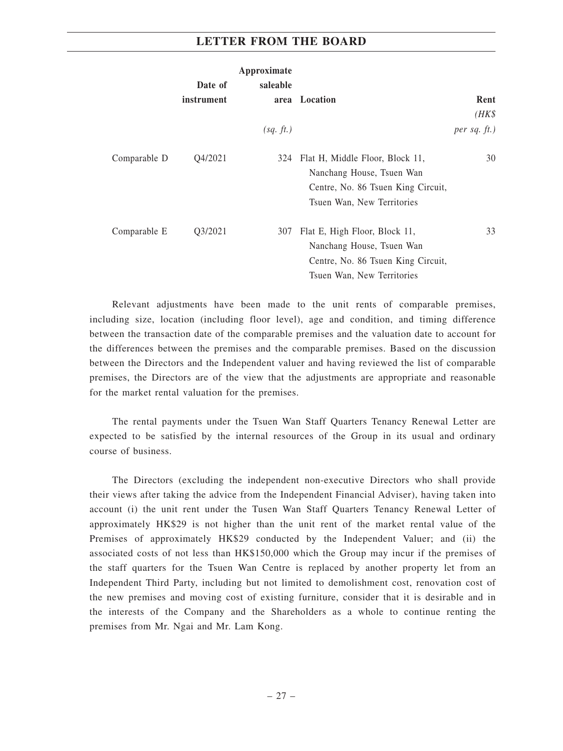| | Date of instrument | Approximate saleable area | Location | Rent |
|---|---|---|---|---|
| | | *(sq. ft.)* | | *(HK$ per sq. ft.)* |
| Comparable D | Q4/2021 | 324 | Flat H, Middle Floor, Block 11, Nanchang House, Tsuen Wan Centre, No. 86 Tsuen King Circuit, Tsuen Wan, New Territories | 30 |
| Comparable E | Q3/2021 | 307 | Flat E, High Floor, Block 11, Nanchang House, Tsuen Wan Centre, No. 86 Tsuen King Circuit, Tsuen Wan, New Territories | 33 |

Relevant adjustments have been made to the unit rents of comparable premises, including size, location (including floor level), age and condition, and timing difference between the transaction date of the comparable premises and the valuation date to account for the differences between the premises and the comparable premises. Based on the discussion between the Directors and the Independent valuer and having reviewed the list of comparable premises, the Directors are of the view that the adjustments are appropriate and reasonable for the market rental valuation for the premises.

The rental payments under the Tsuen Wan Staff Quarters Tenancy Renewal Letter are expected to be satisfied by the internal resources of the Group in its usual and ordinary course of business.

The Directors (excluding the independent non-executive Directors who shall provide their views after taking the advice from the Independent Financial Adviser), having taken into account (i) the unit rent under the Tusen Wan Staff Quarters Tenancy Renewal Letter of approximately HK$29 is not higher than the unit rent of the market rental value of the Premises of approximately HK$29 conducted by the Independent Valuer; and (ii) the associated costs of not less than HK$150,000 which the Group may incur if the premises of the staff quarters for the Tsuen Wan Centre is replaced by another property let from an Independent Third Party, including but not limited to demolishment cost, renovation cost of the new premises and moving cost of existing furniture, consider that it is desirable and in the interests of the Company and the Shareholders as a whole to continue renting the premises from Mr. Ngai and Mr. Lam Kong.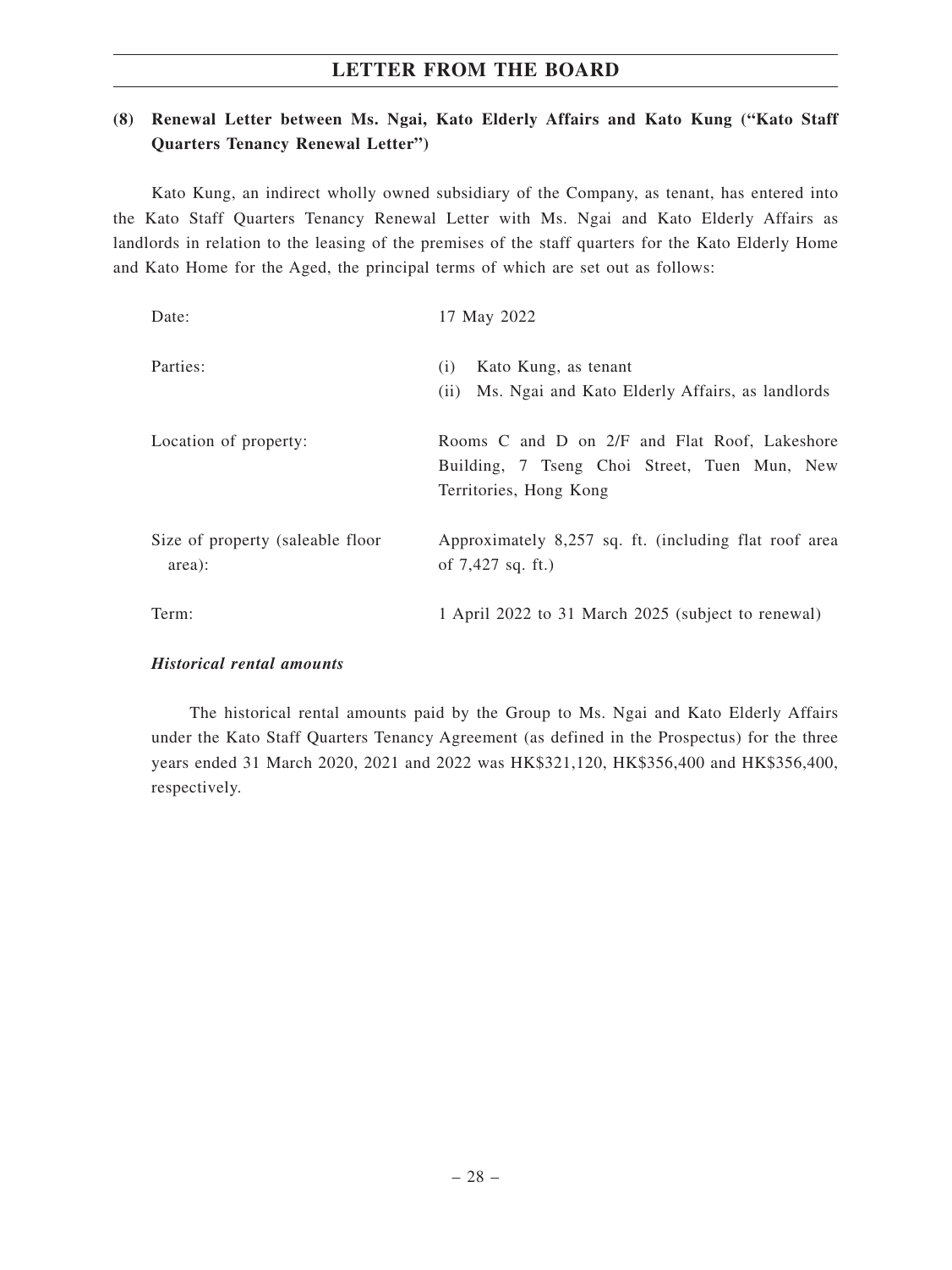### (8) Renewal Letter between Ms. Ngai, Kato Elderly Affairs and Kato Kung ("Kato Staff Quarters Tenancy Renewal Letter")

Kato Kung, an indirect wholly owned subsidiary of the Company, as tenant, has entered into the Kato Staff Quarters Tenancy Renewal Letter with Ms. Ngai and Kato Elderly Affairs as landlords in relation to the leasing of the premises of the staff quarters for the Kato Elderly Home and Kato Home for the Aged, the principal terms of which are set out as follows:

| | |
|---|---|
| Date: | 17 May 2022 |
| Parties: | (i) Kato Kung, as tenant<br>(ii) Ms. Ngai and Kato Elderly Affairs, as landlords |
| Location of property: | Rooms C and D on 2/F and Flat Roof, Lakeshore Building, 7 Tseng Choi Street, Tuen Mun, New Territories, Hong Kong |
| Size of property (saleable floor area): | Approximately 8,257 sq. ft. (including flat roof area of 7,427 sq. ft.) |
| Term: | 1 April 2022 to 31 March 2025 (subject to renewal) |

***Historical rental amounts***

The historical rental amounts paid by the Group to Ms. Ngai and Kato Elderly Affairs under the Kato Staff Quarters Tenancy Agreement (as defined in the Prospectus) for the three years ended 31 March 2020, 2021 and 2022 was HK$321,120, HK$356,400 and HK$356,400, respectively.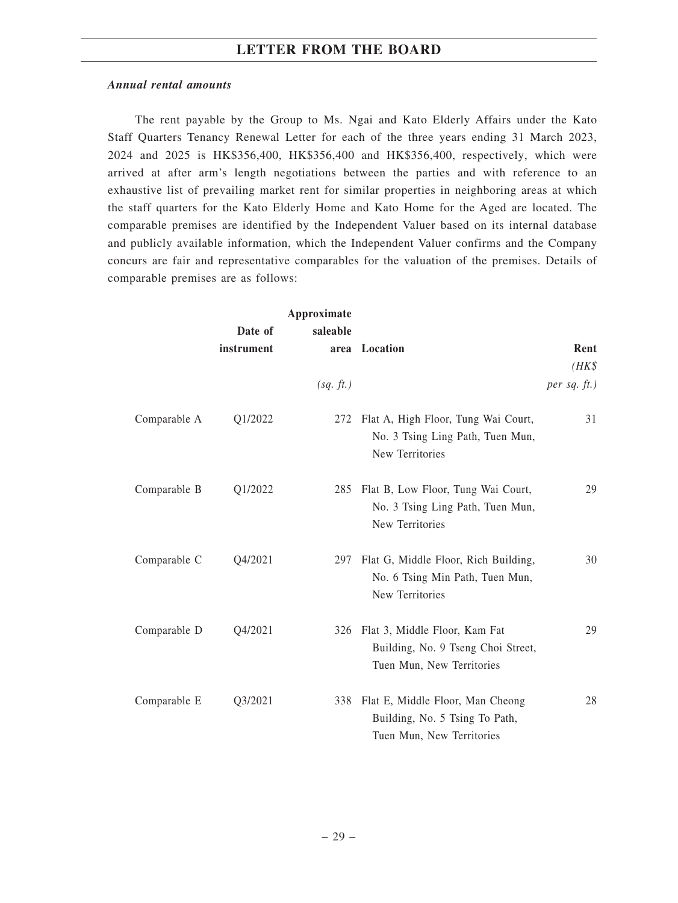***Annual rental amounts***

The rent payable by the Group to Ms. Ngai and Kato Elderly Affairs under the Kato Staff Quarters Tenancy Renewal Letter for each of the three years ending 31 March 2023, 2024 and 2025 is HK$356,400, HK$356,400 and HK$356,400, respectively, which were arrived at after arm's length negotiations between the parties and with reference to an exhaustive list of prevailing market rent for similar properties in neighboring areas at which the staff quarters for the Kato Elderly Home and Kato Home for the Aged are located. The comparable premises are identified by the Independent Valuer based on its internal database and publicly available information, which the Independent Valuer confirms and the Company concurs are fair and representative comparables for the valuation of the premises. Details of comparable premises are as follows:

| | Date of instrument | Approximate saleable area | Location | Rent |
|---|---|---|---|---|
| | | *(sq. ft.)* | | *(HK$ per sq. ft.)* |
| Comparable A | Q1/2022 | 272 | Flat A, High Floor, Tung Wai Court, No. 3 Tsing Ling Path, Tuen Mun, New Territories | 31 |
| Comparable B | Q1/2022 | 285 | Flat B, Low Floor, Tung Wai Court, No. 3 Tsing Ling Path, Tuen Mun, New Territories | 29 |
| Comparable C | Q4/2021 | 297 | Flat G, Middle Floor, Rich Building, No. 6 Tsing Min Path, Tuen Mun, New Territories | 30 |
| Comparable D | Q4/2021 | 326 | Flat 3, Middle Floor, Kam Fat Building, No. 9 Tseng Choi Street, Tuen Mun, New Territories | 29 |
| Comparable E | Q3/2021 | 338 | Flat E, Middle Floor, Man Cheong Building, No. 5 Tsing To Path, Tuen Mun, New Territories | 28 |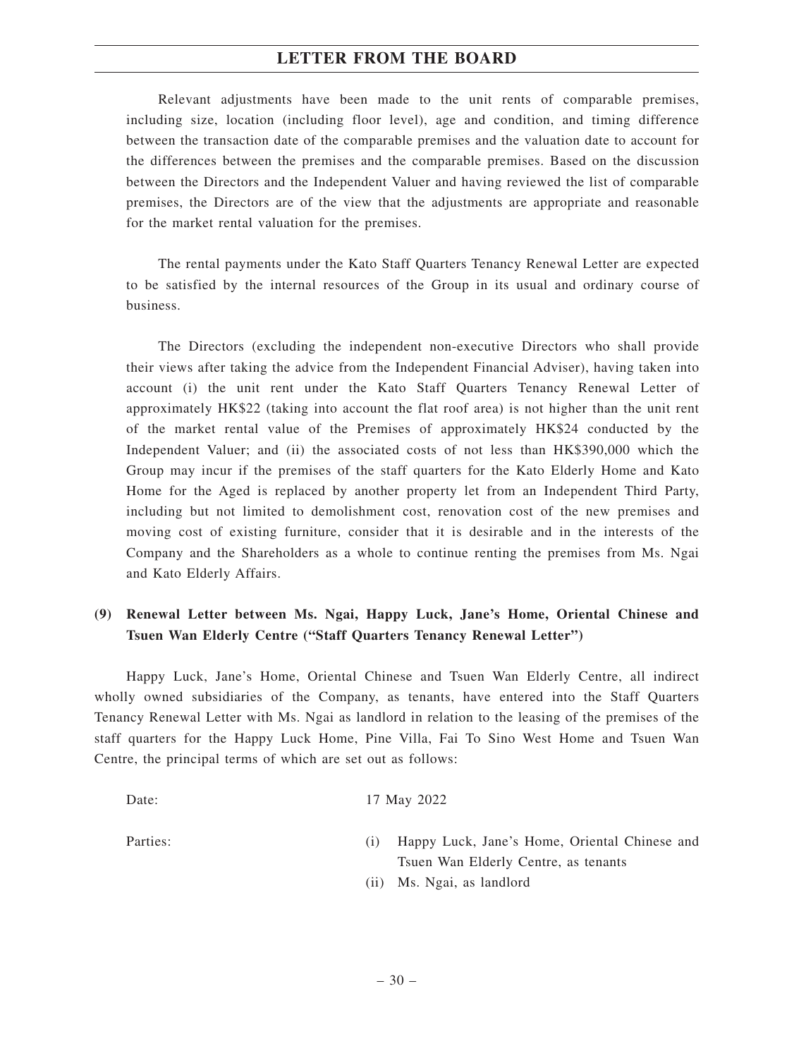Relevant adjustments have been made to the unit rents of comparable premises, including size, location (including floor level), age and condition, and timing difference between the transaction date of the comparable premises and the valuation date to account for the differences between the premises and the comparable premises. Based on the discussion between the Directors and the Independent Valuer and having reviewed the list of comparable premises, the Directors are of the view that the adjustments are appropriate and reasonable for the market rental valuation for the premises.

The rental payments under the Kato Staff Quarters Tenancy Renewal Letter are expected to be satisfied by the internal resources of the Group in its usual and ordinary course of business.

The Directors (excluding the independent non-executive Directors who shall provide their views after taking the advice from the Independent Financial Adviser), having taken into account (i) the unit rent under the Kato Staff Quarters Tenancy Renewal Letter of approximately HK$22 (taking into account the flat roof area) is not higher than the unit rent of the market rental value of the Premises of approximately HK$24 conducted by the Independent Valuer; and (ii) the associated costs of not less than HK$390,000 which the Group may incur if the premises of the staff quarters for the Kato Elderly Home and Kato Home for the Aged is replaced by another property let from an Independent Third Party, including but not limited to demolishment cost, renovation cost of the new premises and moving cost of existing furniture, consider that it is desirable and in the interests of the Company and the Shareholders as a whole to continue renting the premises from Ms. Ngai and Kato Elderly Affairs.

**(9) Renewal Letter between Ms. Ngai, Happy Luck, Jane's Home, Oriental Chinese and Tsuen Wan Elderly Centre ("Staff Quarters Tenancy Renewal Letter")**

Happy Luck, Jane's Home, Oriental Chinese and Tsuen Wan Elderly Centre, all indirect wholly owned subsidiaries of the Company, as tenants, have entered into the Staff Quarters Tenancy Renewal Letter with Ms. Ngai as landlord in relation to the leasing of the premises of the staff quarters for the Happy Luck Home, Pine Villa, Fai To Sino West Home and Tsuen Wan Centre, the principal terms of which are set out as follows:

Date: 17 May 2022

Parties:
- (i) Happy Luck, Jane's Home, Oriental Chinese and Tsuen Wan Elderly Centre, as tenants
- (ii) Ms. Ngai, as landlord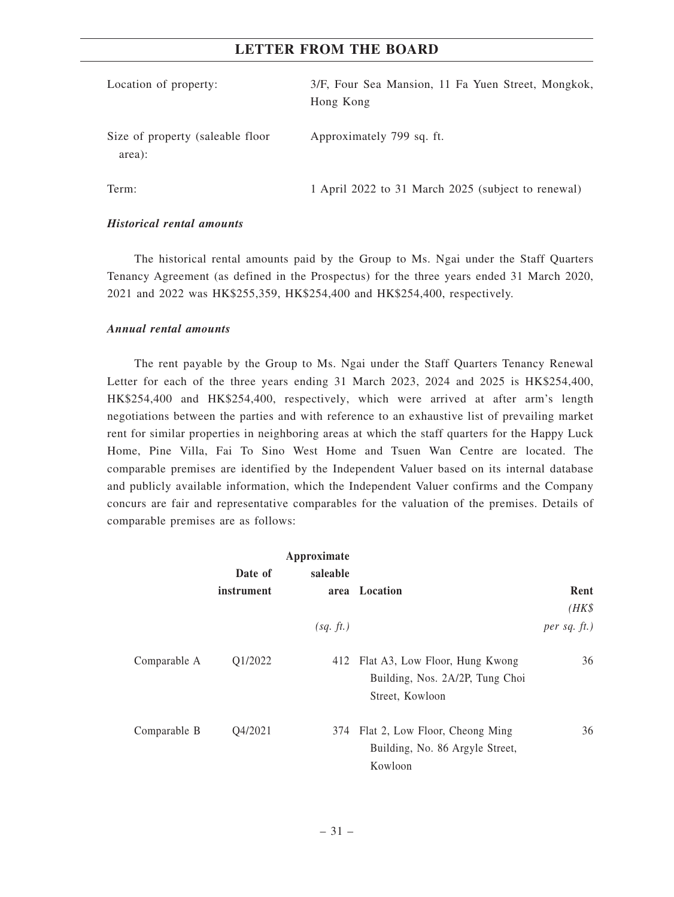| | |
|---|---|
| Location of property: | 3/F, Four Sea Mansion, 11 Fa Yuen Street, Mongkok, Hong Kong |
| Size of property (saleable floor area): | Approximately 799 sq. ft. |
| Term: | 1 April 2022 to 31 March 2025 (subject to renewal) |

***Historical rental amounts***

The historical rental amounts paid by the Group to Ms. Ngai under the Staff Quarters Tenancy Agreement (as defined in the Prospectus) for the three years ended 31 March 2020, 2021 and 2022 was HK$255,359, HK$254,400 and HK$254,400, respectively.

***Annual rental amounts***

The rent payable by the Group to Ms. Ngai under the Staff Quarters Tenancy Renewal Letter for each of the three years ending 31 March 2023, 2024 and 2025 is HK$254,400, HK$254,400 and HK$254,400, respectively, which were arrived at after arm's length negotiations between the parties and with reference to an exhaustive list of prevailing market rent for similar properties in neighboring areas at which the staff quarters for the Happy Luck Home, Pine Villa, Fai To Sino West Home and Tsuen Wan Centre are located. The comparable premises are identified by the Independent Valuer based on its internal database and publicly available information, which the Independent Valuer confirms and the Company concurs are fair and representative comparables for the valuation of the premises. Details of comparable premises are as follows:

| | Date of instrument | Approximate saleable area | Location | Rent |
|---|---|---|---|---|
| | | *(sq. ft.)* | | *(HK$ per sq. ft.)* |
| Comparable A | Q1/2022 | 412 | Flat A3, Low Floor, Hung Kwong Building, Nos. 2A/2P, Tung Choi Street, Kowloon | 36 |
| Comparable B | Q4/2021 | 374 | Flat 2, Low Floor, Cheong Ming Building, No. 86 Argyle Street, Kowloon | 36 |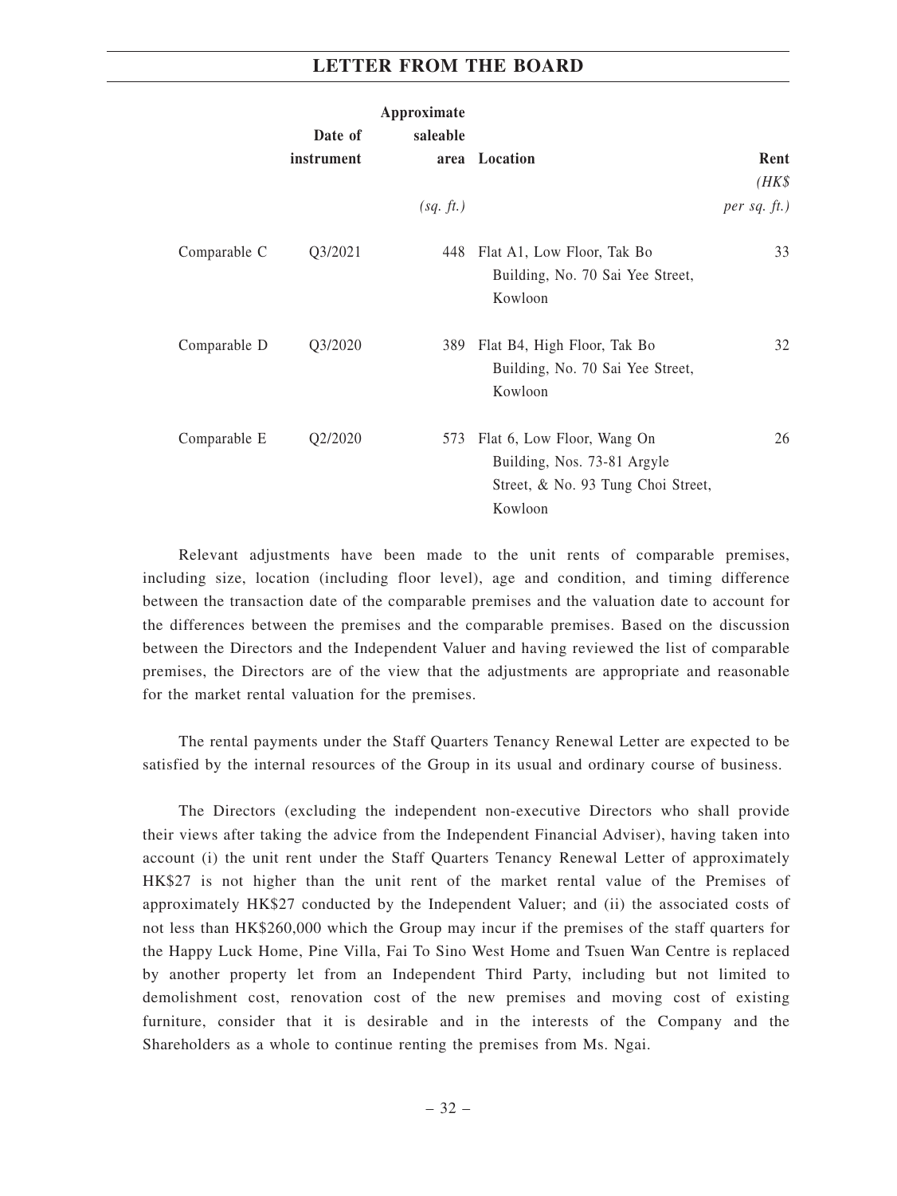| | Date of instrument | Approximate saleable area (sq. ft.) | Location | Rent (HK$ per sq. ft.) |
|---|---|---|---|---|
| Comparable C | Q3/2021 | 448 | Flat A1, Low Floor, Tak Bo Building, No. 70 Sai Yee Street, Kowloon | 33 |
| Comparable D | Q3/2020 | 389 | Flat B4, High Floor, Tak Bo Building, No. 70 Sai Yee Street, Kowloon | 32 |
| Comparable E | Q2/2020 | 573 | Flat 6, Low Floor, Wang On Building, Nos. 73-81 Argyle Street, & No. 93 Tung Choi Street, Kowloon | 26 |

Relevant adjustments have been made to the unit rents of comparable premises, including size, location (including floor level), age and condition, and timing difference between the transaction date of the comparable premises and the valuation date to account for the differences between the premises and the comparable premises. Based on the discussion between the Directors and the Independent Valuer and having reviewed the list of comparable premises, the Directors are of the view that the adjustments are appropriate and reasonable for the market rental valuation for the premises.

The rental payments under the Staff Quarters Tenancy Renewal Letter are expected to be satisfied by the internal resources of the Group in its usual and ordinary course of business.

The Directors (excluding the independent non-executive Directors who shall provide their views after taking the advice from the Independent Financial Adviser), having taken into account (i) the unit rent under the Staff Quarters Tenancy Renewal Letter of approximately HK$27 is not higher than the unit rent of the market rental value of the Premises of approximately HK$27 conducted by the Independent Valuer; and (ii) the associated costs of not less than HK$260,000 which the Group may incur if the premises of the staff quarters for the Happy Luck Home, Pine Villa, Fai To Sino West Home and Tsuen Wan Centre is replaced by another property let from an Independent Third Party, including but not limited to demolishment cost, renovation cost of the new premises and moving cost of existing furniture, consider that it is desirable and in the interests of the Company and the Shareholders as a whole to continue renting the premises from Ms. Ngai.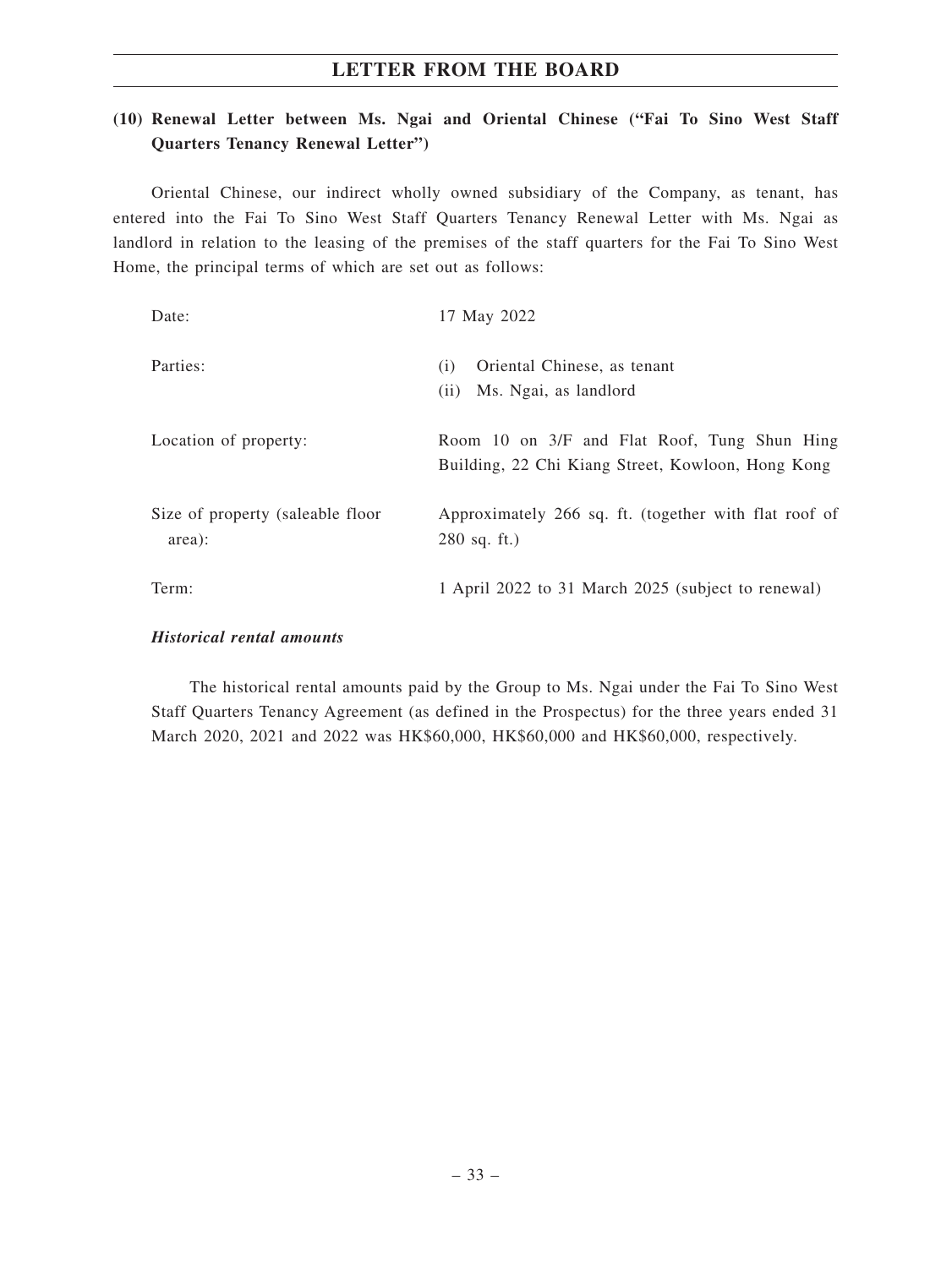### (10) Renewal Letter between Ms. Ngai and Oriental Chinese ("Fai To Sino West Staff Quarters Tenancy Renewal Letter")

Oriental Chinese, our indirect wholly owned subsidiary of the Company, as tenant, has entered into the Fai To Sino West Staff Quarters Tenancy Renewal Letter with Ms. Ngai as landlord in relation to the leasing of the premises of the staff quarters for the Fai To Sino West Home, the principal terms of which are set out as follows:

| | |
|---|---|
| Date: | 17 May 2022 |
| Parties: | (i) Oriental Chinese, as tenant<br>(ii) Ms. Ngai, as landlord |
| Location of property: | Room 10 on 3/F and Flat Roof, Tung Shun Hing Building, 22 Chi Kiang Street, Kowloon, Hong Kong |
| Size of property (saleable floor area): | Approximately 266 sq. ft. (together with flat roof of 280 sq. ft.) |
| Term: | 1 April 2022 to 31 March 2025 (subject to renewal) |

***Historical rental amounts***

The historical rental amounts paid by the Group to Ms. Ngai under the Fai To Sino West Staff Quarters Tenancy Agreement (as defined in the Prospectus) for the three years ended 31 March 2020, 2021 and 2022 was HK$60,000, HK$60,000 and HK$60,000, respectively.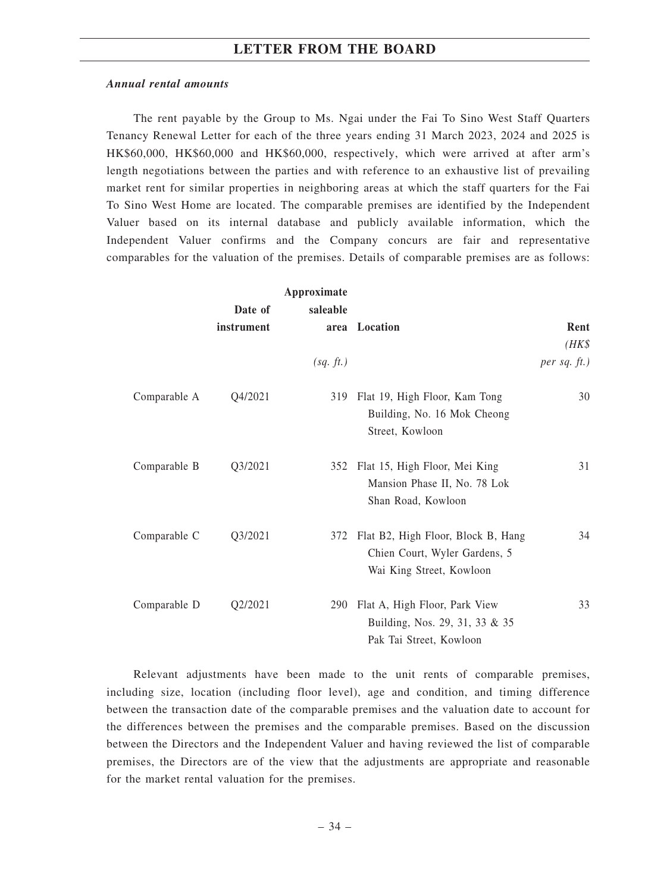***Annual rental amounts***

The rent payable by the Group to Ms. Ngai under the Fai To Sino West Staff Quarters Tenancy Renewal Letter for each of the three years ending 31 March 2023, 2024 and 2025 is HK$60,000, HK$60,000 and HK$60,000, respectively, which were arrived at after arm's length negotiations between the parties and with reference to an exhaustive list of prevailing market rent for similar properties in neighboring areas at which the staff quarters for the Fai To Sino West Home are located. The comparable premises are identified by the Independent Valuer based on its internal database and publicly available information, which the Independent Valuer confirms and the Company concurs are fair and representative comparables for the valuation of the premises. Details of comparable premises are as follows:

| | Date of instrument | Approximate saleable area *(sq. ft.)* | Location | Rent *(HK$ per sq. ft.)* |
|---|---|---|---|---|
| Comparable A | Q4/2021 | 319 | Flat 19, High Floor, Kam Tong Building, No. 16 Mok Cheong Street, Kowloon | 30 |
| Comparable B | Q3/2021 | 352 | Flat 15, High Floor, Mei King Mansion Phase II, No. 78 Lok Shan Road, Kowloon | 31 |
| Comparable C | Q3/2021 | 372 | Flat B2, High Floor, Block B, Hang Chien Court, Wyler Gardens, 5 Wai King Street, Kowloon | 34 |
| Comparable D | Q2/2021 | 290 | Flat A, High Floor, Park View Building, Nos. 29, 31, 33 & 35 Pak Tai Street, Kowloon | 33 |

Relevant adjustments have been made to the unit rents of comparable premises, including size, location (including floor level), age and condition, and timing difference between the transaction date of the comparable premises and the valuation date to account for the differences between the premises and the comparable premises. Based on the discussion between the Directors and the Independent Valuer and having reviewed the list of comparable premises, the Directors are of the view that the adjustments are appropriate and reasonable for the market rental valuation for the premises.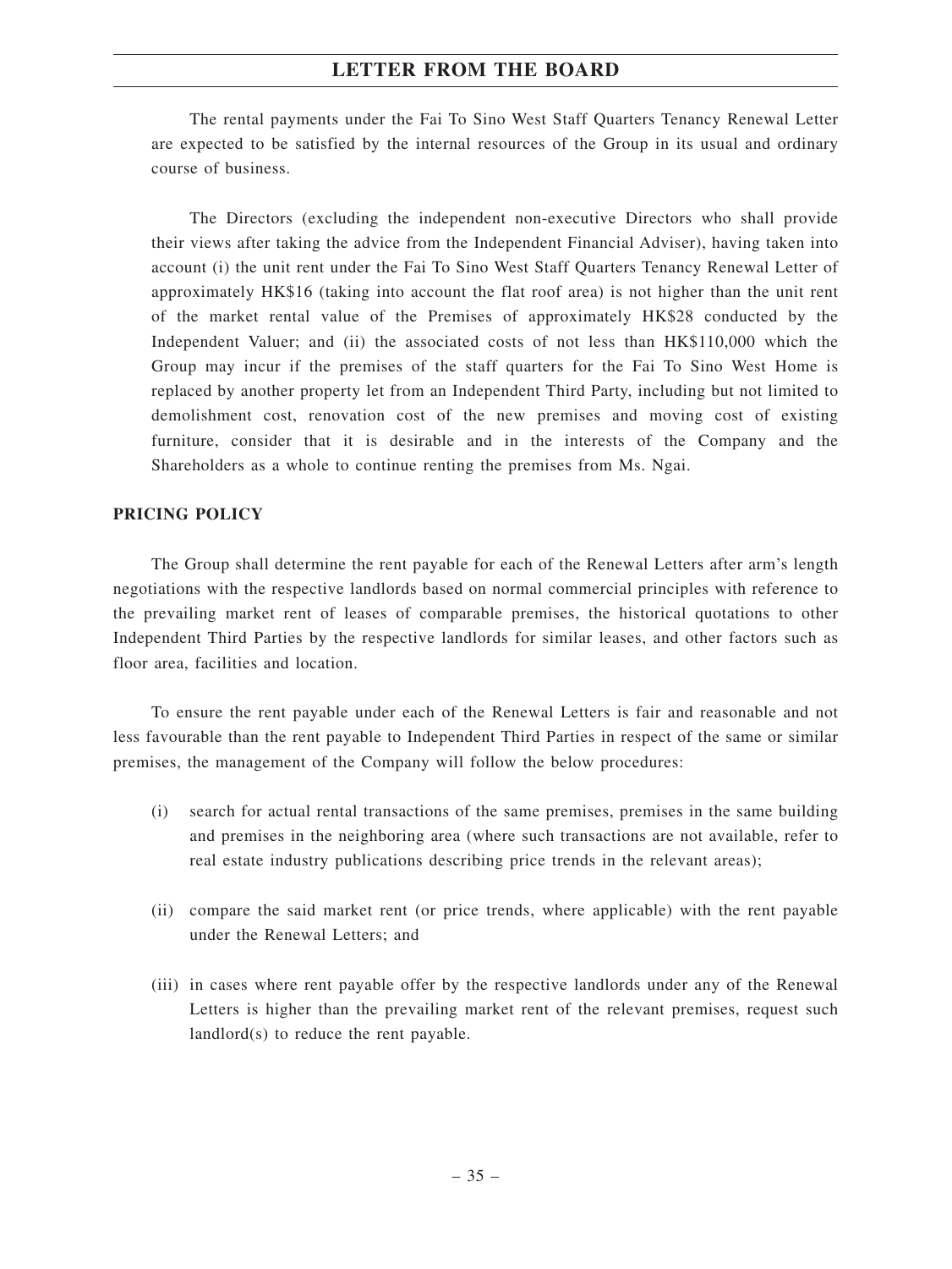The rental payments under the Fai To Sino West Staff Quarters Tenancy Renewal Letter are expected to be satisfied by the internal resources of the Group in its usual and ordinary course of business.

The Directors (excluding the independent non-executive Directors who shall provide their views after taking the advice from the Independent Financial Adviser), having taken into account (i) the unit rent under the Fai To Sino West Staff Quarters Tenancy Renewal Letter of approximately HK$16 (taking into account the flat roof area) is not higher than the unit rent of the market rental value of the Premises of approximately HK$28 conducted by the Independent Valuer; and (ii) the associated costs of not less than HK$110,000 which the Group may incur if the premises of the staff quarters for the Fai To Sino West Home is replaced by another property let from an Independent Third Party, including but not limited to demolishment cost, renovation cost of the new premises and moving cost of existing furniture, consider that it is desirable and in the interests of the Company and the Shareholders as a whole to continue renting the premises from Ms. Ngai.

## PRICING POLICY

The Group shall determine the rent payable for each of the Renewal Letters after arm's length negotiations with the respective landlords based on normal commercial principles with reference to the prevailing market rent of leases of comparable premises, the historical quotations to other Independent Third Parties by the respective landlords for similar leases, and other factors such as floor area, facilities and location.

To ensure the rent payable under each of the Renewal Letters is fair and reasonable and not less favourable than the rent payable to Independent Third Parties in respect of the same or similar premises, the management of the Company will follow the below procedures:

(i) search for actual rental transactions of the same premises, premises in the same building and premises in the neighboring area (where such transactions are not available, refer to real estate industry publications describing price trends in the relevant areas);

(ii) compare the said market rent (or price trends, where applicable) with the rent payable under the Renewal Letters; and

(iii) in cases where rent payable offer by the respective landlords under any of the Renewal Letters is higher than the prevailing market rent of the relevant premises, request such landlord(s) to reduce the rent payable.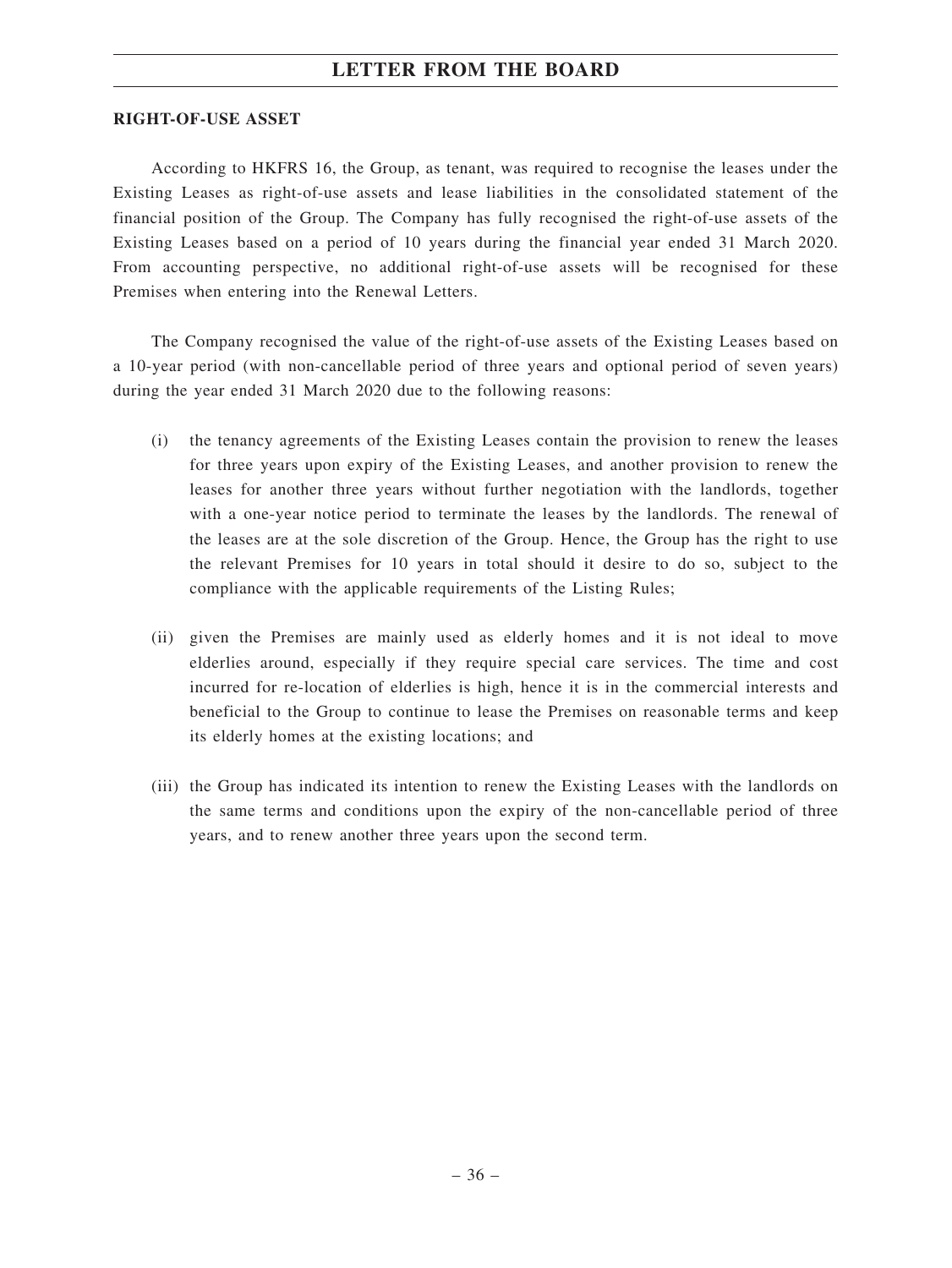## RIGHT-OF-USE ASSET

According to HKFRS 16, the Group, as tenant, was required to recognise the leases under the Existing Leases as right-of-use assets and lease liabilities in the consolidated statement of the financial position of the Group. The Company has fully recognised the right-of-use assets of the Existing Leases based on a period of 10 years during the financial year ended 31 March 2020. From accounting perspective, no additional right-of-use assets will be recognised for these Premises when entering into the Renewal Letters.

The Company recognised the value of the right-of-use assets of the Existing Leases based on a 10-year period (with non-cancellable period of three years and optional period of seven years) during the year ended 31 March 2020 due to the following reasons:

(i) the tenancy agreements of the Existing Leases contain the provision to renew the leases for three years upon expiry of the Existing Leases, and another provision to renew the leases for another three years without further negotiation with the landlords, together with a one-year notice period to terminate the leases by the landlords. The renewal of the leases are at the sole discretion of the Group. Hence, the Group has the right to use the relevant Premises for 10 years in total should it desire to do so, subject to the compliance with the applicable requirements of the Listing Rules;

(ii) given the Premises are mainly used as elderly homes and it is not ideal to move elderlies around, especially if they require special care services. The time and cost incurred for re-location of elderlies is high, hence it is in the commercial interests and beneficial to the Group to continue to lease the Premises on reasonable terms and keep its elderly homes at the existing locations; and

(iii) the Group has indicated its intention to renew the Existing Leases with the landlords on the same terms and conditions upon the expiry of the non-cancellable period of three years, and to renew another three years upon the second term.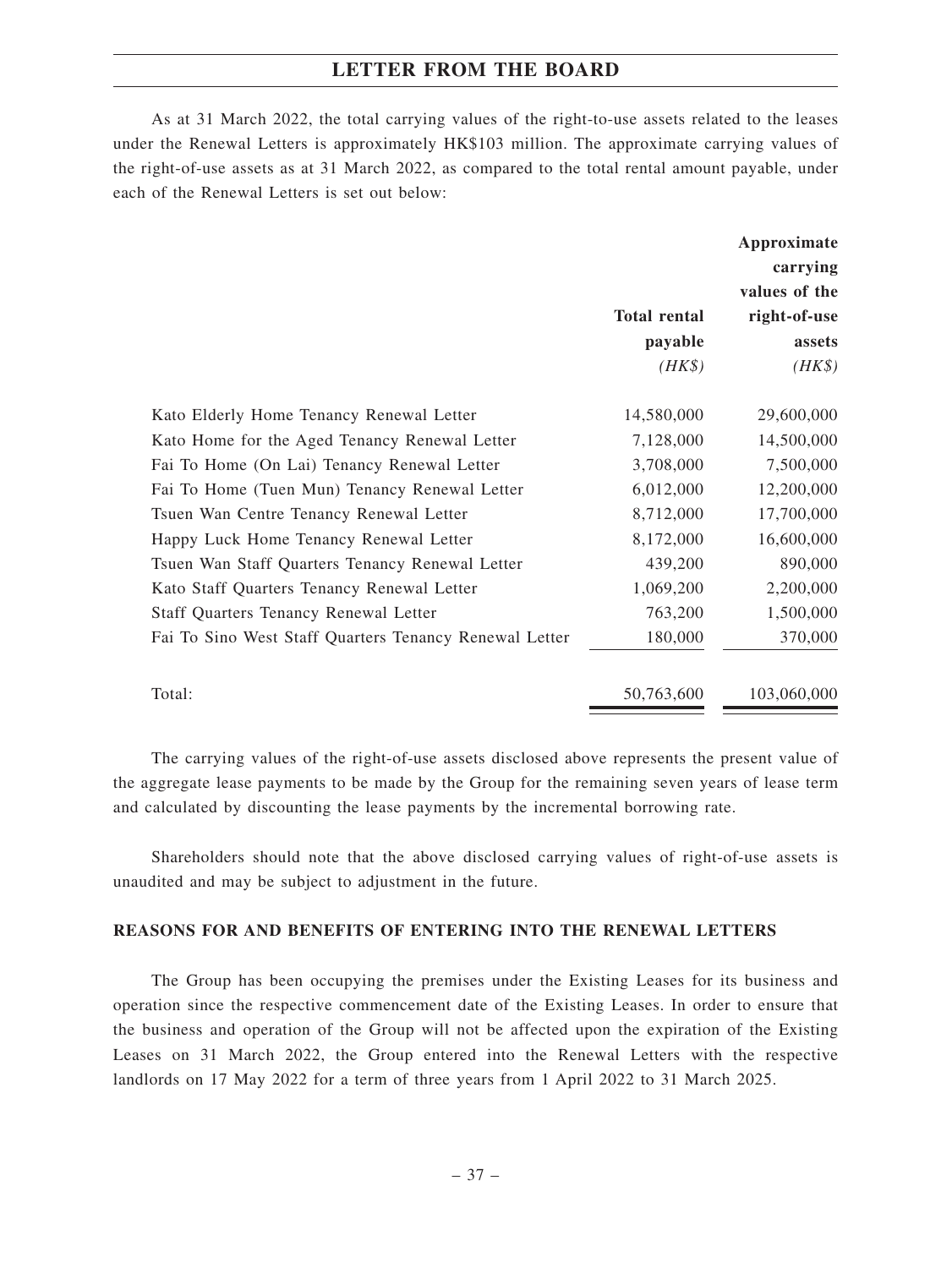As at 31 March 2022, the total carrying values of the right-to-use assets related to the leases under the Renewal Letters is approximately HK$103 million. The approximate carrying values of the right-of-use assets as at 31 March 2022, as compared to the total rental amount payable, under each of the Renewal Letters is set out below:

| | Total rental payable *(HK$)* | Approximate carrying values of the right-of-use assets *(HK$)* |
|---|---|---|
| Kato Elderly Home Tenancy Renewal Letter | 14,580,000 | 29,600,000 |
| Kato Home for the Aged Tenancy Renewal Letter | 7,128,000 | 14,500,000 |
| Fai To Home (On Lai) Tenancy Renewal Letter | 3,708,000 | 7,500,000 |
| Fai To Home (Tuen Mun) Tenancy Renewal Letter | 6,012,000 | 12,200,000 |
| Tsuen Wan Centre Tenancy Renewal Letter | 8,712,000 | 17,700,000 |
| Happy Luck Home Tenancy Renewal Letter | 8,172,000 | 16,600,000 |
| Tsuen Wan Staff Quarters Tenancy Renewal Letter | 439,200 | 890,000 |
| Kato Staff Quarters Tenancy Renewal Letter | 1,069,200 | 2,200,000 |
| Staff Quarters Tenancy Renewal Letter | 763,200 | 1,500,000 |
| Fai To Sino West Staff Quarters Tenancy Renewal Letter | 180,000 | 370,000 |
| Total: | 50,763,600 | 103,060,000 |

The carrying values of the right-of-use assets disclosed above represents the present value of the aggregate lease payments to be made by the Group for the remaining seven years of lease term and calculated by discounting the lease payments by the incremental borrowing rate.

Shareholders should note that the above disclosed carrying values of right-of-use assets is unaudited and may be subject to adjustment in the future.

**REASONS FOR AND BENEFITS OF ENTERING INTO THE RENEWAL LETTERS**

The Group has been occupying the premises under the Existing Leases for its business and operation since the respective commencement date of the Existing Leases. In order to ensure that the business and operation of the Group will not be affected upon the expiration of the Existing Leases on 31 March 2022, the Group entered into the Renewal Letters with the respective landlords on 17 May 2022 for a term of three years from 1 April 2022 to 31 March 2025.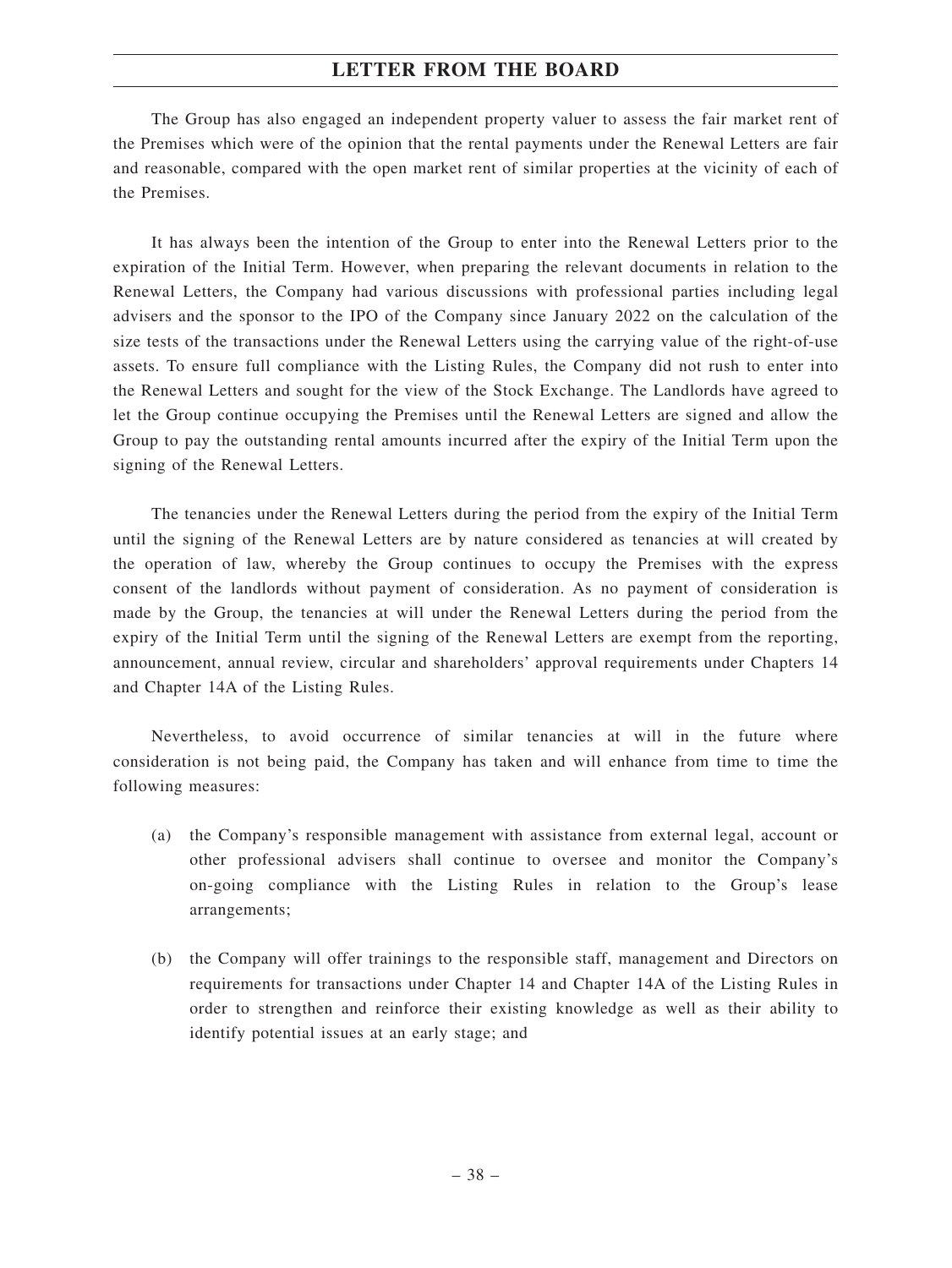The Group has also engaged an independent property valuer to assess the fair market rent of the Premises which were of the opinion that the rental payments under the Renewal Letters are fair and reasonable, compared with the open market rent of similar properties at the vicinity of each of the Premises.

It has always been the intention of the Group to enter into the Renewal Letters prior to the expiration of the Initial Term. However, when preparing the relevant documents in relation to the Renewal Letters, the Company had various discussions with professional parties including legal advisers and the sponsor to the IPO of the Company since January 2022 on the calculation of the size tests of the transactions under the Renewal Letters using the carrying value of the right-of-use assets. To ensure full compliance with the Listing Rules, the Company did not rush to enter into the Renewal Letters and sought for the view of the Stock Exchange. The Landlords have agreed to let the Group continue occupying the Premises until the Renewal Letters are signed and allow the Group to pay the outstanding rental amounts incurred after the expiry of the Initial Term upon the signing of the Renewal Letters.

The tenancies under the Renewal Letters during the period from the expiry of the Initial Term until the signing of the Renewal Letters are by nature considered as tenancies at will created by the operation of law, whereby the Group continues to occupy the Premises with the express consent of the landlords without payment of consideration. As no payment of consideration is made by the Group, the tenancies at will under the Renewal Letters during the period from the expiry of the Initial Term until the signing of the Renewal Letters are exempt from the reporting, announcement, annual review, circular and shareholders' approval requirements under Chapters 14 and Chapter 14A of the Listing Rules.

Nevertheless, to avoid occurrence of similar tenancies at will in the future where consideration is not being paid, the Company has taken and will enhance from time to time the following measures:

(a) the Company's responsible management with assistance from external legal, account or other professional advisers shall continue to oversee and monitor the Company's on-going compliance with the Listing Rules in relation to the Group's lease arrangements;

(b) the Company will offer trainings to the responsible staff, management and Directors on requirements for transactions under Chapter 14 and Chapter 14A of the Listing Rules in order to strengthen and reinforce their existing knowledge as well as their ability to identify potential issues at an early stage; and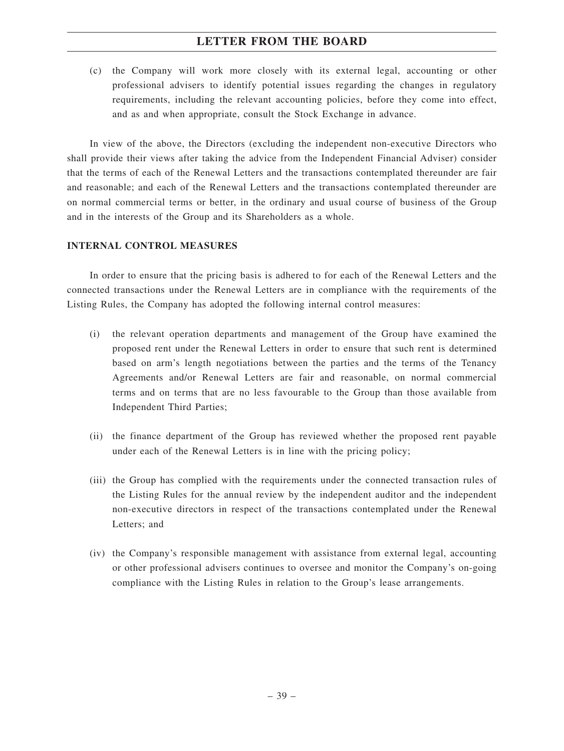(c) the Company will work more closely with its external legal, accounting or other professional advisers to identify potential issues regarding the changes in regulatory requirements, including the relevant accounting policies, before they come into effect, and as and when appropriate, consult the Stock Exchange in advance.

In view of the above, the Directors (excluding the independent non-executive Directors who shall provide their views after taking the advice from the Independent Financial Adviser) consider that the terms of each of the Renewal Letters and the transactions contemplated thereunder are fair and reasonable; and each of the Renewal Letters and the transactions contemplated thereunder are on normal commercial terms or better, in the ordinary and usual course of business of the Group and in the interests of the Group and its Shareholders as a whole.

**INTERNAL CONTROL MEASURES**

In order to ensure that the pricing basis is adhered to for each of the Renewal Letters and the connected transactions under the Renewal Letters are in compliance with the requirements of the Listing Rules, the Company has adopted the following internal control measures:

(i) the relevant operation departments and management of the Group have examined the proposed rent under the Renewal Letters in order to ensure that such rent is determined based on arm's length negotiations between the parties and the terms of the Tenancy Agreements and/or Renewal Letters are fair and reasonable, on normal commercial terms and on terms that are no less favourable to the Group than those available from Independent Third Parties;

(ii) the finance department of the Group has reviewed whether the proposed rent payable under each of the Renewal Letters is in line with the pricing policy;

(iii) the Group has complied with the requirements under the connected transaction rules of the Listing Rules for the annual review by the independent auditor and the independent non-executive directors in respect of the transactions contemplated under the Renewal Letters; and

(iv) the Company's responsible management with assistance from external legal, accounting or other professional advisers continues to oversee and monitor the Company's on-going compliance with the Listing Rules in relation to the Group's lease arrangements.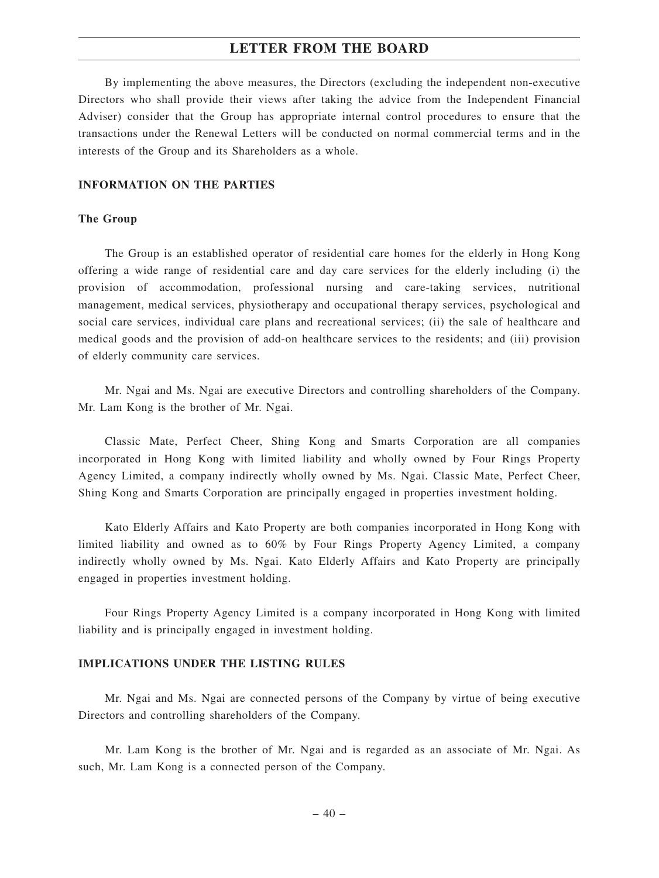By implementing the above measures, the Directors (excluding the independent non-executive Directors who shall provide their views after taking the advice from the Independent Financial Adviser) consider that the Group has appropriate internal control procedures to ensure that the transactions under the Renewal Letters will be conducted on normal commercial terms and in the interests of the Group and its Shareholders as a whole.

## INFORMATION ON THE PARTIES

### The Group

The Group is an established operator of residential care homes for the elderly in Hong Kong offering a wide range of residential care and day care services for the elderly including (i) the provision of accommodation, professional nursing and care-taking services, nutritional management, medical services, physiotherapy and occupational therapy services, psychological and social care services, individual care plans and recreational services; (ii) the sale of healthcare and medical goods and the provision of add-on healthcare services to the residents; and (iii) provision of elderly community care services.

Mr. Ngai and Ms. Ngai are executive Directors and controlling shareholders of the Company. Mr. Lam Kong is the brother of Mr. Ngai.

Classic Mate, Perfect Cheer, Shing Kong and Smarts Corporation are all companies incorporated in Hong Kong with limited liability and wholly owned by Four Rings Property Agency Limited, a company indirectly wholly owned by Ms. Ngai. Classic Mate, Perfect Cheer, Shing Kong and Smarts Corporation are principally engaged in properties investment holding.

Kato Elderly Affairs and Kato Property are both companies incorporated in Hong Kong with limited liability and owned as to 60% by Four Rings Property Agency Limited, a company indirectly wholly owned by Ms. Ngai. Kato Elderly Affairs and Kato Property are principally engaged in properties investment holding.

Four Rings Property Agency Limited is a company incorporated in Hong Kong with limited liability and is principally engaged in investment holding.

## IMPLICATIONS UNDER THE LISTING RULES

Mr. Ngai and Ms. Ngai are connected persons of the Company by virtue of being executive Directors and controlling shareholders of the Company.

Mr. Lam Kong is the brother of Mr. Ngai and is regarded as an associate of Mr. Ngai. As such, Mr. Lam Kong is a connected person of the Company.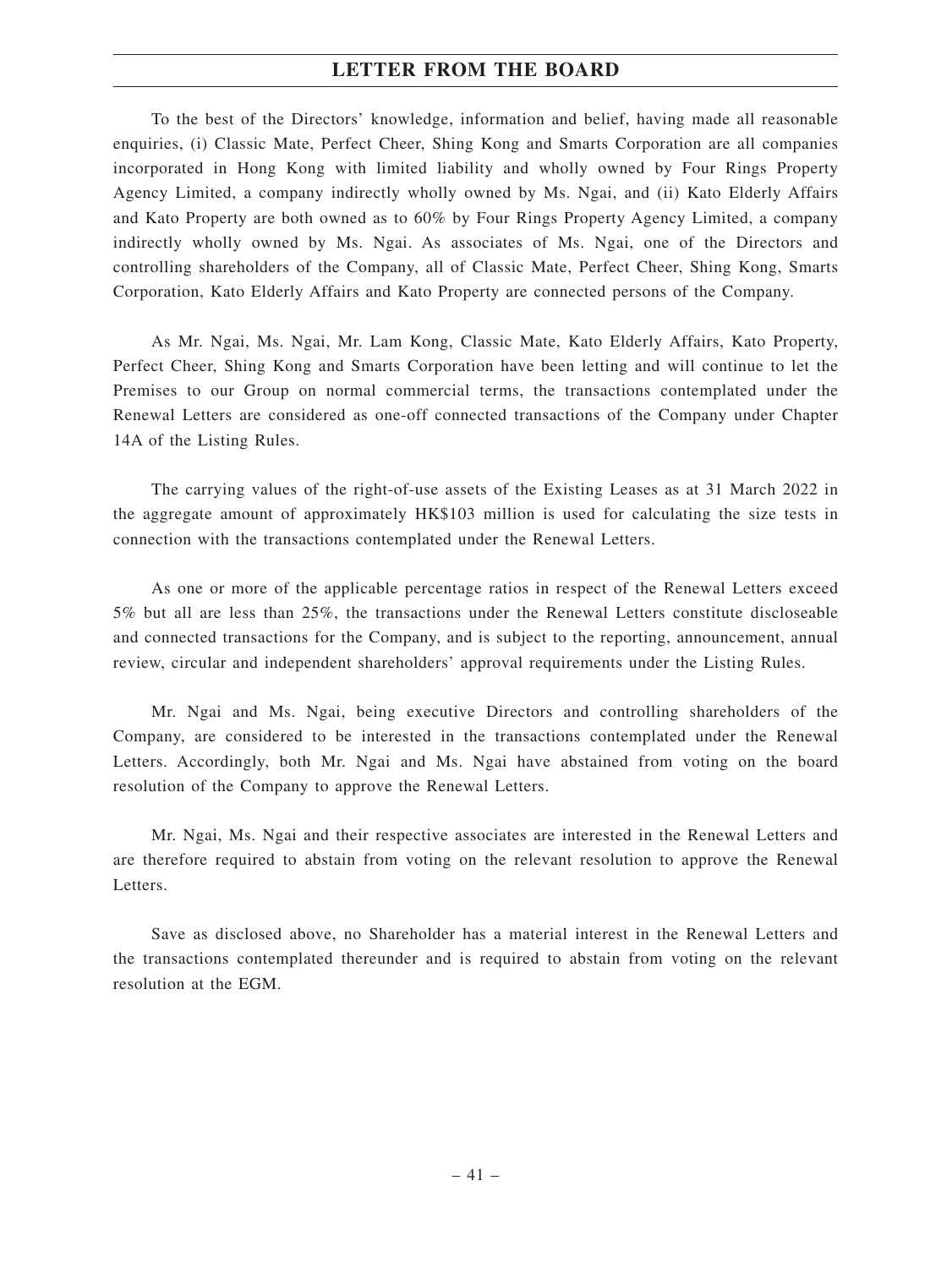To the best of the Directors' knowledge, information and belief, having made all reasonable enquiries, (i) Classic Mate, Perfect Cheer, Shing Kong and Smarts Corporation are all companies incorporated in Hong Kong with limited liability and wholly owned by Four Rings Property Agency Limited, a company indirectly wholly owned by Ms. Ngai, and (ii) Kato Elderly Affairs and Kato Property are both owned as to 60% by Four Rings Property Agency Limited, a company indirectly wholly owned by Ms. Ngai. As associates of Ms. Ngai, one of the Directors and controlling shareholders of the Company, all of Classic Mate, Perfect Cheer, Shing Kong, Smarts Corporation, Kato Elderly Affairs and Kato Property are connected persons of the Company.

As Mr. Ngai, Ms. Ngai, Mr. Lam Kong, Classic Mate, Kato Elderly Affairs, Kato Property, Perfect Cheer, Shing Kong and Smarts Corporation have been letting and will continue to let the Premises to our Group on normal commercial terms, the transactions contemplated under the Renewal Letters are considered as one-off connected transactions of the Company under Chapter 14A of the Listing Rules.

The carrying values of the right-of-use assets of the Existing Leases as at 31 March 2022 in the aggregate amount of approximately HK$103 million is used for calculating the size tests in connection with the transactions contemplated under the Renewal Letters.

As one or more of the applicable percentage ratios in respect of the Renewal Letters exceed 5% but all are less than 25%, the transactions under the Renewal Letters constitute discloseable and connected transactions for the Company, and is subject to the reporting, announcement, annual review, circular and independent shareholders' approval requirements under the Listing Rules.

Mr. Ngai and Ms. Ngai, being executive Directors and controlling shareholders of the Company, are considered to be interested in the transactions contemplated under the Renewal Letters. Accordingly, both Mr. Ngai and Ms. Ngai have abstained from voting on the board resolution of the Company to approve the Renewal Letters.

Mr. Ngai, Ms. Ngai and their respective associates are interested in the Renewal Letters and are therefore required to abstain from voting on the relevant resolution to approve the Renewal Letters.

Save as disclosed above, no Shareholder has a material interest in the Renewal Letters and the transactions contemplated thereunder and is required to abstain from voting on the relevant resolution at the EGM.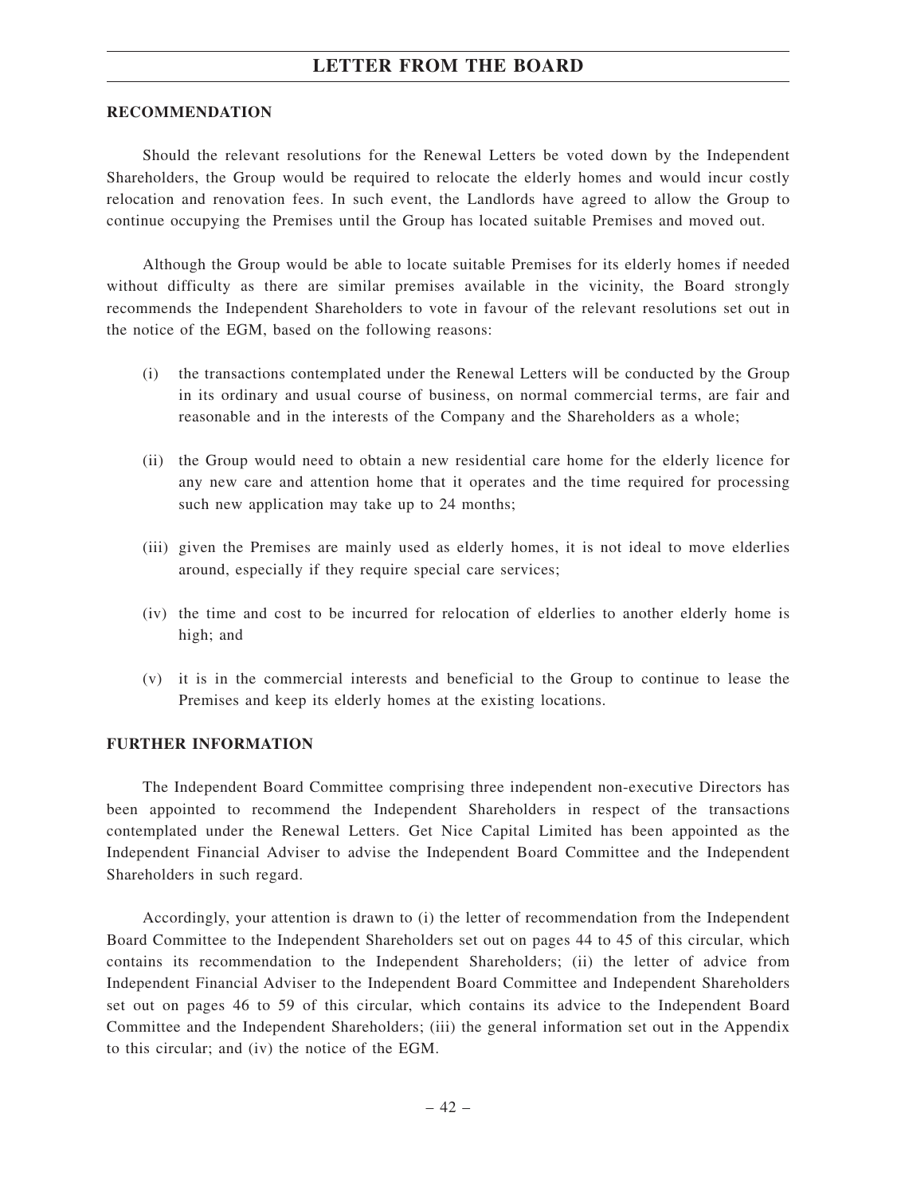## RECOMMENDATION

Should the relevant resolutions for the Renewal Letters be voted down by the Independent Shareholders, the Group would be required to relocate the elderly homes and would incur costly relocation and renovation fees. In such event, the Landlords have agreed to allow the Group to continue occupying the Premises until the Group has located suitable Premises and moved out.

Although the Group would be able to locate suitable Premises for its elderly homes if needed without difficulty as there are similar premises available in the vicinity, the Board strongly recommends the Independent Shareholders to vote in favour of the relevant resolutions set out in the notice of the EGM, based on the following reasons:

(i) the transactions contemplated under the Renewal Letters will be conducted by the Group in its ordinary and usual course of business, on normal commercial terms, are fair and reasonable and in the interests of the Company and the Shareholders as a whole;

(ii) the Group would need to obtain a new residential care home for the elderly licence for any new care and attention home that it operates and the time required for processing such new application may take up to 24 months;

(iii) given the Premises are mainly used as elderly homes, it is not ideal to move elderlies around, especially if they require special care services;

(iv) the time and cost to be incurred for relocation of elderlies to another elderly home is high; and

(v) it is in the commercial interests and beneficial to the Group to continue to lease the Premises and keep its elderly homes at the existing locations.

## FURTHER INFORMATION

The Independent Board Committee comprising three independent non-executive Directors has been appointed to recommend the Independent Shareholders in respect of the transactions contemplated under the Renewal Letters. Get Nice Capital Limited has been appointed as the Independent Financial Adviser to advise the Independent Board Committee and the Independent Shareholders in such regard.

Accordingly, your attention is drawn to (i) the letter of recommendation from the Independent Board Committee to the Independent Shareholders set out on pages 44 to 45 of this circular, which contains its recommendation to the Independent Shareholders; (ii) the letter of advice from Independent Financial Adviser to the Independent Board Committee and Independent Shareholders set out on pages 46 to 59 of this circular, which contains its advice to the Independent Board Committee and the Independent Shareholders; (iii) the general information set out in the Appendix to this circular; and (iv) the notice of the EGM.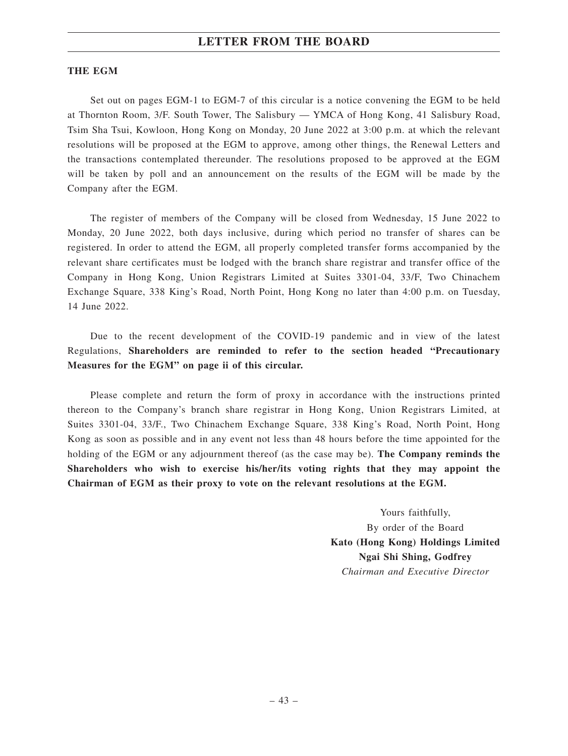**THE EGM**

Set out on pages EGM-1 to EGM-7 of this circular is a notice convening the EGM to be held at Thornton Room, 3/F. South Tower, The Salisbury — YMCA of Hong Kong, 41 Salisbury Road, Tsim Sha Tsui, Kowloon, Hong Kong on Monday, 20 June 2022 at 3:00 p.m. at which the relevant resolutions will be proposed at the EGM to approve, among other things, the Renewal Letters and the transactions contemplated thereunder. The resolutions proposed to be approved at the EGM will be taken by poll and an announcement on the results of the EGM will be made by the Company after the EGM.

The register of members of the Company will be closed from Wednesday, 15 June 2022 to Monday, 20 June 2022, both days inclusive, during which period no transfer of shares can be registered. In order to attend the EGM, all properly completed transfer forms accompanied by the relevant share certificates must be lodged with the branch share registrar and transfer office of the Company in Hong Kong, Union Registrars Limited at Suites 3301-04, 33/F, Two Chinachem Exchange Square, 338 King's Road, North Point, Hong Kong no later than 4:00 p.m. on Tuesday, 14 June 2022.

Due to the recent development of the COVID-19 pandemic and in view of the latest Regulations, **Shareholders are reminded to refer to the section headed "Precautionary Measures for the EGM" on page ii of this circular.**

Please complete and return the form of proxy in accordance with the instructions printed thereon to the Company's branch share registrar in Hong Kong, Union Registrars Limited, at Suites 3301-04, 33/F., Two Chinachem Exchange Square, 338 King's Road, North Point, Hong Kong as soon as possible and in any event not less than 48 hours before the time appointed for the holding of the EGM or any adjournment thereof (as the case may be). **The Company reminds the Shareholders who wish to exercise his/her/its voting rights that they may appoint the Chairman of EGM as their proxy to vote on the relevant resolutions at the EGM.**

Yours faithfully,
By order of the Board
**Kato (Hong Kong) Holdings Limited**
**Ngai Shi Shing, Godfrey**
*Chairman and Executive Director*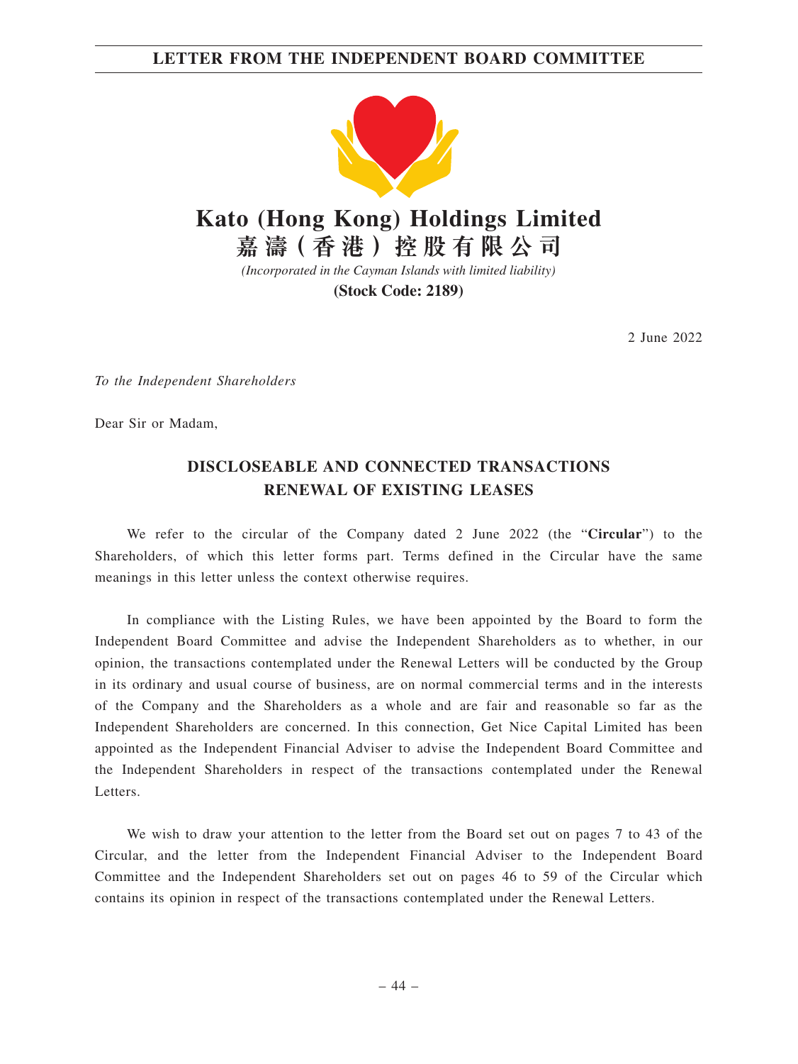## LETTER FROM THE INDEPENDENT BOARD COMMITTEE

# Kato (Hong Kong) Holdings Limited
# 嘉濤(香港)控股有限公司

*(Incorporated in the Cayman Islands with limited liability)*

**(Stock Code: 2189)**

2 June 2022

*To the Independent Shareholders*

Dear Sir or Madam,

## DISCLOSEABLE AND CONNECTED TRANSACTIONS
## RENEWAL OF EXISTING LEASES

We refer to the circular of the Company dated 2 June 2022 (the "**Circular**") to the Shareholders, of which this letter forms part. Terms defined in the Circular have the same meanings in this letter unless the context otherwise requires.

In compliance with the Listing Rules, we have been appointed by the Board to form the Independent Board Committee and advise the Independent Shareholders as to whether, in our opinion, the transactions contemplated under the Renewal Letters will be conducted by the Group in its ordinary and usual course of business, are on normal commercial terms and in the interests of the Company and the Shareholders as a whole and are fair and reasonable so far as the Independent Shareholders are concerned. In this connection, Get Nice Capital Limited has been appointed as the Independent Financial Adviser to advise the Independent Board Committee and the Independent Shareholders in respect of the transactions contemplated under the Renewal Letters.

We wish to draw your attention to the letter from the Board set out on pages 7 to 43 of the Circular, and the letter from the Independent Financial Adviser to the Independent Board Committee and the Independent Shareholders set out on pages 46 to 59 of the Circular which contains its opinion in respect of the transactions contemplated under the Renewal Letters.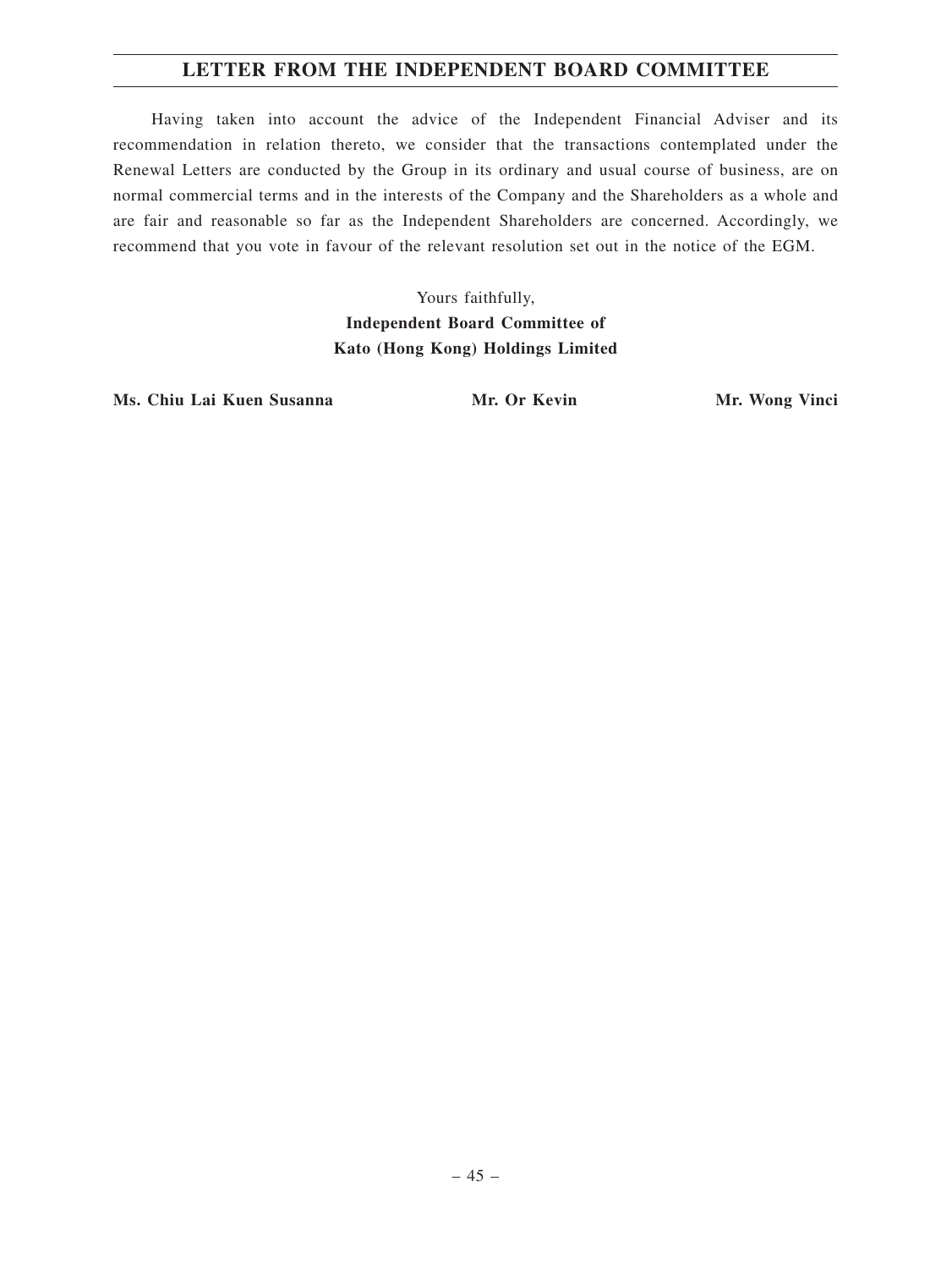Having taken into account the advice of the Independent Financial Adviser and its recommendation in relation thereto, we consider that the transactions contemplated under the Renewal Letters are conducted by the Group in its ordinary and usual course of business, are on normal commercial terms and in the interests of the Company and the Shareholders as a whole and are fair and reasonable so far as the Independent Shareholders are concerned. Accordingly, we recommend that you vote in favour of the relevant resolution set out in the notice of the EGM.

Yours faithfully,
**Independent Board Committee of**
**Kato (Hong Kong) Holdings Limited**

**Ms. Chiu Lai Kuen Susanna** **Mr. Or Kevin** **Mr. Wong Vinci**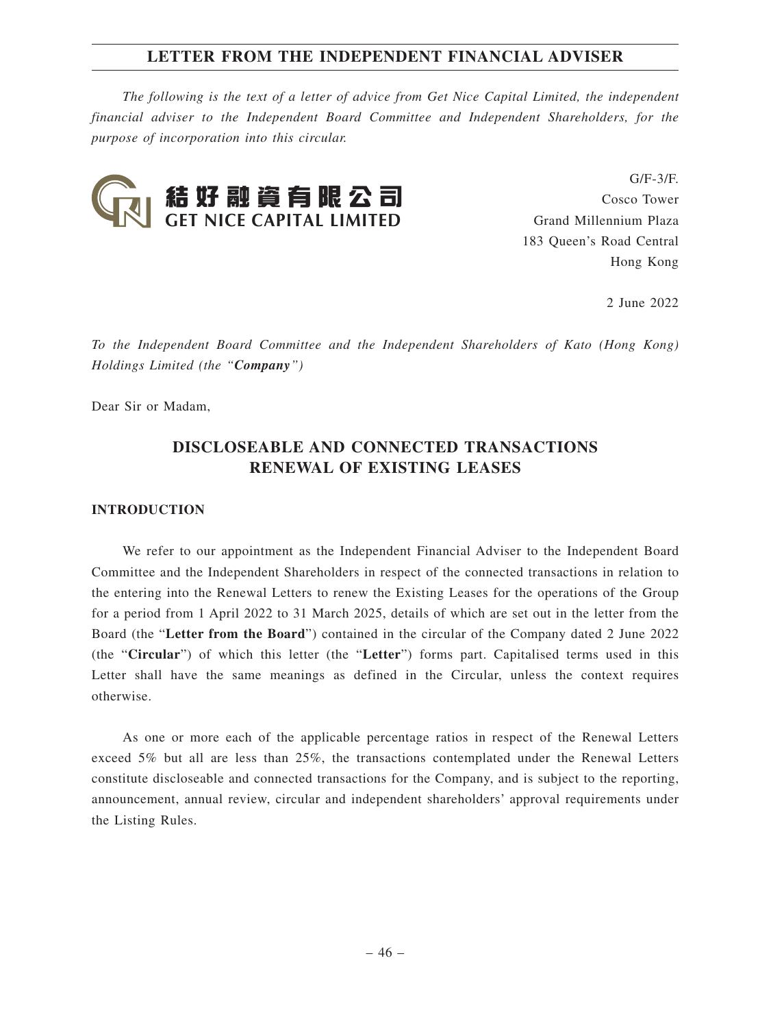## LETTER FROM THE INDEPENDENT FINANCIAL ADVISER

*The following is the text of a letter of advice from Get Nice Capital Limited, the independent financial adviser to the Independent Board Committee and Independent Shareholders, for the purpose of incorporation into this circular.*

結好融資有限公司
GET NICE CAPITAL LIMITED

G/F-3/F.
Cosco Tower
Grand Millennium Plaza
183 Queen's Road Central
Hong Kong

2 June 2022

*To the Independent Board Committee and the Independent Shareholders of Kato (Hong Kong) Holdings Limited (the "**Company**")*

Dear Sir or Madam,

# DISCLOSEABLE AND CONNECTED TRANSACTIONS RENEWAL OF EXISTING LEASES

### INTRODUCTION

We refer to our appointment as the Independent Financial Adviser to the Independent Board Committee and the Independent Shareholders in respect of the connected transactions in relation to the entering into the Renewal Letters to renew the Existing Leases for the operations of the Group for a period from 1 April 2022 to 31 March 2025, details of which are set out in the letter from the Board (the "**Letter from the Board**") contained in the circular of the Company dated 2 June 2022 (the "**Circular**") of which this letter (the "**Letter**") forms part. Capitalised terms used in this Letter shall have the same meanings as defined in the Circular, unless the context requires otherwise.

As one or more each of the applicable percentage ratios in respect of the Renewal Letters exceed 5% but all are less than 25%, the transactions contemplated under the Renewal Letters constitute discloseable and connected transactions for the Company, and is subject to the reporting, announcement, annual review, circular and independent shareholders' approval requirements under the Listing Rules.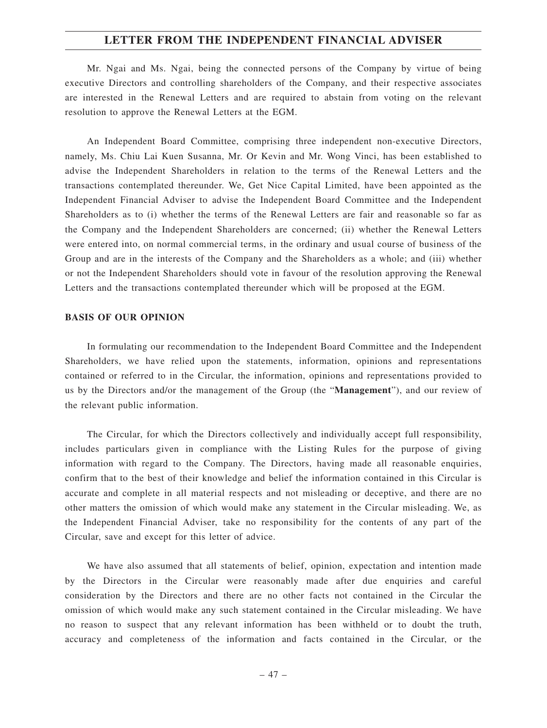Mr. Ngai and Ms. Ngai, being the connected persons of the Company by virtue of being executive Directors and controlling shareholders of the Company, and their respective associates are interested in the Renewal Letters and are required to abstain from voting on the relevant resolution to approve the Renewal Letters at the EGM.

An Independent Board Committee, comprising three independent non-executive Directors, namely, Ms. Chiu Lai Kuen Susanna, Mr. Or Kevin and Mr. Wong Vinci, has been established to advise the Independent Shareholders in relation to the terms of the Renewal Letters and the transactions contemplated thereunder. We, Get Nice Capital Limited, have been appointed as the Independent Financial Adviser to advise the Independent Board Committee and the Independent Shareholders as to (i) whether the terms of the Renewal Letters are fair and reasonable so far as the Company and the Independent Shareholders are concerned; (ii) whether the Renewal Letters were entered into, on normal commercial terms, in the ordinary and usual course of business of the Group and are in the interests of the Company and the Shareholders as a whole; and (iii) whether or not the Independent Shareholders should vote in favour of the resolution approving the Renewal Letters and the transactions contemplated thereunder which will be proposed at the EGM.

## BASIS OF OUR OPINION

In formulating our recommendation to the Independent Board Committee and the Independent Shareholders, we have relied upon the statements, information, opinions and representations contained or referred to in the Circular, the information, opinions and representations provided to us by the Directors and/or the management of the Group (the "**Management**"), and our review of the relevant public information.

The Circular, for which the Directors collectively and individually accept full responsibility, includes particulars given in compliance with the Listing Rules for the purpose of giving information with regard to the Company. The Directors, having made all reasonable enquiries, confirm that to the best of their knowledge and belief the information contained in this Circular is accurate and complete in all material respects and not misleading or deceptive, and there are no other matters the omission of which would make any statement in the Circular misleading. We, as the Independent Financial Adviser, take no responsibility for the contents of any part of the Circular, save and except for this letter of advice.

We have also assumed that all statements of belief, opinion, expectation and intention made by the Directors in the Circular were reasonably made after due enquiries and careful consideration by the Directors and there are no other facts not contained in the Circular the omission of which would make any such statement contained in the Circular misleading. We have no reason to suspect that any relevant information has been withheld or to doubt the truth, accuracy and completeness of the information and facts contained in the Circular, or the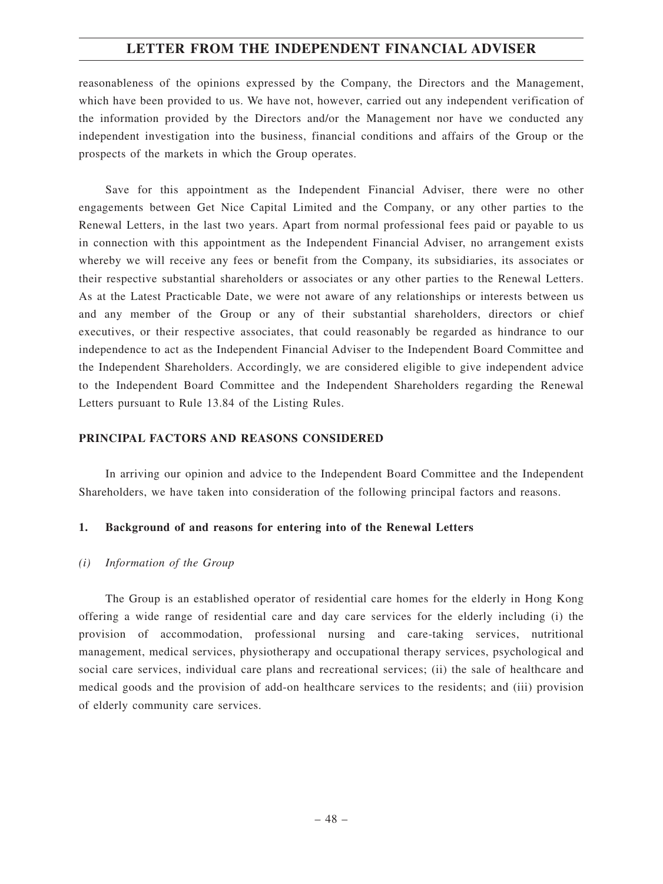reasonableness of the opinions expressed by the Company, the Directors and the Management, which have been provided to us. We have not, however, carried out any independent verification of the information provided by the Directors and/or the Management nor have we conducted any independent investigation into the business, financial conditions and affairs of the Group or the prospects of the markets in which the Group operates.

Save for this appointment as the Independent Financial Adviser, there were no other engagements between Get Nice Capital Limited and the Company, or any other parties to the Renewal Letters, in the last two years. Apart from normal professional fees paid or payable to us in connection with this appointment as the Independent Financial Adviser, no arrangement exists whereby we will receive any fees or benefit from the Company, its subsidiaries, its associates or their respective substantial shareholders or associates or any other parties to the Renewal Letters. As at the Latest Practicable Date, we were not aware of any relationships or interests between us and any member of the Group or any of their substantial shareholders, directors or chief executives, or their respective associates, that could reasonably be regarded as hindrance to our independence to act as the Independent Financial Adviser to the Independent Board Committee and the Independent Shareholders. Accordingly, we are considered eligible to give independent advice to the Independent Board Committee and the Independent Shareholders regarding the Renewal Letters pursuant to Rule 13.84 of the Listing Rules.

## PRINCIPAL FACTORS AND REASONS CONSIDERED

In arriving our opinion and advice to the Independent Board Committee and the Independent Shareholders, we have taken into consideration of the following principal factors and reasons.

### 1. Background of and reasons for entering into of the Renewal Letters

*(i) Information of the Group*

The Group is an established operator of residential care homes for the elderly in Hong Kong offering a wide range of residential care and day care services for the elderly including (i) the provision of accommodation, professional nursing and care-taking services, nutritional management, medical services, physiotherapy and occupational therapy services, psychological and social care services, individual care plans and recreational services; (ii) the sale of healthcare and medical goods and the provision of add-on healthcare services to the residents; and (iii) provision of elderly community care services.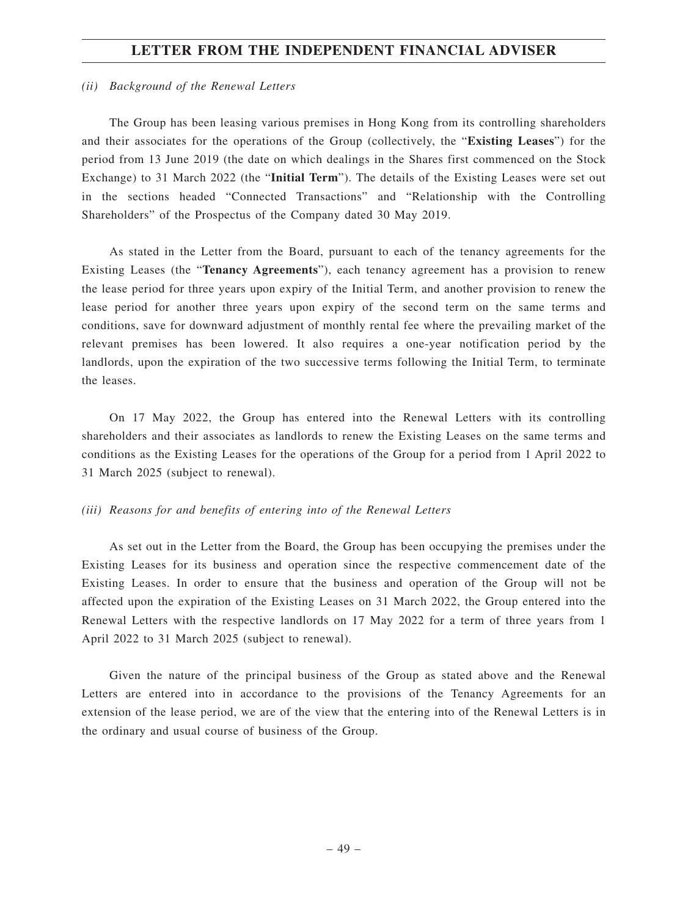*(ii) Background of the Renewal Letters*

The Group has been leasing various premises in Hong Kong from its controlling shareholders and their associates for the operations of the Group (collectively, the "**Existing Leases**") for the period from 13 June 2019 (the date on which dealings in the Shares first commenced on the Stock Exchange) to 31 March 2022 (the "**Initial Term**"). The details of the Existing Leases were set out in the sections headed "Connected Transactions" and "Relationship with the Controlling Shareholders" of the Prospectus of the Company dated 30 May 2019.

As stated in the Letter from the Board, pursuant to each of the tenancy agreements for the Existing Leases (the "**Tenancy Agreements**"), each tenancy agreement has a provision to renew the lease period for three years upon expiry of the Initial Term, and another provision to renew the lease period for another three years upon expiry of the second term on the same terms and conditions, save for downward adjustment of monthly rental fee where the prevailing market of the relevant premises has been lowered. It also requires a one-year notification period by the landlords, upon the expiration of the two successive terms following the Initial Term, to terminate the leases.

On 17 May 2022, the Group has entered into the Renewal Letters with its controlling shareholders and their associates as landlords to renew the Existing Leases on the same terms and conditions as the Existing Leases for the operations of the Group for a period from 1 April 2022 to 31 March 2025 (subject to renewal).

*(iii) Reasons for and benefits of entering into of the Renewal Letters*

As set out in the Letter from the Board, the Group has been occupying the premises under the Existing Leases for its business and operation since the respective commencement date of the Existing Leases. In order to ensure that the business and operation of the Group will not be affected upon the expiration of the Existing Leases on 31 March 2022, the Group entered into the Renewal Letters with the respective landlords on 17 May 2022 for a term of three years from 1 April 2022 to 31 March 2025 (subject to renewal).

Given the nature of the principal business of the Group as stated above and the Renewal Letters are entered into in accordance to the provisions of the Tenancy Agreements for an extension of the lease period, we are of the view that the entering into of the Renewal Letters is in the ordinary and usual course of business of the Group.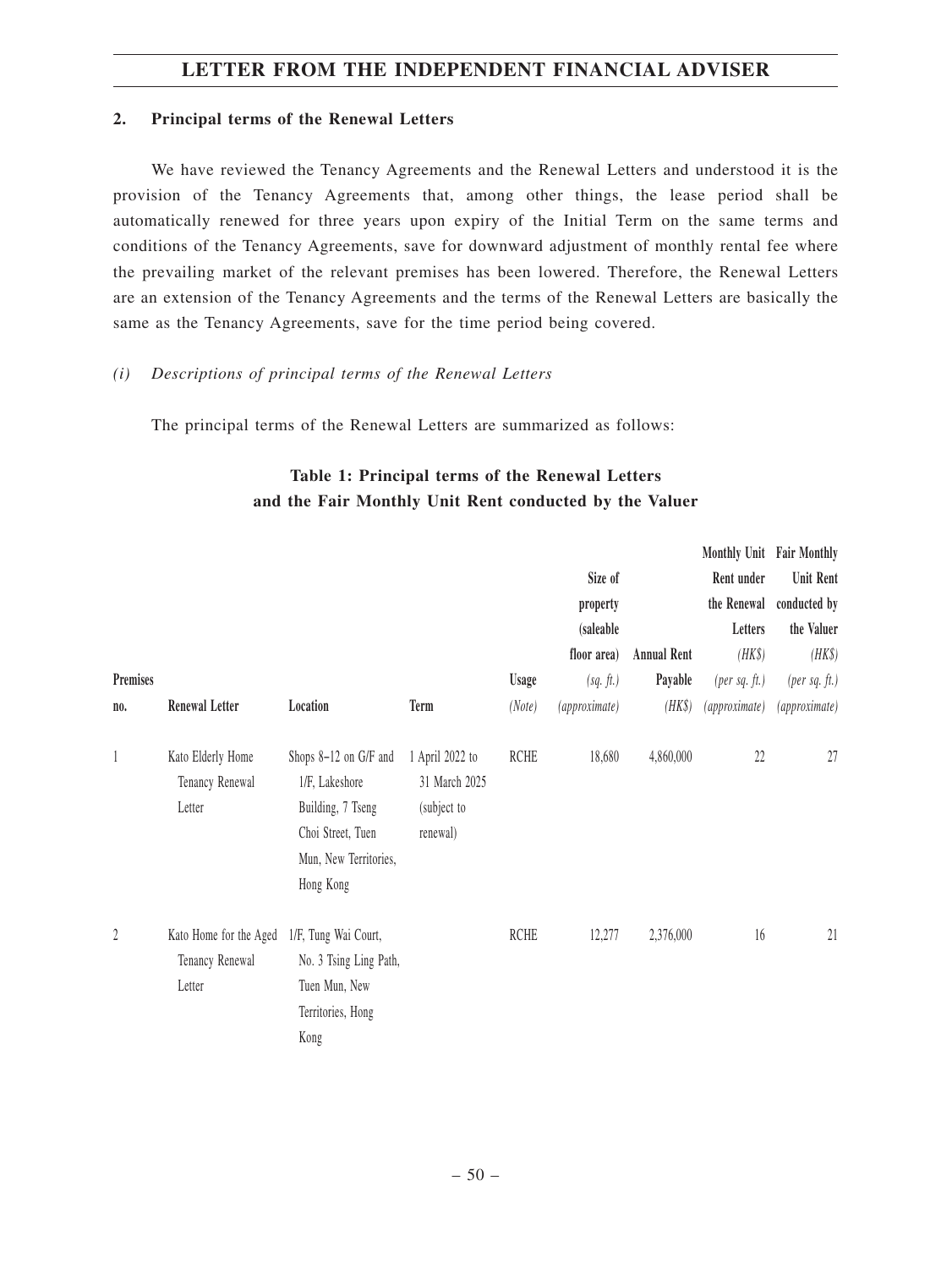## 2. Principal terms of the Renewal Letters

We have reviewed the Tenancy Agreements and the Renewal Letters and understood it is the provision of the Tenancy Agreements that, among other things, the lease period shall be automatically renewed for three years upon expiry of the Initial Term on the same terms and conditions of the Tenancy Agreements, save for downward adjustment of monthly rental fee where the prevailing market of the relevant premises has been lowered. Therefore, the Renewal Letters are an extension of the Tenancy Agreements and the terms of the Renewal Letters are basically the same as the Tenancy Agreements, save for the time period being covered.

*(i) Descriptions of principal terms of the Renewal Letters*

The principal terms of the Renewal Letters are summarized as follows:

**Table 1: Principal terms of the Renewal Letters and the Fair Monthly Unit Rent conducted by the Valuer**

| Premises no. | Renewal Letter | Location | Term | Usage *(Note)* | Size of property (saleable floor area) *(sq. ft.)* *(approximate)* | Annual Rent Payable *(HK$)* | Monthly Unit Rent under the Renewal Letters *(HK$)* *(per sq. ft.)* *(approximate)* | Fair Monthly Unit Rent conducted by the Valuer *(HK$)* *(per sq. ft.)* *(approximate)* |
|---|---|---|---|---|---|---|---|---|
| 1 | Kato Elderly Home Tenancy Renewal Letter | Shops 8–12 on G/F and 1/F, Lakeshore Building, 7 Tseng Choi Street, Tuen Mun, New Territories, Hong Kong | 1 April 2022 to 31 March 2025 (subject to renewal) | RCHE | 18,680 | 4,860,000 | 22 | 27 |
| 2 | Kato Home for the Aged Tenancy Renewal Letter | 1/F, Tung Wai Court, No. 3 Tsing Ling Path, Tuen Mun, New Territories, Hong Kong | | RCHE | 12,277 | 2,376,000 | 16 | 21 |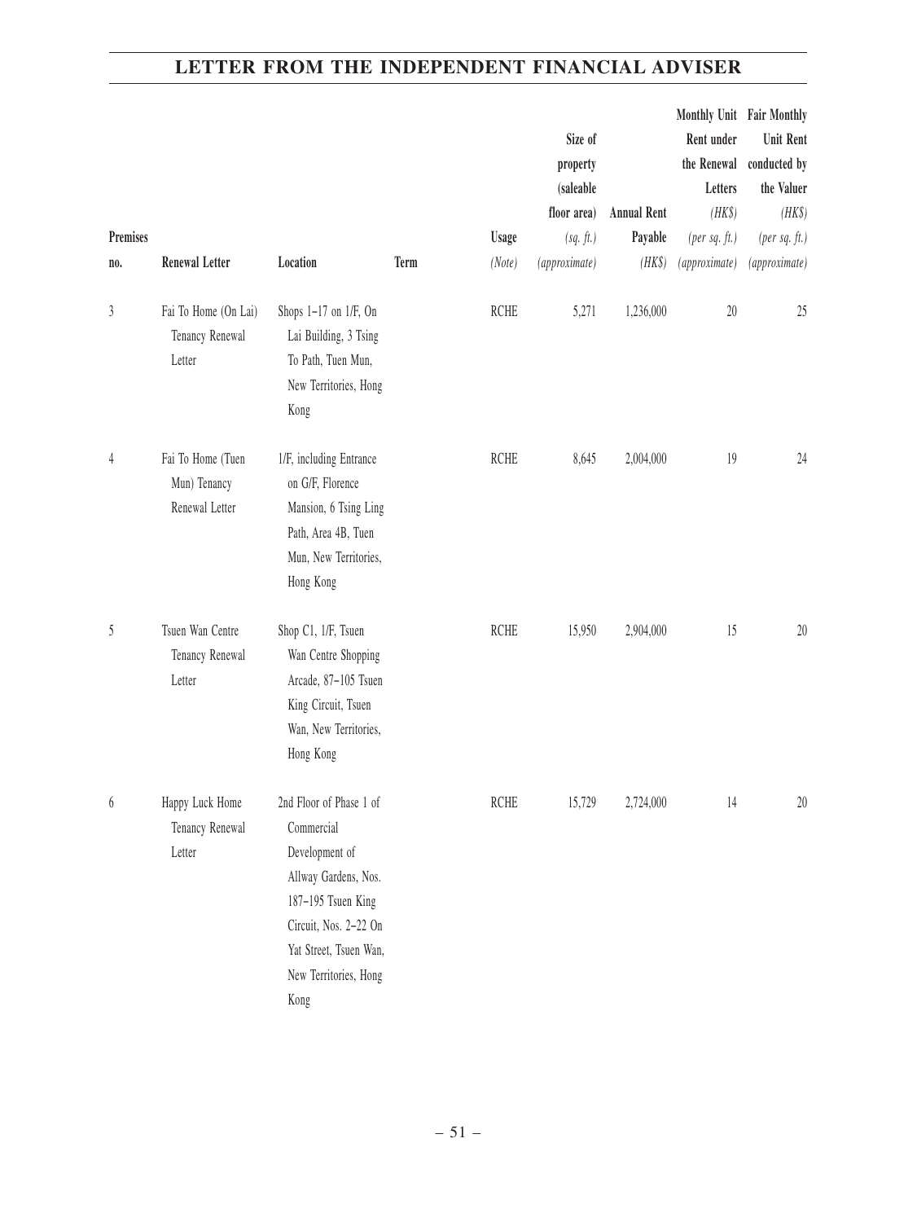## LETTER FROM THE INDEPENDENT FINANCIAL ADVISER

| Premises no. | Renewal Letter | Location | Term | Usage *(Note)* | Size of property (saleable floor area) *(sq. ft.)* *(approximate)* | Annual Rent Payable *(HK$)* | Monthly Unit Rent under the Renewal Letters *(HK$)* *(per sq. ft.)* *(approximate)* | Fair Monthly Unit Rent conducted by the Valuer *(HK$)* *(per sq. ft.)* *(approximate)* |
|---|---|---|---|---|---|---|---|---|
| 3 | Fai To Home (On Lai) Tenancy Renewal Letter | Shops 1–17 on 1/F, On Lai Building, 3 Tsing To Path, Tuen Mun, New Territories, Hong Kong | | RCHE | 5,271 | 1,236,000 | 20 | 25 |
| 4 | Fai To Home (Tuen Mun) Tenancy Renewal Letter | 1/F, including Entrance on G/F, Florence Mansion, 6 Tsing Ling Path, Area 4B, Tuen Mun, New Territories, Hong Kong | | RCHE | 8,645 | 2,004,000 | 19 | 24 |
| 5 | Tsuen Wan Centre Tenancy Renewal Letter | Shop C1, 1/F, Tsuen Wan Centre Shopping Arcade, 87–105 Tsuen King Circuit, Tsuen Wan, New Territories, Hong Kong | | RCHE | 15,950 | 2,904,000 | 15 | 20 |
| 6 | Happy Luck Home Tenancy Renewal Letter | 2nd Floor of Phase 1 of Commercial Development of Allway Gardens, Nos. 187–195 Tsuen King Circuit, Nos. 2–22 On Yat Street, Tsuen Wan, New Territories, Hong Kong | | RCHE | 15,729 | 2,724,000 | 14 | 20 |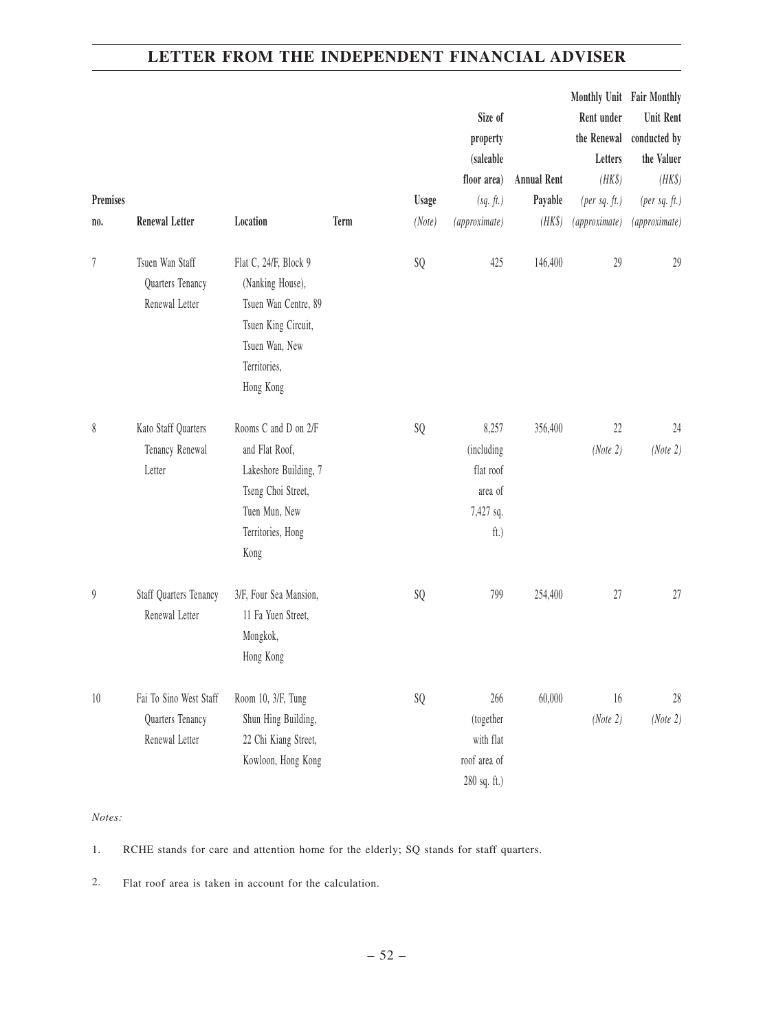| Premises no. | Renewal Letter | Location | Term | Usage (Note) | Size of property (saleable floor area) (sq. ft.) (approximate) | Annual Rent Payable (HK$) | Monthly Unit Rent under the Renewal Letters (HK$) (per sq. ft.) (approximate) | Fair Monthly Unit Rent conducted by the Valuer (HK$) (per sq. ft.) (approximate) |
|---|---|---|---|---|---|---|---|---|
| 7 | Tsuen Wan Staff Quarters Tenancy Renewal Letter | Flat C, 24/F, Block 9 (Nanking House), Tsuen Wan Centre, 89 Tsuen King Circuit, Tsuen Wan, New Territories, Hong Kong | | SQ | 425 | 146,400 | 29 | 29 |
| 8 | Kato Staff Quarters Tenancy Renewal Letter | Rooms C and D on 2/F and Flat Roof, Lakeshore Building, 7 Tseng Choi Street, Tuen Mun, New Territories, Hong Kong | | SQ | 8,257 (including flat roof area of 7,427 sq. ft.) | 356,400 | 22 (Note 2) | 24 (Note 2) |
| 9 | Staff Quarters Tenancy Renewal Letter | 3/F, Four Sea Mansion, 11 Fa Yuen Street, Mongkok, Hong Kong | | SQ | 799 | 254,400 | 27 | 27 |
| 10 | Fai To Sino West Staff Quarters Tenancy Renewal Letter | Room 10, 3/F, Tung Shun Hing Building, 22 Chi Kiang Street, Kowloon, Hong Kong | | SQ | 266 (together with flat roof area of 280 sq. ft.) | 60,000 | 16 (Note 2) | 28 (Note 2) |

*Notes:*

1. RCHE stands for care and attention home for the elderly; SQ stands for staff quarters.

2. Flat roof area is taken in account for the calculation.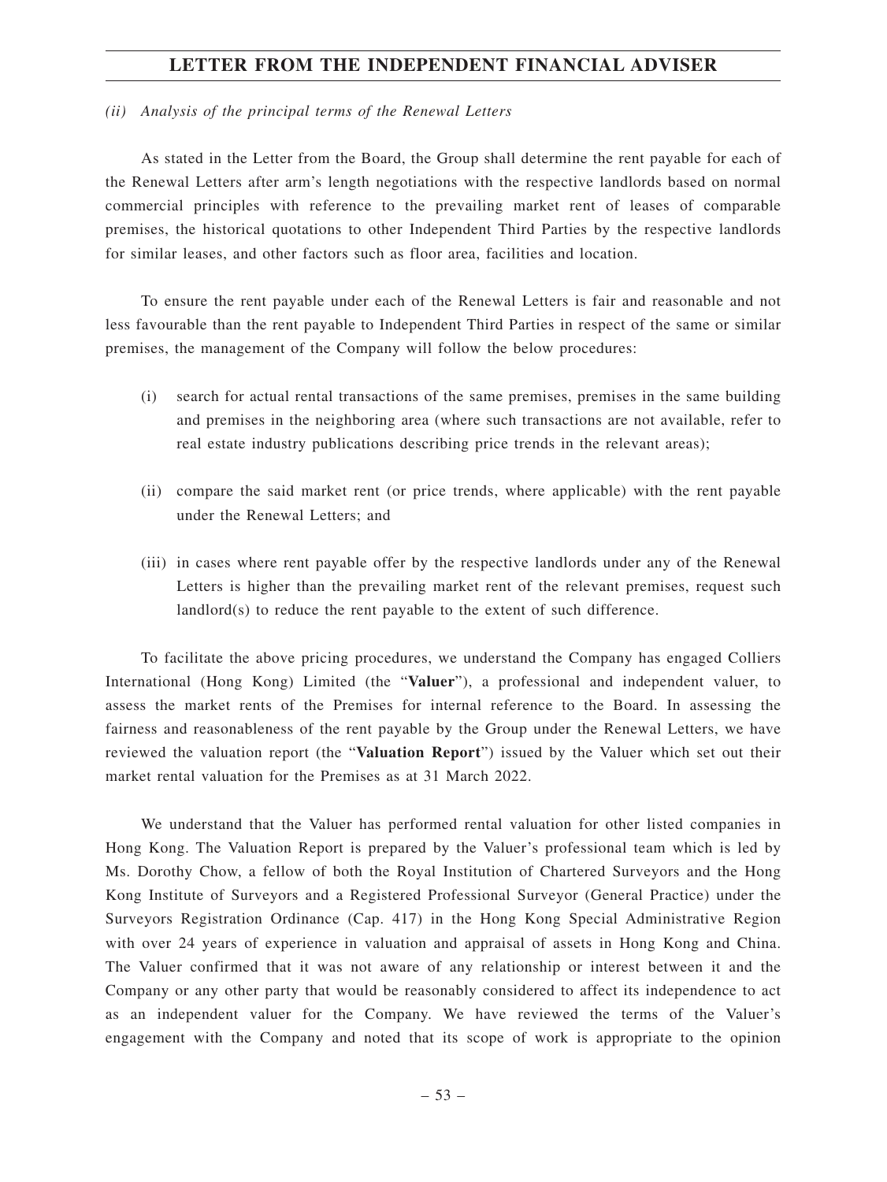*(ii) Analysis of the principal terms of the Renewal Letters*

As stated in the Letter from the Board, the Group shall determine the rent payable for each of the Renewal Letters after arm's length negotiations with the respective landlords based on normal commercial principles with reference to the prevailing market rent of leases of comparable premises, the historical quotations to other Independent Third Parties by the respective landlords for similar leases, and other factors such as floor area, facilities and location.

To ensure the rent payable under each of the Renewal Letters is fair and reasonable and not less favourable than the rent payable to Independent Third Parties in respect of the same or similar premises, the management of the Company will follow the below procedures:

(i) search for actual rental transactions of the same premises, premises in the same building and premises in the neighboring area (where such transactions are not available, refer to real estate industry publications describing price trends in the relevant areas);

(ii) compare the said market rent (or price trends, where applicable) with the rent payable under the Renewal Letters; and

(iii) in cases where rent payable offer by the respective landlords under any of the Renewal Letters is higher than the prevailing market rent of the relevant premises, request such landlord(s) to reduce the rent payable to the extent of such difference.

To facilitate the above pricing procedures, we understand the Company has engaged Colliers International (Hong Kong) Limited (the "**Valuer**"), a professional and independent valuer, to assess the market rents of the Premises for internal reference to the Board. In assessing the fairness and reasonableness of the rent payable by the Group under the Renewal Letters, we have reviewed the valuation report (the "**Valuation Report**") issued by the Valuer which set out their market rental valuation for the Premises as at 31 March 2022.

We understand that the Valuer has performed rental valuation for other listed companies in Hong Kong. The Valuation Report is prepared by the Valuer's professional team which is led by Ms. Dorothy Chow, a fellow of both the Royal Institution of Chartered Surveyors and the Hong Kong Institute of Surveyors and a Registered Professional Surveyor (General Practice) under the Surveyors Registration Ordinance (Cap. 417) in the Hong Kong Special Administrative Region with over 24 years of experience in valuation and appraisal of assets in Hong Kong and China. The Valuer confirmed that it was not aware of any relationship or interest between it and the Company or any other party that would be reasonably considered to affect its independence to act as an independent valuer for the Company. We have reviewed the terms of the Valuer's engagement with the Company and noted that its scope of work is appropriate to the opinion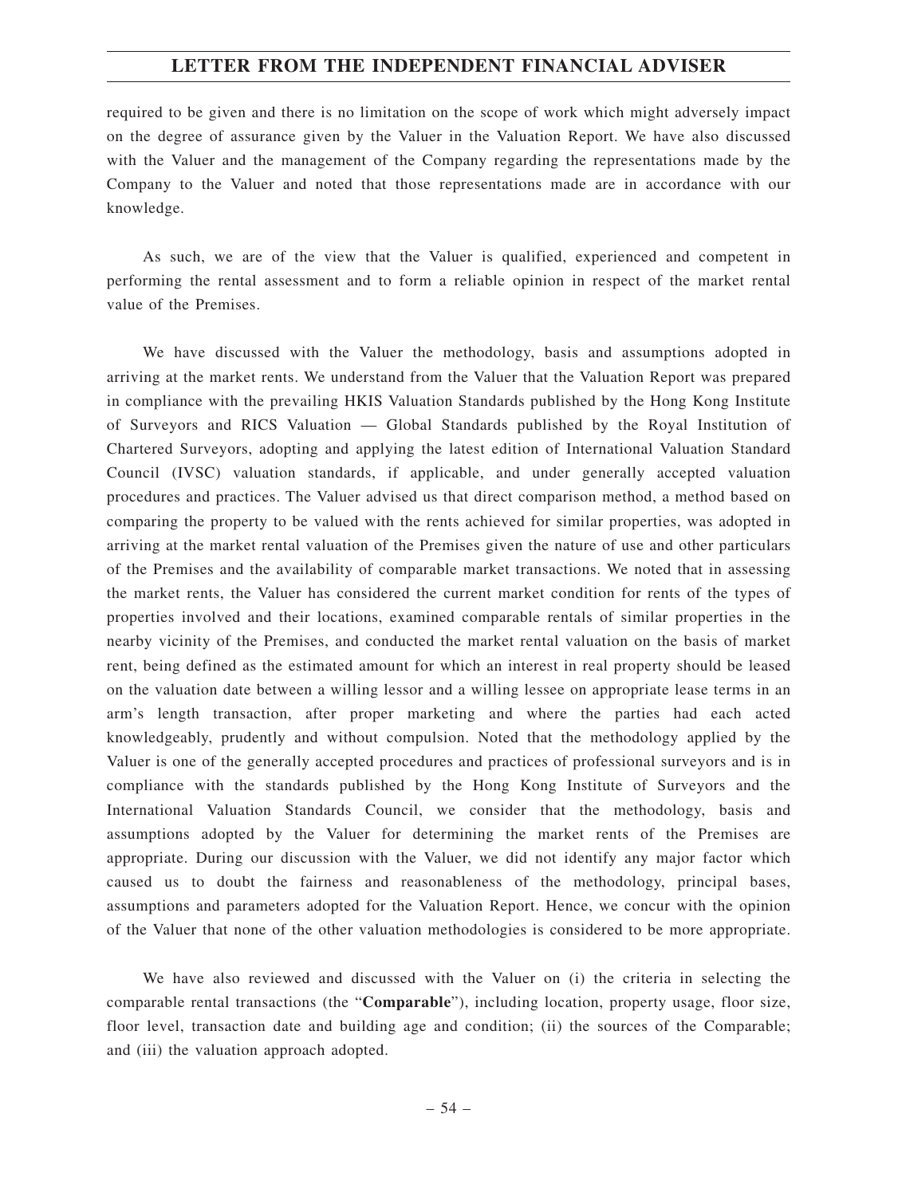required to be given and there is no limitation on the scope of work which might adversely impact on the degree of assurance given by the Valuer in the Valuation Report. We have also discussed with the Valuer and the management of the Company regarding the representations made by the Company to the Valuer and noted that those representations made are in accordance with our knowledge.

As such, we are of the view that the Valuer is qualified, experienced and competent in performing the rental assessment and to form a reliable opinion in respect of the market rental value of the Premises.

We have discussed with the Valuer the methodology, basis and assumptions adopted in arriving at the market rents. We understand from the Valuer that the Valuation Report was prepared in compliance with the prevailing HKIS Valuation Standards published by the Hong Kong Institute of Surveyors and RICS Valuation — Global Standards published by the Royal Institution of Chartered Surveyors, adopting and applying the latest edition of International Valuation Standard Council (IVSC) valuation standards, if applicable, and under generally accepted valuation procedures and practices. The Valuer advised us that direct comparison method, a method based on comparing the property to be valued with the rents achieved for similar properties, was adopted in arriving at the market rental valuation of the Premises given the nature of use and other particulars of the Premises and the availability of comparable market transactions. We noted that in assessing the market rents, the Valuer has considered the current market condition for rents of the types of properties involved and their locations, examined comparable rentals of similar properties in the nearby vicinity of the Premises, and conducted the market rental valuation on the basis of market rent, being defined as the estimated amount for which an interest in real property should be leased on the valuation date between a willing lessor and a willing lessee on appropriate lease terms in an arm's length transaction, after proper marketing and where the parties had each acted knowledgeably, prudently and without compulsion. Noted that the methodology applied by the Valuer is one of the generally accepted procedures and practices of professional surveyors and is in compliance with the standards published by the Hong Kong Institute of Surveyors and the International Valuation Standards Council, we consider that the methodology, basis and assumptions adopted by the Valuer for determining the market rents of the Premises are appropriate. During our discussion with the Valuer, we did not identify any major factor which caused us to doubt the fairness and reasonableness of the methodology, principal bases, assumptions and parameters adopted for the Valuation Report. Hence, we concur with the opinion of the Valuer that none of the other valuation methodologies is considered to be more appropriate.

We have also reviewed and discussed with the Valuer on (i) the criteria in selecting the comparable rental transactions (the "**Comparable**"), including location, property usage, floor size, floor level, transaction date and building age and condition; (ii) the sources of the Comparable; and (iii) the valuation approach adopted.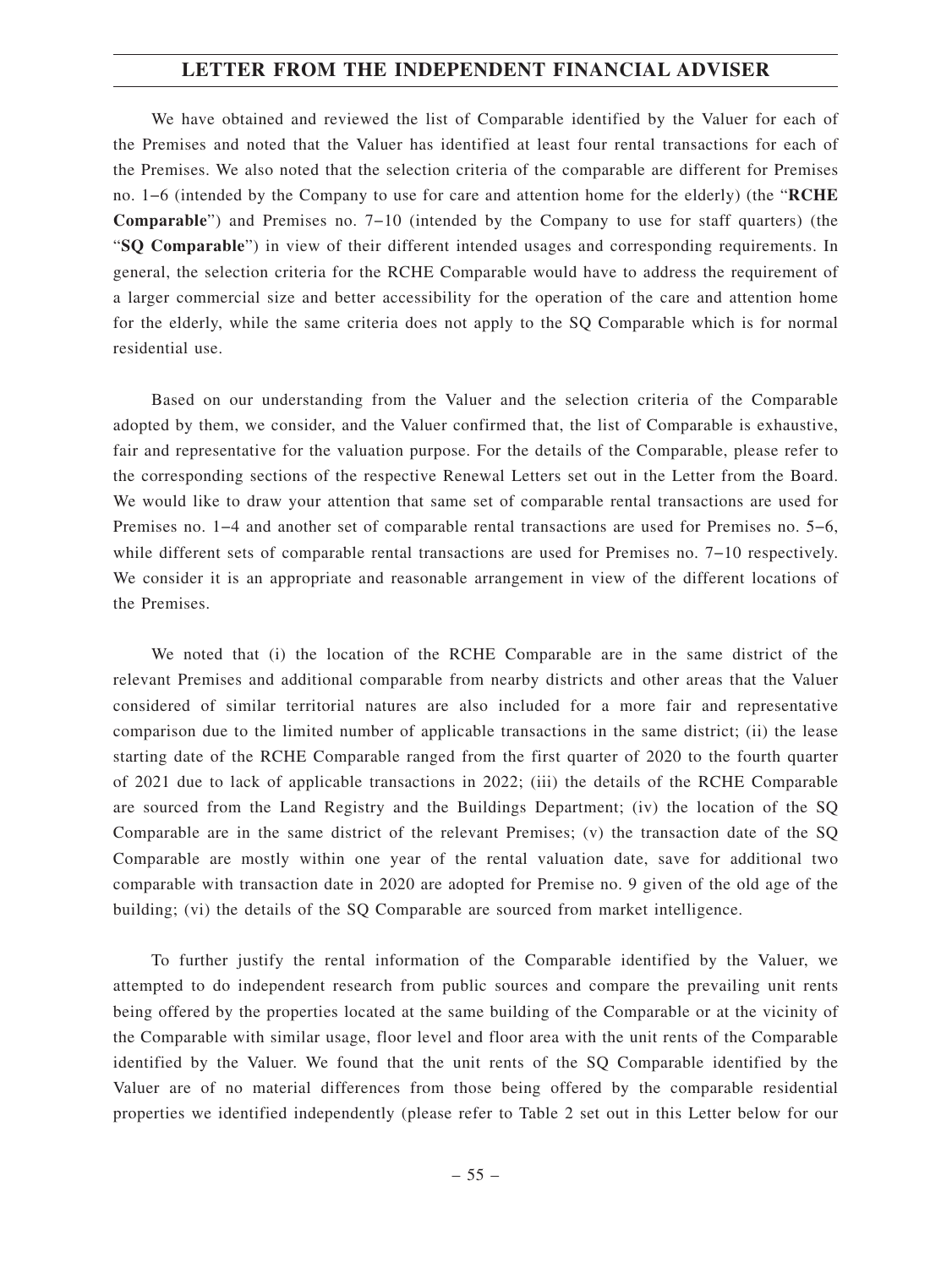We have obtained and reviewed the list of Comparable identified by the Valuer for each of the Premises and noted that the Valuer has identified at least four rental transactions for each of the Premises. We also noted that the selection criteria of the comparable are different for Premises no. 1–6 (intended by the Company to use for care and attention home for the elderly) (the "**RCHE Comparable**") and Premises no. 7–10 (intended by the Company to use for staff quarters) (the "**SQ Comparable**") in view of their different intended usages and corresponding requirements. In general, the selection criteria for the RCHE Comparable would have to address the requirement of a larger commercial size and better accessibility for the operation of the care and attention home for the elderly, while the same criteria does not apply to the SQ Comparable which is for normal residential use.

Based on our understanding from the Valuer and the selection criteria of the Comparable adopted by them, we consider, and the Valuer confirmed that, the list of Comparable is exhaustive, fair and representative for the valuation purpose. For the details of the Comparable, please refer to the corresponding sections of the respective Renewal Letters set out in the Letter from the Board. We would like to draw your attention that same set of comparable rental transactions are used for Premises no. 1–4 and another set of comparable rental transactions are used for Premises no. 5–6, while different sets of comparable rental transactions are used for Premises no. 7–10 respectively. We consider it is an appropriate and reasonable arrangement in view of the different locations of the Premises.

We noted that (i) the location of the RCHE Comparable are in the same district of the relevant Premises and additional comparable from nearby districts and other areas that the Valuer considered of similar territorial natures are also included for a more fair and representative comparison due to the limited number of applicable transactions in the same district; (ii) the lease starting date of the RCHE Comparable ranged from the first quarter of 2020 to the fourth quarter of 2021 due to lack of applicable transactions in 2022; (iii) the details of the RCHE Comparable are sourced from the Land Registry and the Buildings Department; (iv) the location of the SQ Comparable are in the same district of the relevant Premises; (v) the transaction date of the SQ Comparable are mostly within one year of the rental valuation date, save for additional two comparable with transaction date in 2020 are adopted for Premise no. 9 given of the old age of the building; (vi) the details of the SQ Comparable are sourced from market intelligence.

To further justify the rental information of the Comparable identified by the Valuer, we attempted to do independent research from public sources and compare the prevailing unit rents being offered by the properties located at the same building of the Comparable or at the vicinity of the Comparable with similar usage, floor level and floor area with the unit rents of the Comparable identified by the Valuer. We found that the unit rents of the SQ Comparable identified by the Valuer are of no material differences from those being offered by the comparable residential properties we identified independently (please refer to Table 2 set out in this Letter below for our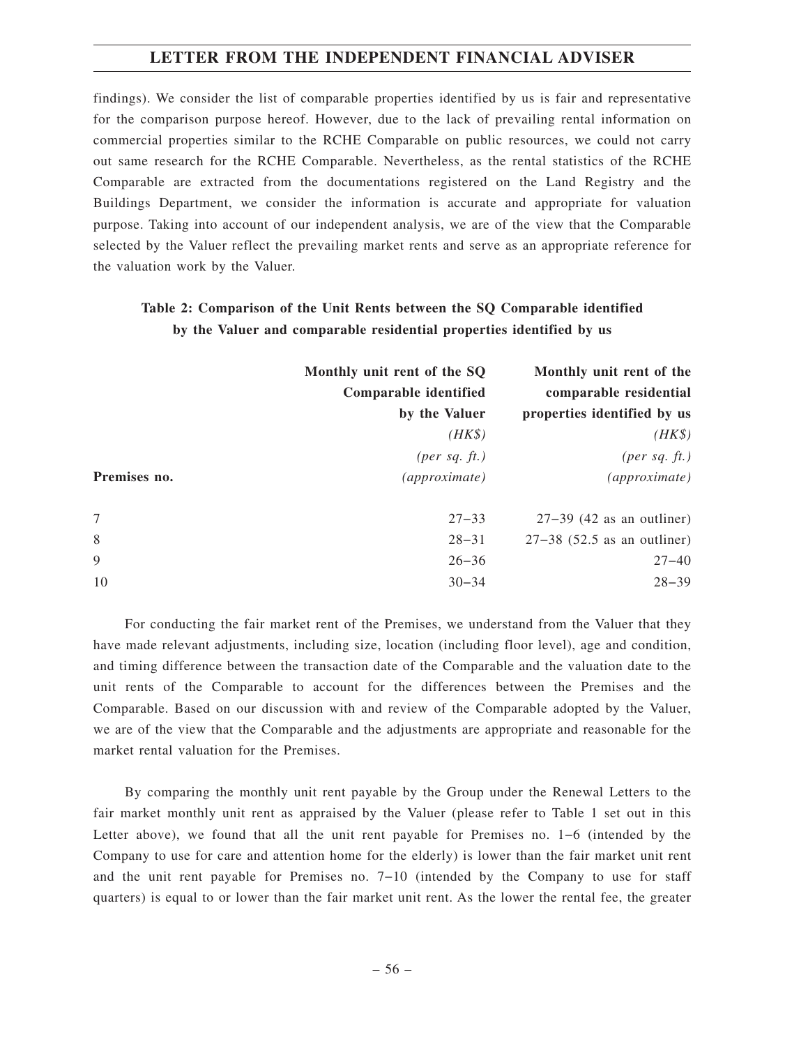findings). We consider the list of comparable properties identified by us is fair and representative for the comparison purpose hereof. However, due to the lack of prevailing rental information on commercial properties similar to the RCHE Comparable on public resources, we could not carry out same research for the RCHE Comparable. Nevertheless, as the rental statistics of the RCHE Comparable are extracted from the documentations registered on the Land Registry and the Buildings Department, we consider the information is accurate and appropriate for valuation purpose. Taking into account of our independent analysis, we are of the view that the Comparable selected by the Valuer reflect the prevailing market rents and serve as an appropriate reference for the valuation work by the Valuer.

**Table 2: Comparison of the Unit Rents between the SQ Comparable identified by the Valuer and comparable residential properties identified by us**

| Premises no. | Monthly unit rent of the SQ Comparable identified by the Valuer *(HK$)* *(per sq. ft.)* *(approximate)* | Monthly unit rent of the comparable residential properties identified by us *(HK$)* *(per sq. ft.)* *(approximate)* |
|---|---|---|
| 7 | 27–33 | 27–39 (42 as an outliner) |
| 8 | 28–31 | 27–38 (52.5 as an outliner) |
| 9 | 26–36 | 27–40 |
| 10 | 30–34 | 28–39 |

For conducting the fair market rent of the Premises, we understand from the Valuer that they have made relevant adjustments, including size, location (including floor level), age and condition, and timing difference between the transaction date of the Comparable and the valuation date to the unit rents of the Comparable to account for the differences between the Premises and the Comparable. Based on our discussion with and review of the Comparable adopted by the Valuer, we are of the view that the Comparable and the adjustments are appropriate and reasonable for the market rental valuation for the Premises.

By comparing the monthly unit rent payable by the Group under the Renewal Letters to the fair market monthly unit rent as appraised by the Valuer (please refer to Table 1 set out in this Letter above), we found that all the unit rent payable for Premises no. 1–6 (intended by the Company to use for care and attention home for the elderly) is lower than the fair market unit rent and the unit rent payable for Premises no. 7–10 (intended by the Company to use for staff quarters) is equal to or lower than the fair market unit rent. As the lower the rental fee, the greater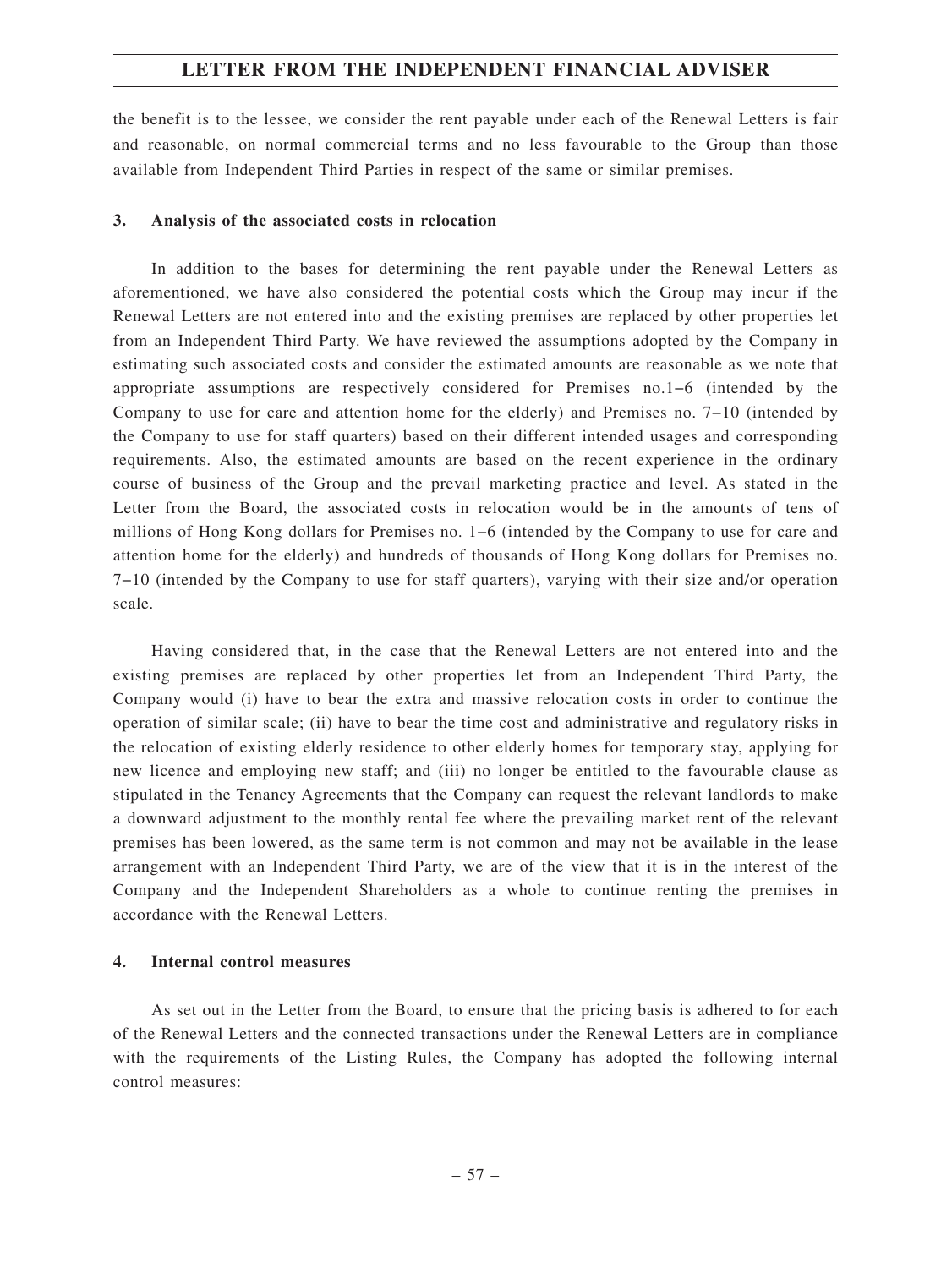the benefit is to the lessee, we consider the rent payable under each of the Renewal Letters is fair and reasonable, on normal commercial terms and no less favourable to the Group than those available from Independent Third Parties in respect of the same or similar premises.

### 3. Analysis of the associated costs in relocation

In addition to the bases for determining the rent payable under the Renewal Letters as aforementioned, we have also considered the potential costs which the Group may incur if the Renewal Letters are not entered into and the existing premises are replaced by other properties let from an Independent Third Party. We have reviewed the assumptions adopted by the Company in estimating such associated costs and consider the estimated amounts are reasonable as we note that appropriate assumptions are respectively considered for Premises no.1–6 (intended by the Company to use for care and attention home for the elderly) and Premises no. 7–10 (intended by the Company to use for staff quarters) based on their different intended usages and corresponding requirements. Also, the estimated amounts are based on the recent experience in the ordinary course of business of the Group and the prevail marketing practice and level. As stated in the Letter from the Board, the associated costs in relocation would be in the amounts of tens of millions of Hong Kong dollars for Premises no. 1–6 (intended by the Company to use for care and attention home for the elderly) and hundreds of thousands of Hong Kong dollars for Premises no. 7–10 (intended by the Company to use for staff quarters), varying with their size and/or operation scale.

Having considered that, in the case that the Renewal Letters are not entered into and the existing premises are replaced by other properties let from an Independent Third Party, the Company would (i) have to bear the extra and massive relocation costs in order to continue the operation of similar scale; (ii) have to bear the time cost and administrative and regulatory risks in the relocation of existing elderly residence to other elderly homes for temporary stay, applying for new licence and employing new staff; and (iii) no longer be entitled to the favourable clause as stipulated in the Tenancy Agreements that the Company can request the relevant landlords to make a downward adjustment to the monthly rental fee where the prevailing market rent of the relevant premises has been lowered, as the same term is not common and may not be available in the lease arrangement with an Independent Third Party, we are of the view that it is in the interest of the Company and the Independent Shareholders as a whole to continue renting the premises in accordance with the Renewal Letters.

### 4. Internal control measures

As set out in the Letter from the Board, to ensure that the pricing basis is adhered to for each of the Renewal Letters and the connected transactions under the Renewal Letters are in compliance with the requirements of the Listing Rules, the Company has adopted the following internal control measures: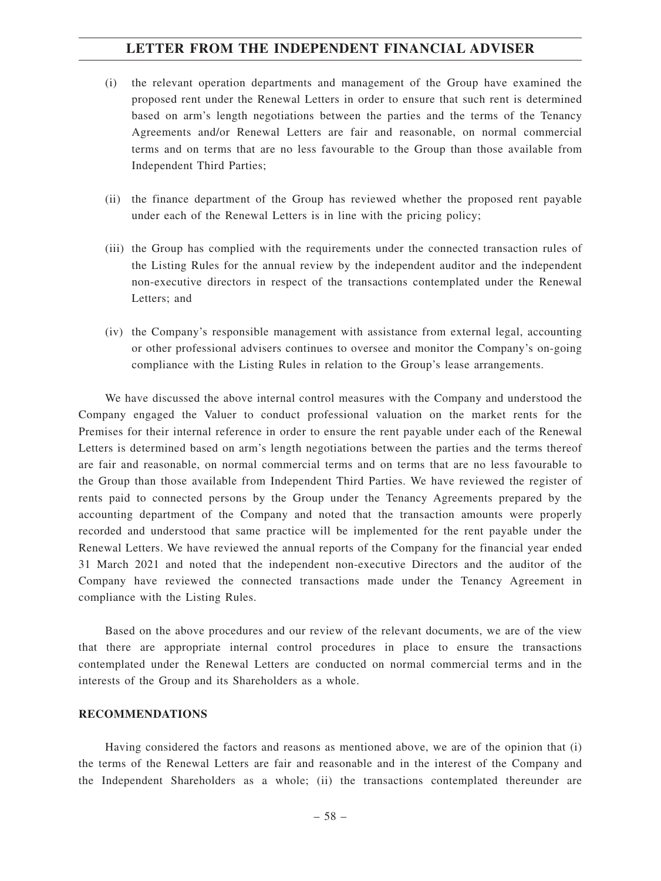(i) the relevant operation departments and management of the Group have examined the proposed rent under the Renewal Letters in order to ensure that such rent is determined based on arm's length negotiations between the parties and the terms of the Tenancy Agreements and/or Renewal Letters are fair and reasonable, on normal commercial terms and on terms that are no less favourable to the Group than those available from Independent Third Parties;

(ii) the finance department of the Group has reviewed whether the proposed rent payable under each of the Renewal Letters is in line with the pricing policy;

(iii) the Group has complied with the requirements under the connected transaction rules of the Listing Rules for the annual review by the independent auditor and the independent non-executive directors in respect of the transactions contemplated under the Renewal Letters; and

(iv) the Company's responsible management with assistance from external legal, accounting or other professional advisers continues to oversee and monitor the Company's on-going compliance with the Listing Rules in relation to the Group's lease arrangements.

We have discussed the above internal control measures with the Company and understood the Company engaged the Valuer to conduct professional valuation on the market rents for the Premises for their internal reference in order to ensure the rent payable under each of the Renewal Letters is determined based on arm's length negotiations between the parties and the terms thereof are fair and reasonable, on normal commercial terms and on terms that are no less favourable to the Group than those available from Independent Third Parties. We have reviewed the register of rents paid to connected persons by the Group under the Tenancy Agreements prepared by the accounting department of the Company and noted that the transaction amounts were properly recorded and understood that same practice will be implemented for the rent payable under the Renewal Letters. We have reviewed the annual reports of the Company for the financial year ended 31 March 2021 and noted that the independent non-executive Directors and the auditor of the Company have reviewed the connected transactions made under the Tenancy Agreement in compliance with the Listing Rules.

Based on the above procedures and our review of the relevant documents, we are of the view that there are appropriate internal control procedures in place to ensure the transactions contemplated under the Renewal Letters are conducted on normal commercial terms and in the interests of the Group and its Shareholders as a whole.

**RECOMMENDATIONS**

Having considered the factors and reasons as mentioned above, we are of the opinion that (i) the terms of the Renewal Letters are fair and reasonable and in the interest of the Company and the Independent Shareholders as a whole; (ii) the transactions contemplated thereunder are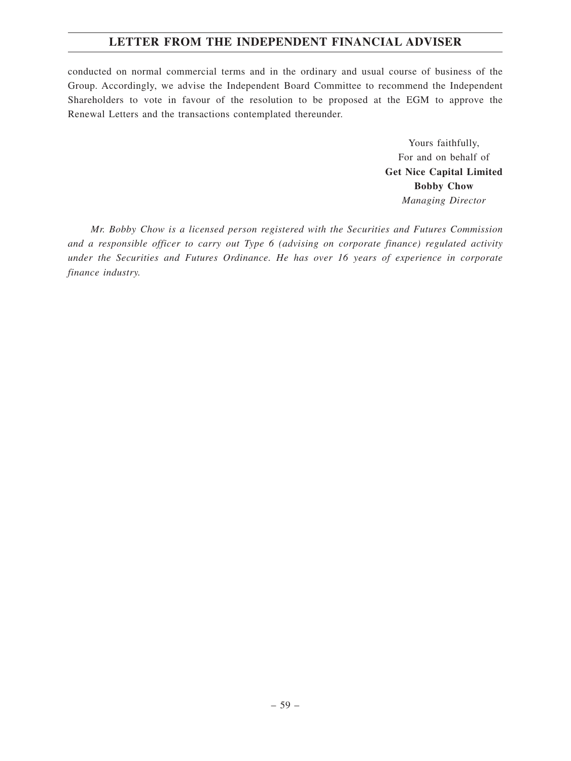conducted on normal commercial terms and in the ordinary and usual course of business of the Group. Accordingly, we advise the Independent Board Committee to recommend the Independent Shareholders to vote in favour of the resolution to be proposed at the EGM to approve the Renewal Letters and the transactions contemplated thereunder.

Yours faithfully,
For and on behalf of
**Get Nice Capital Limited**
**Bobby Chow**
*Managing Director*

*Mr. Bobby Chow is a licensed person registered with the Securities and Futures Commission and a responsible officer to carry out Type 6 (advising on corporate finance) regulated activity under the Securities and Futures Ordinance. He has over 16 years of experience in corporate finance industry.*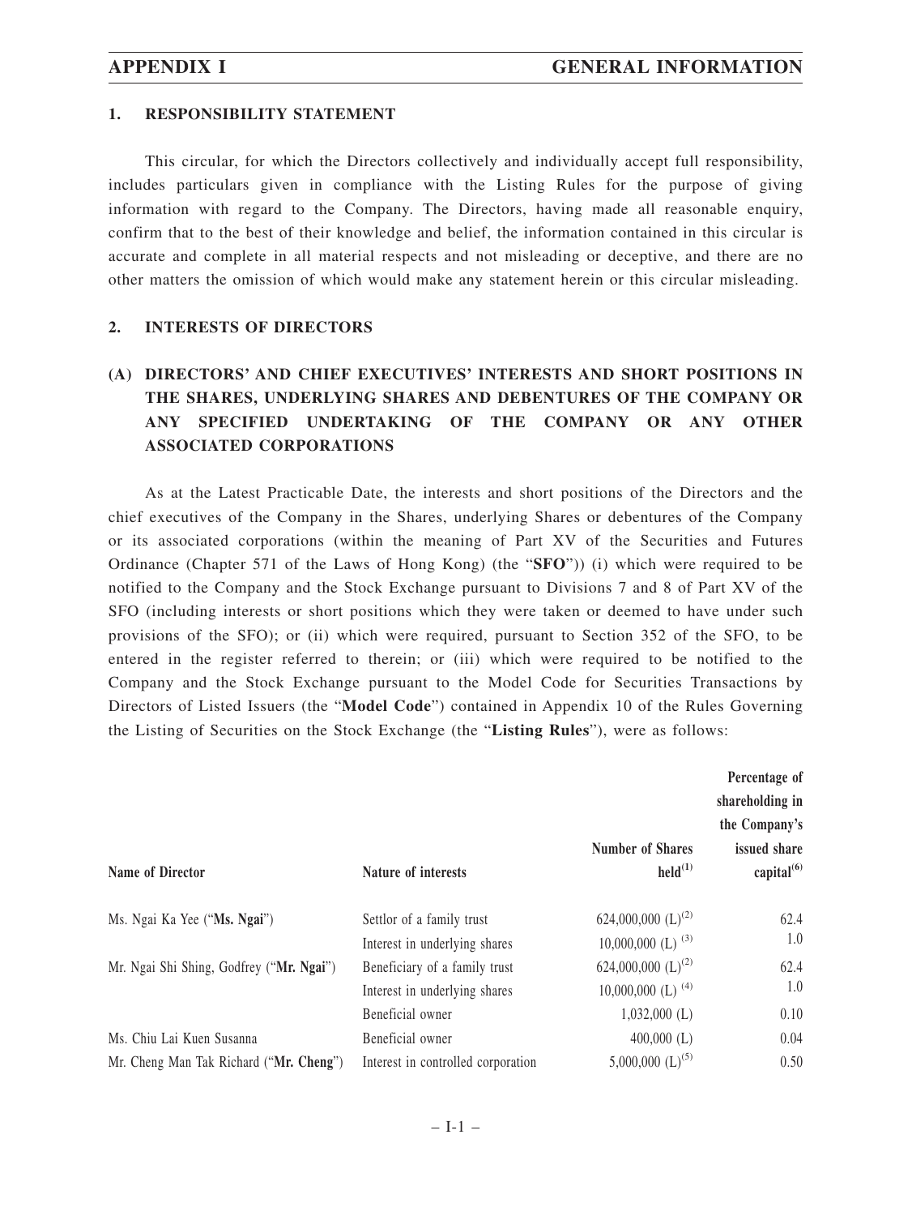## 1. RESPONSIBILITY STATEMENT

This circular, for which the Directors collectively and individually accept full responsibility, includes particulars given in compliance with the Listing Rules for the purpose of giving information with regard to the Company. The Directors, having made all reasonable enquiry, confirm that to the best of their knowledge and belief, the information contained in this circular is accurate and complete in all material respects and not misleading or deceptive, and there are no other matters the omission of which would make any statement herein or this circular misleading.

## 2. INTERESTS OF DIRECTORS

### (A) DIRECTORS' AND CHIEF EXECUTIVES' INTERESTS AND SHORT POSITIONS IN THE SHARES, UNDERLYING SHARES AND DEBENTURES OF THE COMPANY OR ANY SPECIFIED UNDERTAKING OF THE COMPANY OR ANY OTHER ASSOCIATED CORPORATIONS

As at the Latest Practicable Date, the interests and short positions of the Directors and the chief executives of the Company in the Shares, underlying Shares or debentures of the Company or its associated corporations (within the meaning of Part XV of the Securities and Futures Ordinance (Chapter 571 of the Laws of Hong Kong) (the "**SFO**")) (i) which were required to be notified to the Company and the Stock Exchange pursuant to Divisions 7 and 8 of Part XV of the SFO (including interests or short positions which they were taken or deemed to have under such provisions of the SFO); or (ii) which were required, pursuant to Section 352 of the SFO, to be entered in the register referred to therein; or (iii) which were required to be notified to the Company and the Stock Exchange pursuant to the Model Code for Securities Transactions by Directors of Listed Issuers (the "**Model Code**") contained in Appendix 10 of the Rules Governing the Listing of Securities on the Stock Exchange (the "**Listing Rules**"), were as follows:

| Name of Director | Nature of interests | Number of Shares held[(1)] | Percentage of shareholding in the Company's issued share capital[(6)] |
|---|---|---|---|
| Ms. Ngai Ka Yee ("**Ms. Ngai**") | Settlor of a family trust | 624,000,000 (L)[(2)] | 62.4 |
| | Interest in underlying shares | 10,000,000 (L)[(3)] | 1.0 |
| Mr. Ngai Shi Shing, Godfrey ("**Mr. Ngai**") | Beneficiary of a family trust | 624,000,000 (L)[(2)] | 62.4 |
| | Interest in underlying shares | 10,000,000 (L)[(4)] | 1.0 |
| | Beneficial owner | 1,032,000 (L) | 0.10 |
| Ms. Chiu Lai Kuen Susanna | Beneficial owner | 400,000 (L) | 0.04 |
| Mr. Cheng Man Tak Richard ("**Mr. Cheng**") | Interest in controlled corporation | 5,000,000 (L)[(5)] | 0.50 |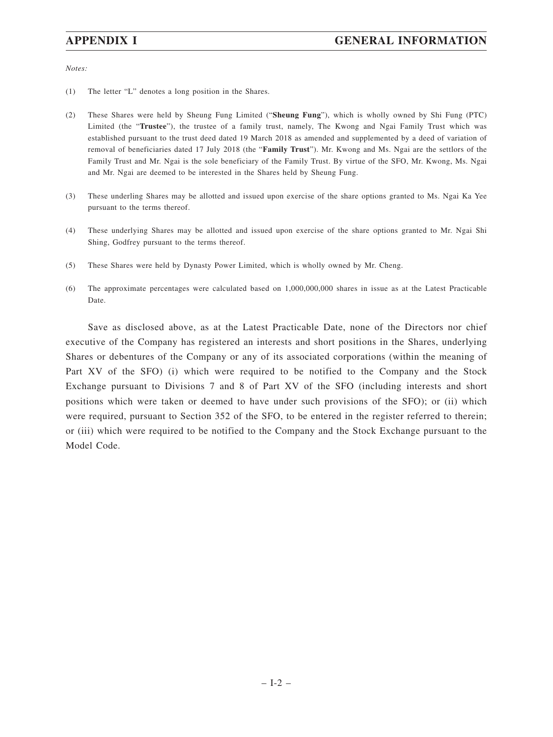*Notes:*

(1) The letter "L" denotes a long position in the Shares.

(2) These Shares were held by Sheung Fung Limited ("**Sheung Fung**"), which is wholly owned by Shi Fung (PTC) Limited (the "**Trustee**"), the trustee of a family trust, namely, The Kwong and Ngai Family Trust which was established pursuant to the trust deed dated 19 March 2018 as amended and supplemented by a deed of variation of removal of beneficiaries dated 17 July 2018 (the "**Family Trust**"). Mr. Kwong and Ms. Ngai are the settlors of the Family Trust and Mr. Ngai is the sole beneficiary of the Family Trust. By virtue of the SFO, Mr. Kwong, Ms. Ngai and Mr. Ngai are deemed to be interested in the Shares held by Sheung Fung.

(3) These underling Shares may be allotted and issued upon exercise of the share options granted to Ms. Ngai Ka Yee pursuant to the terms thereof.

(4) These underlying Shares may be allotted and issued upon exercise of the share options granted to Mr. Ngai Shi Shing, Godfrey pursuant to the terms thereof.

(5) These Shares were held by Dynasty Power Limited, which is wholly owned by Mr. Cheng.

(6) The approximate percentages were calculated based on 1,000,000,000 shares in issue as at the Latest Practicable Date.

Save as disclosed above, as at the Latest Practicable Date, none of the Directors nor chief executive of the Company has registered an interests and short positions in the Shares, underlying Shares or debentures of the Company or any of its associated corporations (within the meaning of Part XV of the SFO) (i) which were required to be notified to the Company and the Stock Exchange pursuant to Divisions 7 and 8 of Part XV of the SFO (including interests and short positions which were taken or deemed to have under such provisions of the SFO); or (ii) which were required, pursuant to Section 352 of the SFO, to be entered in the register referred to therein; or (iii) which were required to be notified to the Company and the Stock Exchange pursuant to the Model Code.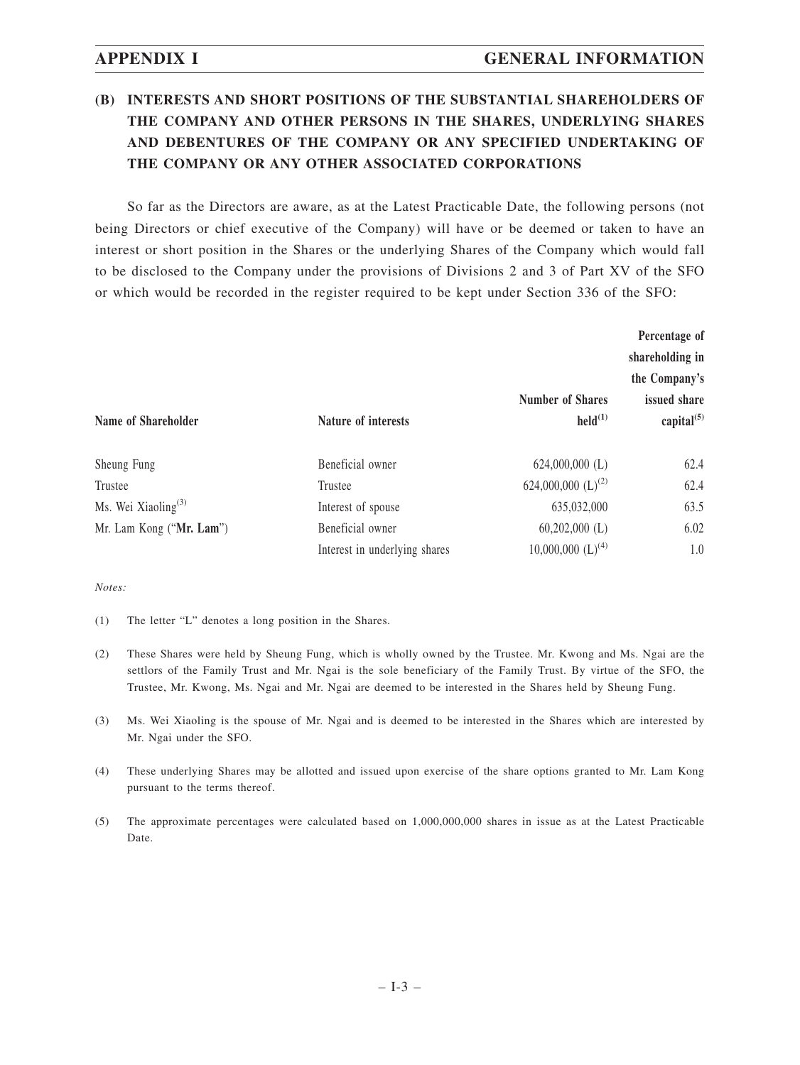## (B) INTERESTS AND SHORT POSITIONS OF THE SUBSTANTIAL SHAREHOLDERS OF THE COMPANY AND OTHER PERSONS IN THE SHARES, UNDERLYING SHARES AND DEBENTURES OF THE COMPANY OR ANY SPECIFIED UNDERTAKING OF THE COMPANY OR ANY OTHER ASSOCIATED CORPORATIONS

So far as the Directors are aware, as at the Latest Practicable Date, the following persons (not being Directors or chief executive of the Company) will have or be deemed or taken to have an interest or short position in the Shares or the underlying Shares of the Company which would fall to be disclosed to the Company under the provisions of Divisions 2 and 3 of Part XV of the SFO or which would be recorded in the register required to be kept under Section 336 of the SFO:

| Name of Shareholder | Nature of interests | Number of Shares held[(1)] | Percentage of shareholding in the Company's issued share capital[(5)] |
|---|---|---|---|
| Sheung Fung | Beneficial owner | 624,000,000 (L) | 62.4 |
| Trustee | Trustee | 624,000,000 (L)[(2)] | 62.4 |
| Ms. Wei Xiaoling[(3)] | Interest of spouse | 635,032,000 | 63.5 |
| Mr. Lam Kong ("**Mr. Lam**") | Beneficial owner | 60,202,000 (L) | 6.02 |
| | Interest in underlying shares | 10,000,000 (L)[(4)] | 1.0 |

*Notes:*

(1) The letter "L" denotes a long position in the Shares.

(2) These Shares were held by Sheung Fung, which is wholly owned by the Trustee. Mr. Kwong and Ms. Ngai are the settlors of the Family Trust and Mr. Ngai is the sole beneficiary of the Family Trust. By virtue of the SFO, the Trustee, Mr. Kwong, Ms. Ngai and Mr. Ngai are deemed to be interested in the Shares held by Sheung Fung.

(3) Ms. Wei Xiaoling is the spouse of Mr. Ngai and is deemed to be interested in the Shares which are interested by Mr. Ngai under the SFO.

(4) These underlying Shares may be allotted and issued upon exercise of the share options granted to Mr. Lam Kong pursuant to the terms thereof.

(5) The approximate percentages were calculated based on 1,000,000,000 shares in issue as at the Latest Practicable Date.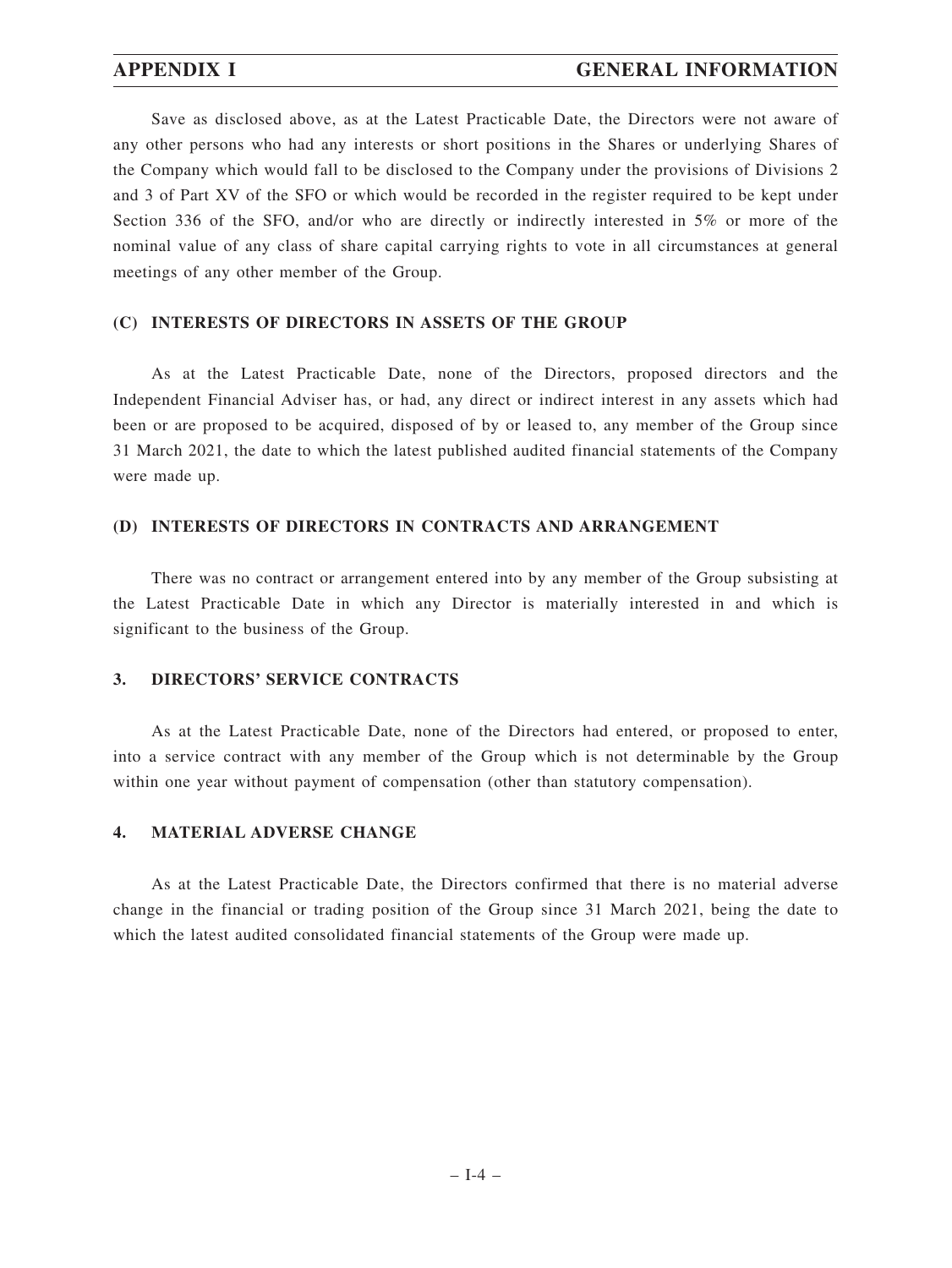Save as disclosed above, as at the Latest Practicable Date, the Directors were not aware of any other persons who had any interests or short positions in the Shares or underlying Shares of the Company which would fall to be disclosed to the Company under the provisions of Divisions 2 and 3 of Part XV of the SFO or which would be recorded in the register required to be kept under Section 336 of the SFO, and/or who are directly or indirectly interested in 5% or more of the nominal value of any class of share capital carrying rights to vote in all circumstances at general meetings of any other member of the Group.

### (C) INTERESTS OF DIRECTORS IN ASSETS OF THE GROUP

As at the Latest Practicable Date, none of the Directors, proposed directors and the Independent Financial Adviser has, or had, any direct or indirect interest in any assets which had been or are proposed to be acquired, disposed of by or leased to, any member of the Group since 31 March 2021, the date to which the latest published audited financial statements of the Company were made up.

### (D) INTERESTS OF DIRECTORS IN CONTRACTS AND ARRANGEMENT

There was no contract or arrangement entered into by any member of the Group subsisting at the Latest Practicable Date in which any Director is materially interested in and which is significant to the business of the Group.

## 3. DIRECTORS' SERVICE CONTRACTS

As at the Latest Practicable Date, none of the Directors had entered, or proposed to enter, into a service contract with any member of the Group which is not determinable by the Group within one year without payment of compensation (other than statutory compensation).

## 4. MATERIAL ADVERSE CHANGE

As at the Latest Practicable Date, the Directors confirmed that there is no material adverse change in the financial or trading position of the Group since 31 March 2021, being the date to which the latest audited consolidated financial statements of the Group were made up.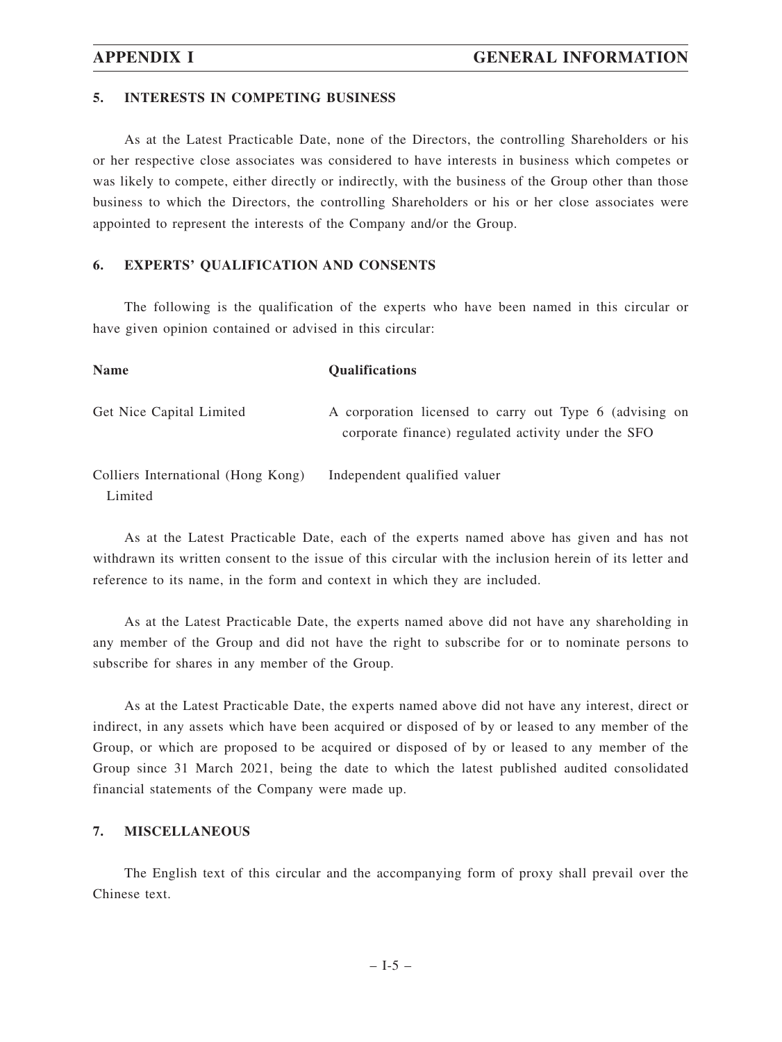## 5. INTERESTS IN COMPETING BUSINESS

As at the Latest Practicable Date, none of the Directors, the controlling Shareholders or his or her respective close associates was considered to have interests in business which competes or was likely to compete, either directly or indirectly, with the business of the Group other than those business to which the Directors, the controlling Shareholders or his or her close associates were appointed to represent the interests of the Company and/or the Group.

## 6. EXPERTS' QUALIFICATION AND CONSENTS

The following is the qualification of the experts who have been named in this circular or have given opinion contained or advised in this circular:

| Name | Qualifications |
|---|---|
| Get Nice Capital Limited | A corporation licensed to carry out Type 6 (advising on corporate finance) regulated activity under the SFO |
| Colliers International (Hong Kong) Limited | Independent qualified valuer |

As at the Latest Practicable Date, each of the experts named above has given and has not withdrawn its written consent to the issue of this circular with the inclusion herein of its letter and reference to its name, in the form and context in which they are included.

As at the Latest Practicable Date, the experts named above did not have any shareholding in any member of the Group and did not have the right to subscribe for or to nominate persons to subscribe for shares in any member of the Group.

As at the Latest Practicable Date, the experts named above did not have any interest, direct or indirect, in any assets which have been acquired or disposed of by or leased to any member of the Group, or which are proposed to be acquired or disposed of by or leased to any member of the Group since 31 March 2021, being the date to which the latest published audited consolidated financial statements of the Company were made up.

## 7. MISCELLANEOUS

The English text of this circular and the accompanying form of proxy shall prevail over the Chinese text.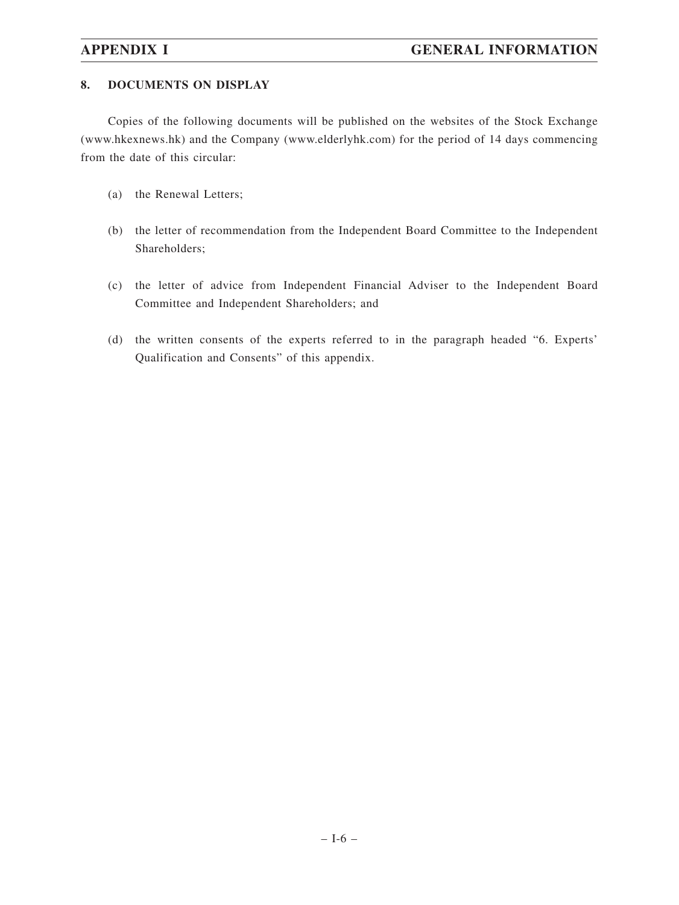## 8. DOCUMENTS ON DISPLAY

Copies of the following documents will be published on the websites of the Stock Exchange (www.hkexnews.hk) and the Company (www.elderlyhk.com) for the period of 14 days commencing from the date of this circular:

(a) the Renewal Letters;

(b) the letter of recommendation from the Independent Board Committee to the Independent Shareholders;

(c) the letter of advice from Independent Financial Adviser to the Independent Board Committee and Independent Shareholders; and

(d) the written consents of the experts referred to in the paragraph headed "6. Experts' Qualification and Consents" of this appendix.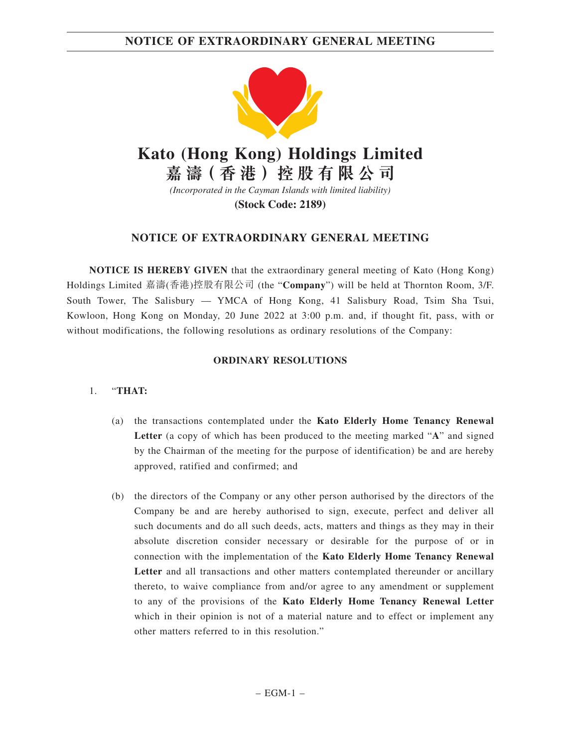# Kato (Hong Kong) Holdings Limited
# 嘉濤(香港)控股有限公司

*(Incorporated in the Cayman Islands with limited liability)*

**(Stock Code: 2189)**

## NOTICE OF EXTRAORDINARY GENERAL MEETING

**NOTICE IS HEREBY GIVEN** that the extraordinary general meeting of Kato (Hong Kong) Holdings Limited 嘉濤(香港)控股有限公司 (the "**Company**") will be held at Thornton Room, 3/F. South Tower, The Salisbury — YMCA of Hong Kong, 41 Salisbury Road, Tsim Sha Tsui, Kowloon, Hong Kong on Monday, 20 June 2022 at 3:00 p.m. and, if thought fit, pass, with or without modifications, the following resolutions as ordinary resolutions of the Company:

### ORDINARY RESOLUTIONS

1. "**THAT:**

   (a) the transactions contemplated under the **Kato Elderly Home Tenancy Renewal Letter** (a copy of which has been produced to the meeting marked "**A**" and signed by the Chairman of the meeting for the purpose of identification) be and are hereby approved, ratified and confirmed; and

   (b) the directors of the Company or any other person authorised by the directors of the Company be and are hereby authorised to sign, execute, perfect and deliver all such documents and do all such deeds, acts, matters and things as they may in their absolute discretion consider necessary or desirable for the purpose of or in connection with the implementation of the **Kato Elderly Home Tenancy Renewal Letter** and all transactions and other matters contemplated thereunder or ancillary thereto, to waive compliance from and/or agree to any amendment or supplement to any of the provisions of the **Kato Elderly Home Tenancy Renewal Letter** which in their opinion is not of a material nature and to effect or implement any other matters referred to in this resolution."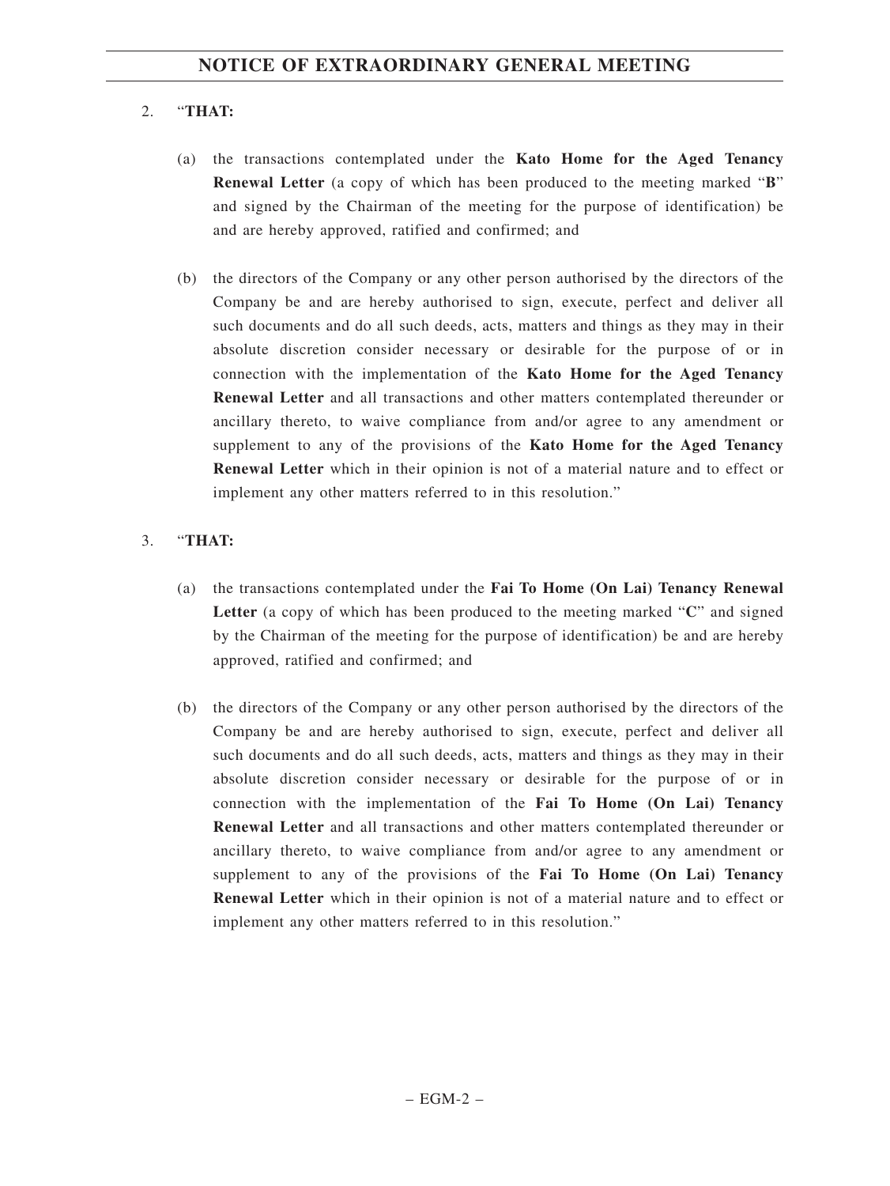2. "**THAT:**

   (a) the transactions contemplated under the **Kato Home for the Aged Tenancy Renewal Letter** (a copy of which has been produced to the meeting marked "**B**" and signed by the Chairman of the meeting for the purpose of identification) be and are hereby approved, ratified and confirmed; and

   (b) the directors of the Company or any other person authorised by the directors of the Company be and are hereby authorised to sign, execute, perfect and deliver all such documents and do all such deeds, acts, matters and things as they may in their absolute discretion consider necessary or desirable for the purpose of or in connection with the implementation of the **Kato Home for the Aged Tenancy Renewal Letter** and all transactions and other matters contemplated thereunder or ancillary thereto, to waive compliance from and/or agree to any amendment or supplement to any of the provisions of the **Kato Home for the Aged Tenancy Renewal Letter** which in their opinion is not of a material nature and to effect or implement any other matters referred to in this resolution."

3. "**THAT:**

   (a) the transactions contemplated under the **Fai To Home (On Lai) Tenancy Renewal Letter** (a copy of which has been produced to the meeting marked "**C**" and signed by the Chairman of the meeting for the purpose of identification) be and are hereby approved, ratified and confirmed; and

   (b) the directors of the Company or any other person authorised by the directors of the Company be and are hereby authorised to sign, execute, perfect and deliver all such documents and do all such deeds, acts, matters and things as they may in their absolute discretion consider necessary or desirable for the purpose of or in connection with the implementation of the **Fai To Home (On Lai) Tenancy Renewal Letter** and all transactions and other matters contemplated thereunder or ancillary thereto, to waive compliance from and/or agree to any amendment or supplement to any of the provisions of the **Fai To Home (On Lai) Tenancy Renewal Letter** which in their opinion is not of a material nature and to effect or implement any other matters referred to in this resolution."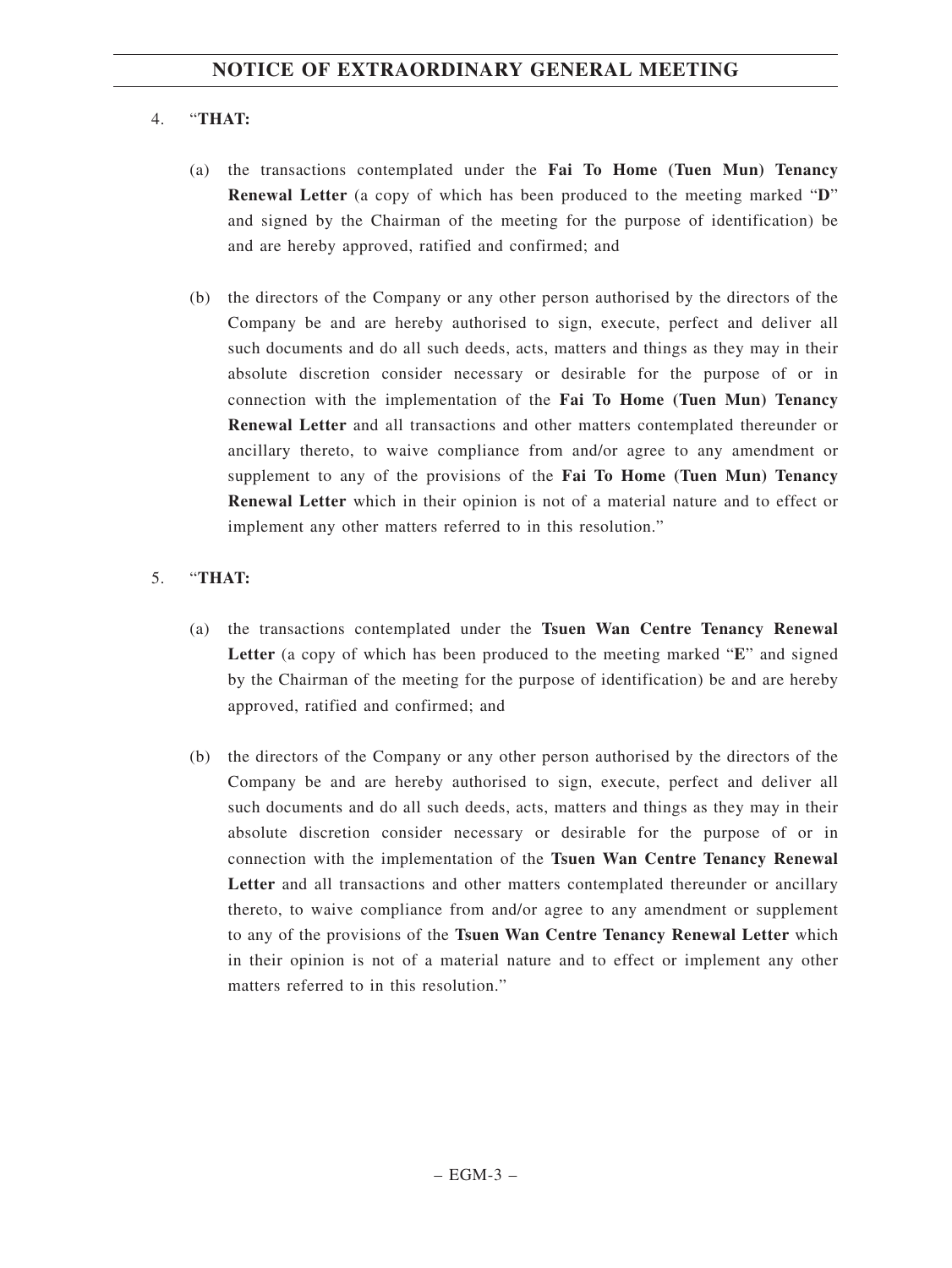4. "**THAT:**

   (a) the transactions contemplated under the **Fai To Home (Tuen Mun) Tenancy Renewal Letter** (a copy of which has been produced to the meeting marked "**D**" and signed by the Chairman of the meeting for the purpose of identification) be and are hereby approved, ratified and confirmed; and

   (b) the directors of the Company or any other person authorised by the directors of the Company be and are hereby authorised to sign, execute, perfect and deliver all such documents and do all such deeds, acts, matters and things as they may in their absolute discretion consider necessary or desirable for the purpose of or in connection with the implementation of the **Fai To Home (Tuen Mun) Tenancy Renewal Letter** and all transactions and other matters contemplated thereunder or ancillary thereto, to waive compliance from and/or agree to any amendment or supplement to any of the provisions of the **Fai To Home (Tuen Mun) Tenancy Renewal Letter** which in their opinion is not of a material nature and to effect or implement any other matters referred to in this resolution."

5. "**THAT:**

   (a) the transactions contemplated under the **Tsuen Wan Centre Tenancy Renewal Letter** (a copy of which has been produced to the meeting marked "**E**" and signed by the Chairman of the meeting for the purpose of identification) be and are hereby approved, ratified and confirmed; and

   (b) the directors of the Company or any other person authorised by the directors of the Company be and are hereby authorised to sign, execute, perfect and deliver all such documents and do all such deeds, acts, matters and things as they may in their absolute discretion consider necessary or desirable for the purpose of or in connection with the implementation of the **Tsuen Wan Centre Tenancy Renewal Letter** and all transactions and other matters contemplated thereunder or ancillary thereto, to waive compliance from and/or agree to any amendment or supplement to any of the provisions of the **Tsuen Wan Centre Tenancy Renewal Letter** which in their opinion is not of a material nature and to effect or implement any other matters referred to in this resolution."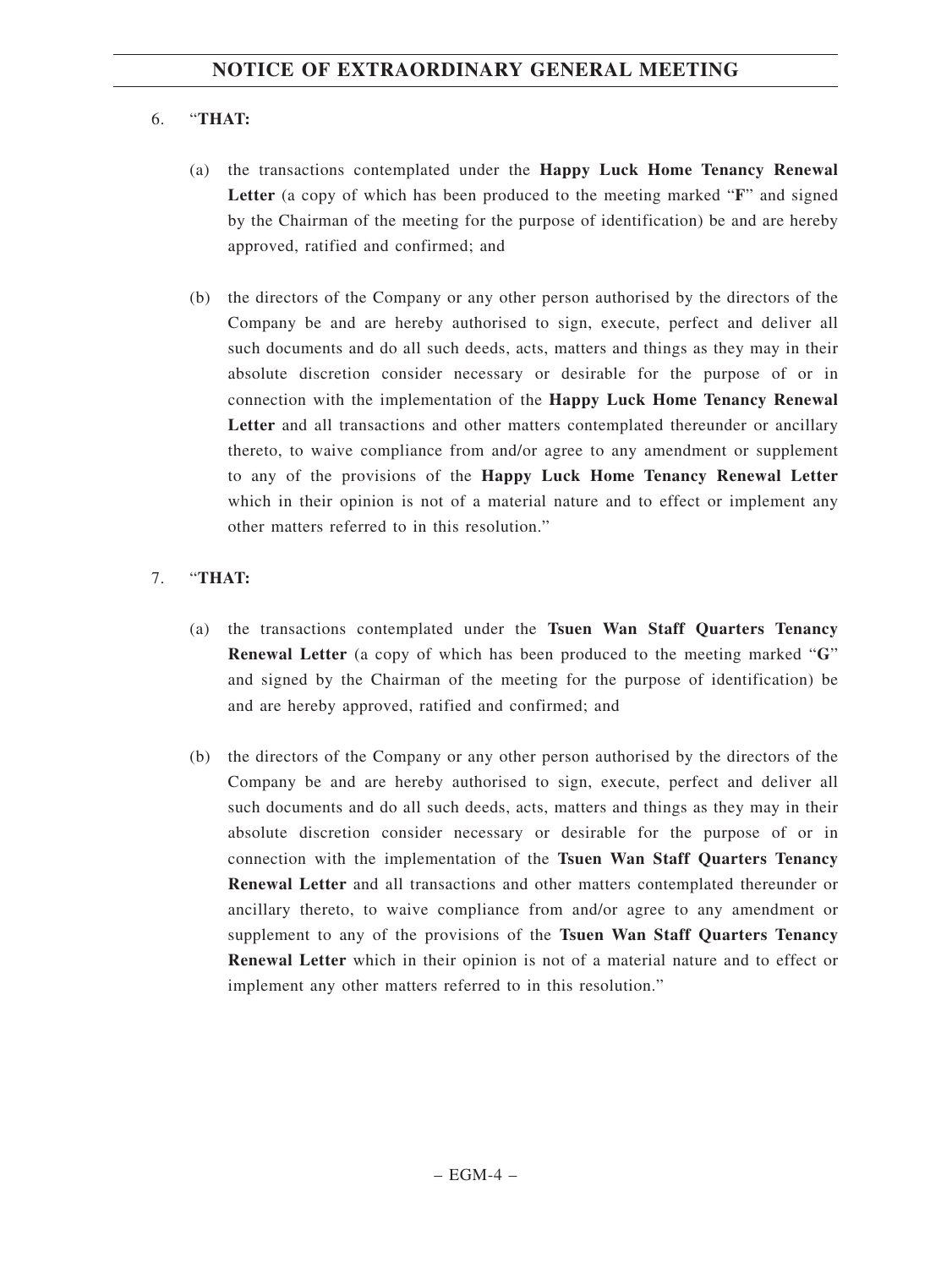6. "**THAT:**

   (a) the transactions contemplated under the **Happy Luck Home Tenancy Renewal Letter** (a copy of which has been produced to the meeting marked "**F**" and signed by the Chairman of the meeting for the purpose of identification) be and are hereby approved, ratified and confirmed; and

   (b) the directors of the Company or any other person authorised by the directors of the Company be and are hereby authorised to sign, execute, perfect and deliver all such documents and do all such deeds, acts, matters and things as they may in their absolute discretion consider necessary or desirable for the purpose of or in connection with the implementation of the **Happy Luck Home Tenancy Renewal Letter** and all transactions and other matters contemplated thereunder or ancillary thereto, to waive compliance from and/or agree to any amendment or supplement to any of the provisions of the **Happy Luck Home Tenancy Renewal Letter** which in their opinion is not of a material nature and to effect or implement any other matters referred to in this resolution."

7. "**THAT:**

   (a) the transactions contemplated under the **Tsuen Wan Staff Quarters Tenancy Renewal Letter** (a copy of which has been produced to the meeting marked "**G**" and signed by the Chairman of the meeting for the purpose of identification) be and are hereby approved, ratified and confirmed; and

   (b) the directors of the Company or any other person authorised by the directors of the Company be and are hereby authorised to sign, execute, perfect and deliver all such documents and do all such deeds, acts, matters and things as they may in their absolute discretion consider necessary or desirable for the purpose of or in connection with the implementation of the **Tsuen Wan Staff Quarters Tenancy Renewal Letter** and all transactions and other matters contemplated thereunder or ancillary thereto, to waive compliance from and/or agree to any amendment or supplement to any of the provisions of the **Tsuen Wan Staff Quarters Tenancy Renewal Letter** which in their opinion is not of a material nature and to effect or implement any other matters referred to in this resolution."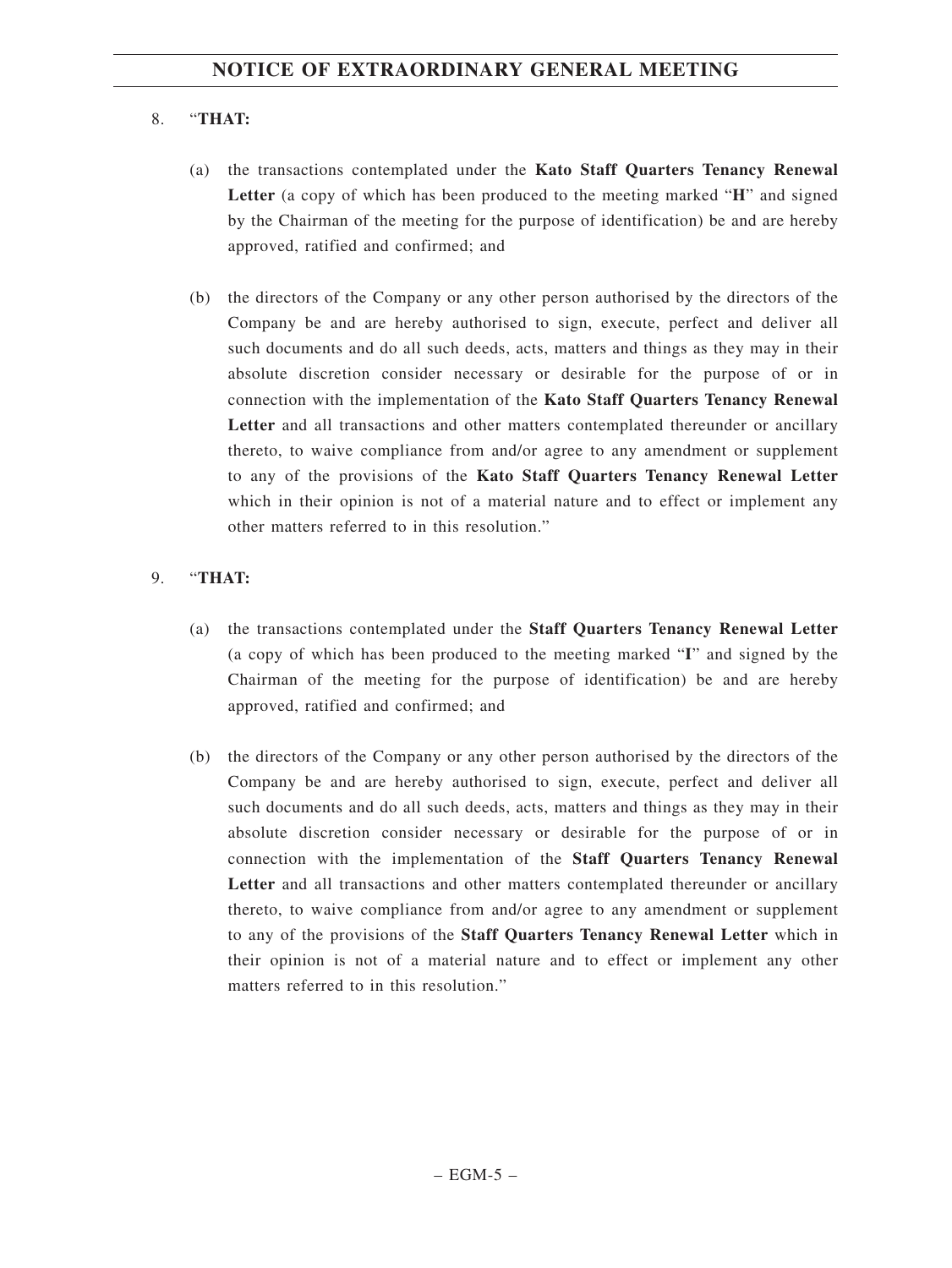8. "**THAT:**

   (a) the transactions contemplated under the **Kato Staff Quarters Tenancy Renewal Letter** (a copy of which has been produced to the meeting marked "**H**" and signed by the Chairman of the meeting for the purpose of identification) be and are hereby approved, ratified and confirmed; and

   (b) the directors of the Company or any other person authorised by the directors of the Company be and are hereby authorised to sign, execute, perfect and deliver all such documents and do all such deeds, acts, matters and things as they may in their absolute discretion consider necessary or desirable for the purpose of or in connection with the implementation of the **Kato Staff Quarters Tenancy Renewal Letter** and all transactions and other matters contemplated thereunder or ancillary thereto, to waive compliance from and/or agree to any amendment or supplement to any of the provisions of the **Kato Staff Quarters Tenancy Renewal Letter** which in their opinion is not of a material nature and to effect or implement any other matters referred to in this resolution."

9. "**THAT:**

   (a) the transactions contemplated under the **Staff Quarters Tenancy Renewal Letter** (a copy of which has been produced to the meeting marked "**I**" and signed by the Chairman of the meeting for the purpose of identification) be and are hereby approved, ratified and confirmed; and

   (b) the directors of the Company or any other person authorised by the directors of the Company be and are hereby authorised to sign, execute, perfect and deliver all such documents and do all such deeds, acts, matters and things as they may in their absolute discretion consider necessary or desirable for the purpose of or in connection with the implementation of the **Staff Quarters Tenancy Renewal Letter** and all transactions and other matters contemplated thereunder or ancillary thereto, to waive compliance from and/or agree to any amendment or supplement to any of the provisions of the **Staff Quarters Tenancy Renewal Letter** which in their opinion is not of a material nature and to effect or implement any other matters referred to in this resolution."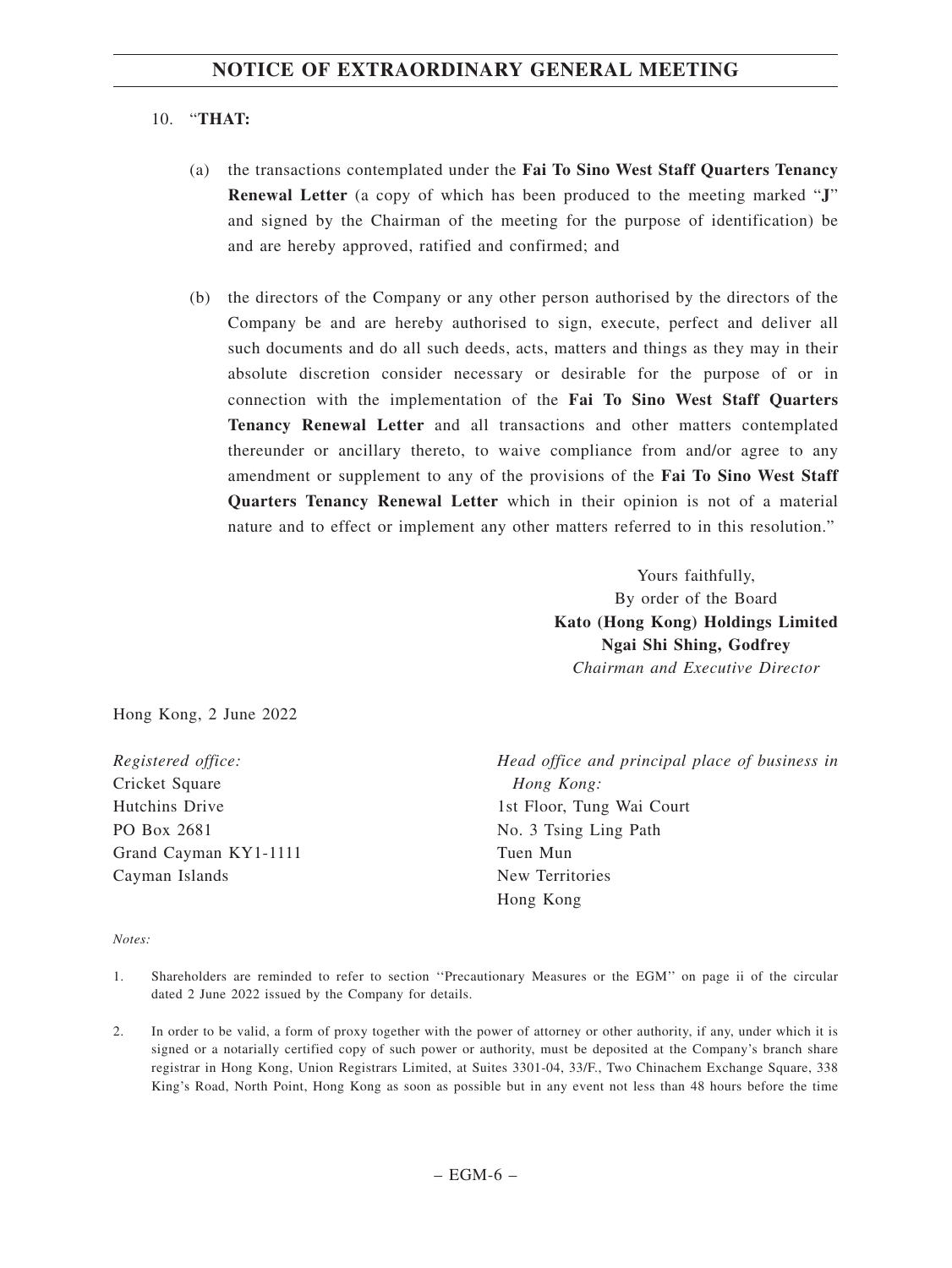10. "**THAT:**

   (a) the transactions contemplated under the **Fai To Sino West Staff Quarters Tenancy Renewal Letter** (a copy of which has been produced to the meeting marked "**J**" and signed by the Chairman of the meeting for the purpose of identification) be and are hereby approved, ratified and confirmed; and

   (b) the directors of the Company or any other person authorised by the directors of the Company be and are hereby authorised to sign, execute, perfect and deliver all such documents and do all such deeds, acts, matters and things as they may in their absolute discretion consider necessary or desirable for the purpose of or in connection with the implementation of the **Fai To Sino West Staff Quarters Tenancy Renewal Letter** and all transactions and other matters contemplated thereunder or ancillary thereto, to waive compliance from and/or agree to any amendment or supplement to any of the provisions of the **Fai To Sino West Staff Quarters Tenancy Renewal Letter** which in their opinion is not of a material nature and to effect or implement any other matters referred to in this resolution."

Yours faithfully,
By order of the Board
**Kato (Hong Kong) Holdings Limited**
**Ngai Shi Shing, Godfrey**
*Chairman and Executive Director*

Hong Kong, 2 June 2022

*Registered office:*
Cricket Square
Hutchins Drive
PO Box 2681
Grand Cayman KY1-1111
Cayman Islands

*Head office and principal place of business in Hong Kong:*
1st Floor, Tung Wai Court
No. 3 Tsing Ling Path
Tuen Mun
New Territories
Hong Kong

*Notes:*

1. Shareholders are reminded to refer to section ''Precautionary Measures or the EGM'' on page ii of the circular dated 2 June 2022 issued by the Company for details.

2. In order to be valid, a form of proxy together with the power of attorney or other authority, if any, under which it is signed or a notarially certified copy of such power or authority, must be deposited at the Company's branch share registrar in Hong Kong, Union Registrars Limited, at Suites 3301-04, 33/F., Two Chinachem Exchange Square, 338 King's Road, North Point, Hong Kong as soon as possible but in any event not less than 48 hours before the time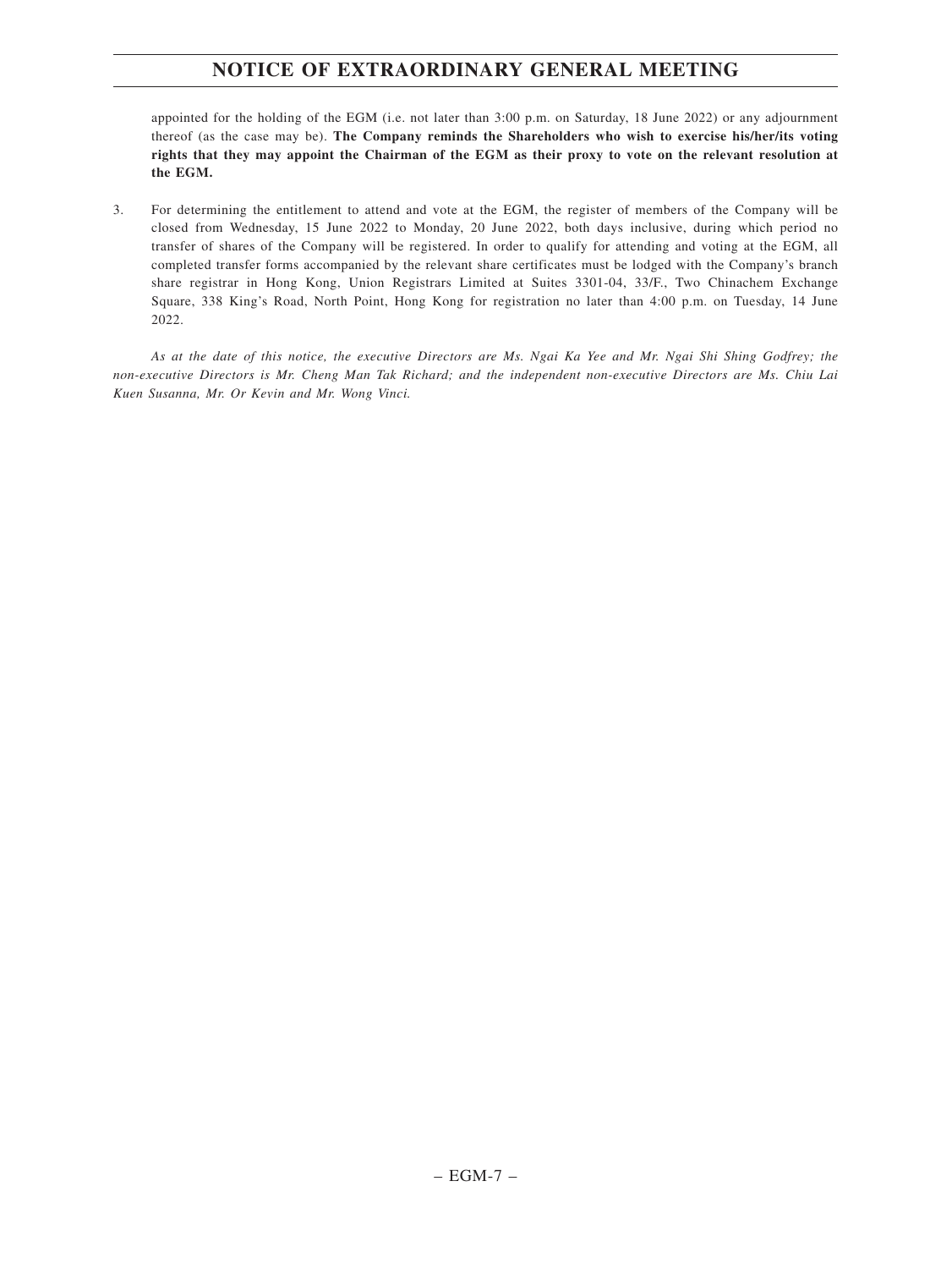appointed for the holding of the EGM (i.e. not later than 3:00 p.m. on Saturday, 18 June 2022) or any adjournment thereof (as the case may be). **The Company reminds the Shareholders who wish to exercise his/her/its voting rights that they may appoint the Chairman of the EGM as their proxy to vote on the relevant resolution at the EGM.**

3. For determining the entitlement to attend and vote at the EGM, the register of members of the Company will be closed from Wednesday, 15 June 2022 to Monday, 20 June 2022, both days inclusive, during which period no transfer of shares of the Company will be registered. In order to qualify for attending and voting at the EGM, all completed transfer forms accompanied by the relevant share certificates must be lodged with the Company's branch share registrar in Hong Kong, Union Registrars Limited at Suites 3301-04, 33/F., Two Chinachem Exchange Square, 338 King's Road, North Point, Hong Kong for registration no later than 4:00 p.m. on Tuesday, 14 June 2022.

*As at the date of this notice, the executive Directors are Ms. Ngai Ka Yee and Mr. Ngai Shi Shing Godfrey; the non-executive Directors is Mr. Cheng Man Tak Richard; and the independent non-executive Directors are Ms. Chiu Lai Kuen Susanna, Mr. Or Kevin and Mr. Wong Vinci.*